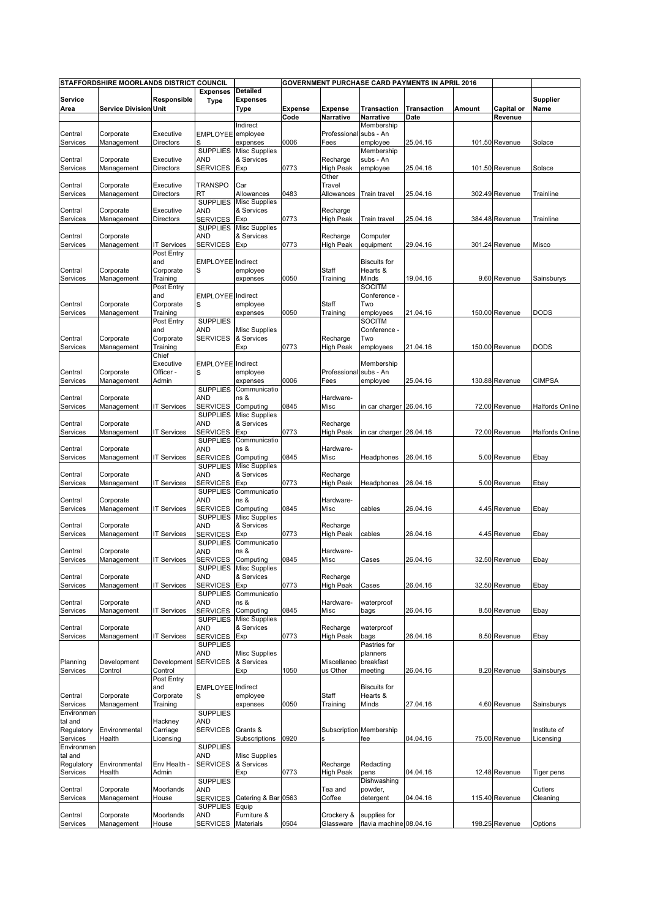| STAFFORDSHIRE MOORLANDS DISTRICT COUNCIL | | | | | GOVERNMENT PURCHASE CARD PAYMENTS IN APRIL 2016 | | | | | | |
|---|---|---|---|---|---|---|---|---|---|---|---|
| Service Area | Service Division | Responsible Unit | Expenses Type | Detailed Expenses Type | Expense Code | Expense Narrative | Transaction Narrative | Transaction Date | Amount | Capital or Revenue | Supplier Name |
| Central Services | Corporate Management | Executive Directors | EMPLOYEES | Indirect employee expenses | 0006 | Professional Fees | Membership subs - An employee | 25.04.16 | 101.50 | Revenue | Solace |
| Central Services | Corporate Management | Executive Directors | SUPPLIES AND SERVICES | Misc Supplies & Services Exp | 0773 | Recharge High Peak | Membership subs - An employee | 25.04.16 | 101.50 | Revenue | Solace |
| Central Services | Corporate Management | Executive Directors | TRANSPORT | Car Allowances | 0483 | Other Travel Allowances | Train travel | 25.04.16 | 302.49 | Revenue | Trainline |
| Central Services | Corporate Management | Executive Directors | SUPPLIES AND SERVICES | Misc Supplies & Services Exp | 0773 | Recharge High Peak | Train travel | 25.04.16 | 384.48 | Revenue | Trainline |
| Central Services | Corporate Management | IT Services | SUPPLIES AND SERVICES | Misc Supplies & Services Exp | 0773 | Recharge High Peak | Computer equipment | 29.04.16 | 301.24 | Revenue | Misco |
| Central Services | Corporate Management | Post Entry and Corporate Training | EMPLOYEES | Indirect employee expenses | 0050 | Staff Training | Biscuits for Hearts & Minds | 19.04.16 | 9.60 | Revenue | Sainsburys |
| Central Services | Corporate Management | Post Entry and Corporate Training | EMPLOYEES | Indirect employee expenses | 0050 | Staff Training | SOCITM Conference - Two employees | 21.04.16 | 150.00 | Revenue | DODS |
| Central Services | Corporate Management | Post Entry and Corporate Training | SUPPLIES AND SERVICES | Misc Supplies & Services Exp | 0773 | Recharge High Peak | SOCITM Conference - Two employees | 21.04.16 | 150.00 | Revenue | DODS |
| Central Services | Corporate Management | Chief Executive Officer - Admin | EMPLOYEES | Indirect employee expenses | 0006 | Professional Fees | Membership subs - An employee | 25.04.16 | 130.88 | Revenue | CIMPSA |
| Central Services | Corporate Management | IT Services | SUPPLIES AND SERVICES | Communications & Computing | 0845 | Hardware-Misc | in car charger | 26.04.16 | 72.00 | Revenue | Halfords Online |
| Central Services | Corporate Management | IT Services | SUPPLIES AND SERVICES | Misc Supplies & Services Exp | 0773 | Recharge High Peak | in car charger | 26.04.16 | 72.00 | Revenue | Halfords Online |
| Central Services | Corporate Management | IT Services | SUPPLIES AND SERVICES | Communications & Computing | 0845 | Hardware-Misc | Headphones | 26.04.16 | 5.00 | Revenue | Ebay |
| Central Services | Corporate Management | IT Services | SUPPLIES AND SERVICES | Misc Supplies & Services Exp | 0773 | Recharge High Peak | Headphones | 26.04.16 | 5.00 | Revenue | Ebay |
| Central Services | Corporate Management | IT Services | SUPPLIES AND SERVICES | Communications & Computing | 0845 | Hardware-Misc | cables | 26.04.16 | 4.45 | Revenue | Ebay |
| Central Services | Corporate Management | IT Services | SUPPLIES AND SERVICES | Misc Supplies & Services Exp | 0773 | Recharge High Peak | cables | 26.04.16 | 4.45 | Revenue | Ebay |
| Central Services | Corporate Management | IT Services | SUPPLIES AND SERVICES | Communications & Computing | 0845 | Hardware-Misc | Cases | 26.04.16 | 32.50 | Revenue | Ebay |
| Central Services | Corporate Management | IT Services | SUPPLIES AND SERVICES | Misc Supplies & Services Exp | 0773 | Recharge High Peak | Cases | 26.04.16 | 32.50 | Revenue | Ebay |
| Central Services | Corporate Management | IT Services | SUPPLIES AND SERVICES | Communications & Computing | 0845 | Hardware-Misc | waterproof bags | 26.04.16 | 8.50 | Revenue | Ebay |
| Central Services | Corporate Management | IT Services | SUPPLIES AND SERVICES | Misc Supplies & Services Exp | 0773 | Recharge High Peak | waterproof bags | 26.04.16 | 8.50 | Revenue | Ebay |
| Planning Services | Development Control | Development Control | SUPPLIES AND SERVICES | Misc Supplies & Services Exp | 1050 | Miscellaneous Other | Pastries for planners breakfast meeting | 26.04.16 | 8.20 | Revenue | Sainsburys |
| Central Services | Corporate Management | Post Entry and Corporate Training | EMPLOYEES | Indirect employee expenses | 0050 | Staff Training | Biscuits for Hearts & Minds | 27.04.16 | 4.60 | Revenue | Sainsburys |
| Environmental and Regulatory Services | Environmental Health | Hackney Carriage Licensing | SUPPLIES AND SERVICES | Grants & Subscriptions | 0920 | Subscriptions | Membership fee | 04.04.16 | 75.00 | Revenue | Institute of Licensing |
| Environmental and Regulatory Services | Environmental Health | Env Health - Admin | SUPPLIES AND SERVICES | Misc Supplies & Services Exp | 0773 | Recharge High Peak | Redacting pens | 04.04.16 | 12.48 | Revenue | Tiger pens |
| Central Services | Corporate Management | Moorlands House | SUPPLIES AND SERVICES | Catering & Bar | 0563 | Tea and Coffee | Dishwashing powder, detergent | 04.04.16 | 115.40 | Revenue | Cutlers Cleaning |
| Central Services | Corporate Management | Moorlands House | SUPPLIES AND SERVICES | Equip Furniture & Materials | 0504 | Crockery & Glassware | supplies for flavia machine | 08.04.16 | 198.25 | Revenue | Options |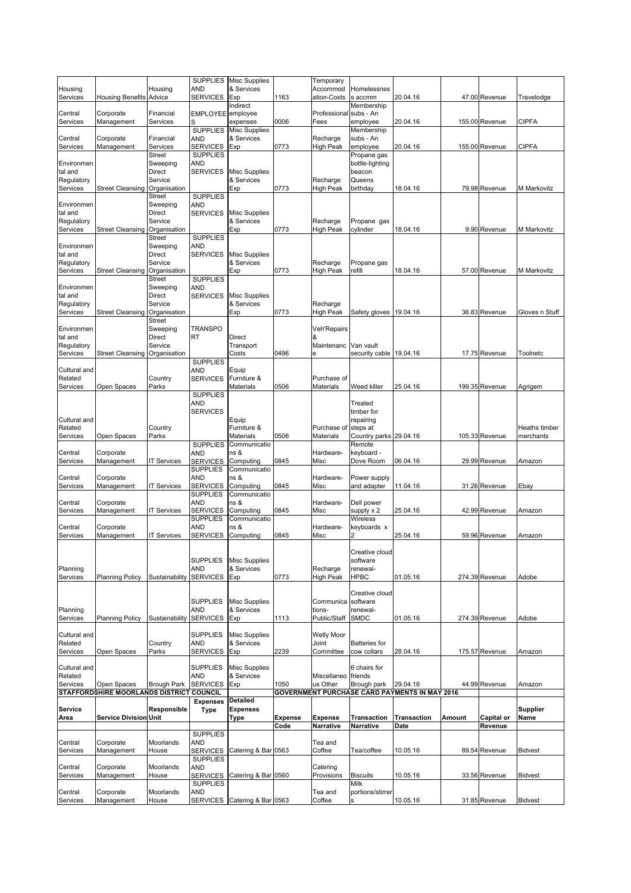| Housing Services | Housing Benefits | Housing Advice | SUPPLIES AND SERVICES | Misc Supplies & Services Exp | 1163 | Temporary Accommodation-Costs | Homelessness accmm | 20.04.16 | 47.00 | Revenue | Travelodge |
|---|---|---|---|---|---|---|---|---|---|---|---|
| Central Services | Corporate Management | Financial Services | EMPLOYEES | Indirect employee expenses | 0006 | Professional Fees | Membership subs - An employee | 20.04.16 | 155.00 | Revenue | CIPFA |
| Central Services | Corporate Management | Financial Services | SUPPLIES AND SERVICES | Misc Supplies & Services Exp | 0773 | Recharge High Peak | Membership subs - An employee | 20.04.16 | 155.00 | Revenue | CIPFA |
| Environmental and Regulatory Services | Street Cleansing | Street Sweeping Direct Service Organisation | SUPPLIES AND SERVICES | Misc Supplies & Services Exp | 0773 | Recharge High Peak | Propane gas bottle-lighting beacon Queens birthday | 18.04.16 | 79.98 | Revenue | M Markovitz |
| Environmental and Regulatory Services | Street Cleansing | Street Sweeping Direct Service Organisation | SUPPLIES AND SERVICES | Misc Supplies & Services Exp | 0773 | Recharge High Peak | Propane gas cylinder | 18.04.16 | 9.90 | Revenue | M Markovitz |
| Environmental and Regulatory Services | Street Cleansing | Street Sweeping Direct Service Organisation | SUPPLIES AND SERVICES | Misc Supplies & Services Exp | 0773 | Recharge High Peak | Propane gas refill | 18.04.16 | 57.00 | Revenue | M Markovitz |
| Environmental and Regulatory Services | Street Cleansing | Street Sweeping Direct Service Organisation | SUPPLIES AND SERVICES | Misc Supplies & Services Exp | 0773 | Recharge High Peak | Safety gloves | 19.04.16 | 36.83 | Revenue | Gloves n Stuff |
| Environmental and Regulatory Services | Street Cleansing | Street Sweeping Direct Service Organisation | TRANSPORT | Direct Transport Costs | 0496 | Veh'Repairs & Maintenance | Van vault security cable | 19.04.16 | 17.75 | Revenue | Toolnetc |
| Cultural and Related Services | Open Spaces | Country Parks | SUPPLIES AND SERVICES | Equip Furniture & Materials | 0506 | Purchase of Materials | Weed killer | 25.04.16 | 199.35 | Revenue | Agrigem |
| Cultural and Related Services | Open Spaces | Country Parks | SUPPLIES AND SERVICES | Equip Furniture & Materials | 0506 | Purchase of Materials | Treated timber for repairing steps at Country parks | 29.04.16 | 105.33 | Revenue | Heaths timber merchants |
| Central Services | Corporate Management | IT Services | SUPPLIES AND SERVICES | Communications & Computing | 0845 | Hardware-Misc | Remote keyboard - Dove Room | 06.04.16 | 29.99 | Revenue | Amazon |
| Central Services | Corporate Management | IT Services | SUPPLIES AND SERVICES | Communications & Computing | 0845 | Hardware-Misc | Power supply and adapter | 11.04.16 | 31.26 | Revenue | Ebay |
| Central Services | Corporate Management | IT Services | SUPPLIES AND SERVICES | Communications & Computing | 0845 | Hardware-Misc | Dell power supply x 2 | 25.04.16 | 42.99 | Revenue | Amazon |
| Central Services | Corporate Management | IT Services | SUPPLIES AND SERVICES | Communications & Computing | 0845 | Hardware-Misc | Wireless keyboards x 2 | 25.04.16 | 59.96 | Revenue | Amazon |
| Planning Services | Planning Policy | Sustainability | SUPPLIES AND SERVICES | Misc Supplies & Services Exp | 0773 | Recharge High Peak | Creative cloud software renewal-HPBC | 01.05.16 | 274.39 | Revenue | Adobe |
| Planning Services | Planning Policy | Sustainability | SUPPLIES AND SERVICES | Misc Supplies & Services Exp | 1113 | Communications-Public/Staff | Creative cloud software renewal-SMDC | 01.05.16 | 274.39 | Revenue | Adobe |
| Cultural and Related Services | Open Spaces | Country Parks | SUPPLIES AND SERVICES | Misc Supplies & Services Exp | 2239 | Wetly Moor Joint Committee | Batteries for cow collars | 28.04.16 | 175.57 | Revenue | Amazon |
| Cultural and Related Services | Open Spaces | Brough Park | SUPPLIES AND SERVICES | Misc Supplies & Services Exp | 1050 | Miscellaneous Other | 6 chairs for friends Brough park | 29.04.16 | 44.99 | Revenue | Amazon |

**STAFFORDSHIRE MOORLANDS DISTRICT COUNCIL** — **GOVERNMENT PURCHASE CARD PAYMENTS IN MAY 2016**

| Service Area | Service Division | Responsible Unit | Expenses Type | Detailed Expenses Type | Expense Code | Expense Narrative | Transaction Narrative | Transaction Date | Amount | Capital or Revenue | Supplier Name |
|---|---|---|---|---|---|---|---|---|---|---|---|
| Central Services | Corporate Management | Moorlands House | SUPPLIES AND SERVICES | Catering & Bar | 0563 | Tea and Coffee | Tea/coffee | 10.05.16 | 89.54 | Revenue | Bidvest |
| Central Services | Corporate Management | Moorlands House | SUPPLIES AND SERVICES | Catering & Bar | 0560 | Catering Provisions | Biscuits | 10.05.16 | 33.56 | Revenue | Bidvest |
| Central Services | Corporate Management | Moorlands House | SUPPLIES AND SERVICES | Catering & Bar | 0563 | Tea and Coffee | Milk portions/stirrers | 10.05.16 | 31.85 | Revenue | Bidvest |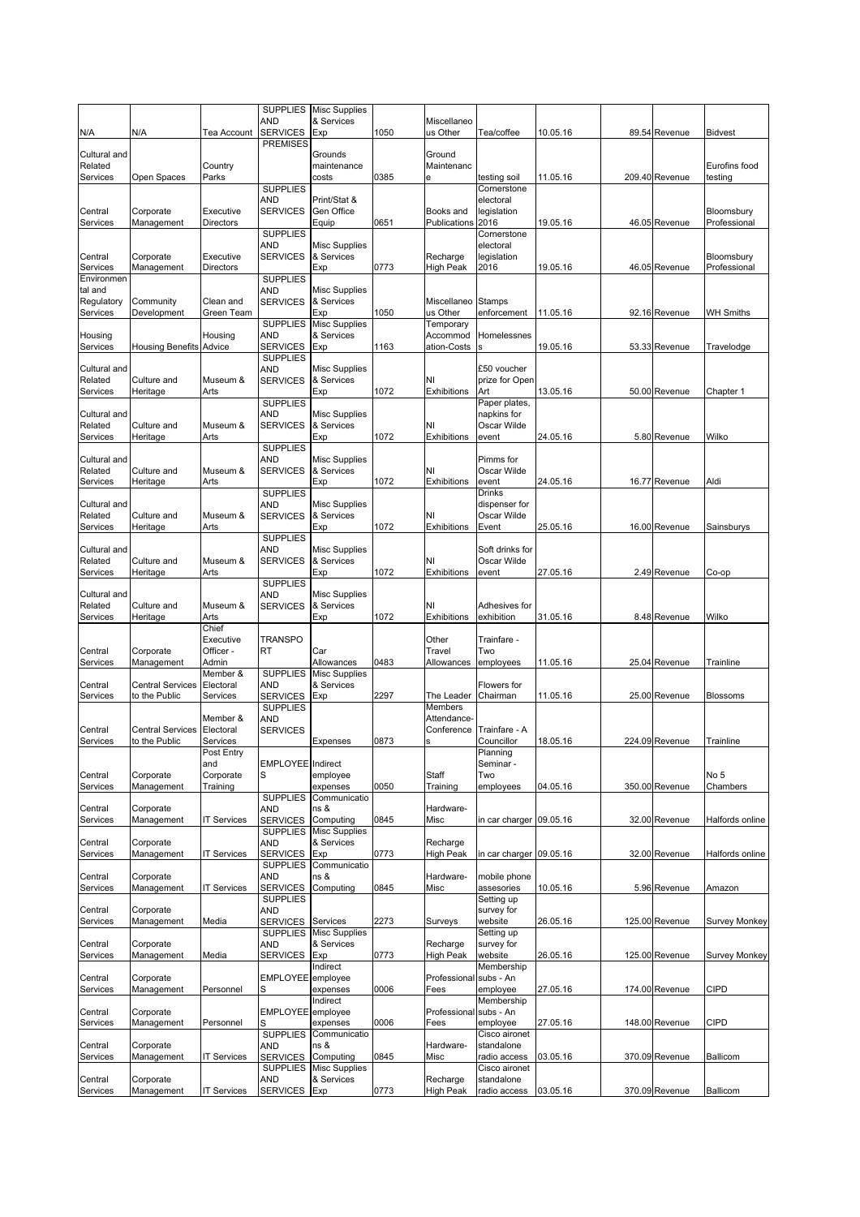| | | | | | | | | | | | |
|---|---|---|---|---|---|---|---|---|---|---|---|
| N/A | N/A | Tea Account | SUPPLIES AND SERVICES | Misc Supplies & Services Exp | 1050 | Miscellaneous Other | Tea/coffee | 10.05.16 | 89.54 | Revenue | Bidvest |
| Cultural and Related Services | Open Spaces | Country Parks | PREMISES | Grounds maintenance costs | 0385 | Ground Maintenance | testing soil | 11.05.16 | 209.40 | Revenue | Eurofins food testing |
| Central Services | Corporate Management | Executive Directors | SUPPLIES AND SERVICES | Print/Stat & Gen Office Equip | 0651 | Books and Publications | Cornerstone electoral legislation 2016 | 19.05.16 | 46.05 | Revenue | Bloomsbury Professional |
| Central Services | Corporate Management | Executive Directors | SUPPLIES AND SERVICES | Misc Supplies & Services Exp | 0773 | Recharge High Peak | Cornerstone electoral legislation 2016 | 19.05.16 | 46.05 | Revenue | Bloomsbury Professional |
| Environmental and Regulatory Services | Community Development | Clean and Green Team | SUPPLIES AND SERVICES | Misc Supplies & Services Exp | 1050 | Miscellaneous Other | Stamps enforcement | 11.05.16 | 92.16 | Revenue | WH Smiths |
| Housing Services | Housing Benefits | Housing Advice | SUPPLIES AND SERVICES | Misc Supplies & Services Exp | 1163 | Temporary Accommodation-Costs | Homelessness | 19.05.16 | 53.33 | Revenue | Travelodge |
| Cultural and Related Services | Culture and Heritage | Museum & Arts | SUPPLIES AND SERVICES | Misc Supplies & Services Exp | 1072 | NI Exhibitions | £50 voucher prize for Open Art | 13.05.16 | 50.00 | Revenue | Chapter 1 |
| Cultural and Related Services | Culture and Heritage | Museum & Arts | SUPPLIES AND SERVICES | Misc Supplies & Services Exp | 1072 | NI Exhibitions | Paper plates, napkins for Oscar Wilde event | 24.05.16 | 5.80 | Revenue | Wilko |
| Cultural and Related Services | Culture and Heritage | Museum & Arts | SUPPLIES AND SERVICES | Misc Supplies & Services Exp | 1072 | NI Exhibitions | Pimms for Oscar Wilde event | 24.05.16 | 16.77 | Revenue | Aldi |
| Cultural and Related Services | Culture and Heritage | Museum & Arts | SUPPLIES AND SERVICES | Misc Supplies & Services Exp | 1072 | NI Exhibitions | Drinks dispenser for Oscar Wilde Event | 25.05.16 | 16.00 | Revenue | Sainsburys |
| Cultural and Related Services | Culture and Heritage | Museum & Arts | SUPPLIES AND SERVICES | Misc Supplies & Services Exp | 1072 | NI Exhibitions | Soft drinks for Oscar Wilde event | 27.05.16 | 2.49 | Revenue | Co-op |
| Cultural and Related Services | Culture and Heritage | Museum & Arts | SUPPLIES AND SERVICES | Misc Supplies & Services Exp | 1072 | NI Exhibitions | Adhesives for exhibition | 31.05.16 | 8.48 | Revenue | Wilko |
| Central Services | Corporate Management | Chief Executive Officer - Admin | TRANSPORT | Car Allowances | 0483 | Other Travel Allowances | Trainfare - Two employees | 11.05.16 | 25.04 | Revenue | Trainline |
| Central Services | Central Services to the Public | Member & Electoral Services | SUPPLIES AND SERVICES | Misc Supplies & Services Exp | 2297 | The Leader | Flowers for Chairman | 11.05.16 | 25.00 | Revenue | Blossoms |
| Central Services | Central Services to the Public | Member & Electoral Services | SUPPLIES AND SERVICES | Expenses | 0873 | Members Attendance-Conferences | Trainfare - A Councillor | 18.05.16 | 224.09 | Revenue | Trainline |
| Central Services | Corporate Management | Post Entry and Corporate Training | EMPLOYEES | Indirect employee expenses | 0050 | Staff Training | Planning Seminar - Two employees | 04.05.16 | 350.00 | Revenue | No 5 Chambers |
| Central Services | Corporate Management | IT Services | SUPPLIES AND SERVICES | Communications & Computing | 0845 | Hardware-Misc | in car charger | 09.05.16 | 32.00 | Revenue | Halfords online |
| Central Services | Corporate Management | IT Services | SUPPLIES AND SERVICES | Misc Supplies & Services Exp | 0773 | Recharge High Peak | in car charger | 09.05.16 | 32.00 | Revenue | Halfords online |
| Central Services | Corporate Management | IT Services | SUPPLIES AND SERVICES | Communications & Computing | 0845 | Hardware-Misc | mobile phone assesories | 10.05.16 | 5.96 | Revenue | Amazon |
| Central Services | Corporate Management | Media | SUPPLIES AND SERVICES | Services | 2273 | Surveys | Setting up survey for website | 26.05.16 | 125.00 | Revenue | Survey Monkey |
| Central Services | Corporate Management | Media | SUPPLIES AND SERVICES | Misc Supplies & Services Exp | 0773 | Recharge High Peak | Setting up survey for website | 26.05.16 | 125.00 | Revenue | Survey Monkey |
| Central Services | Corporate Management | Personnel | EMPLOYEES | Indirect employee expenses | 0006 | Professional Fees | Membership subs - An employee | 27.05.16 | 174.00 | Revenue | CIPD |
| Central Services | Corporate Management | Personnel | EMPLOYEES | Indirect employee expenses | 0006 | Professional Fees | Membership subs - An employee | 27.05.16 | 148.00 | Revenue | CIPD |
| Central Services | Corporate Management | IT Services | SUPPLIES AND SERVICES | Communications & Computing | 0845 | Hardware-Misc | Cisco aironet standalone radio access | 03.05.16 | 370.09 | Revenue | Ballicom |
| Central Services | Corporate Management | IT Services | SUPPLIES AND SERVICES | Misc Supplies & Services Exp | 0773 | Recharge High Peak | Cisco aironet standalone radio access | 03.05.16 | 370.09 | Revenue | Ballicom |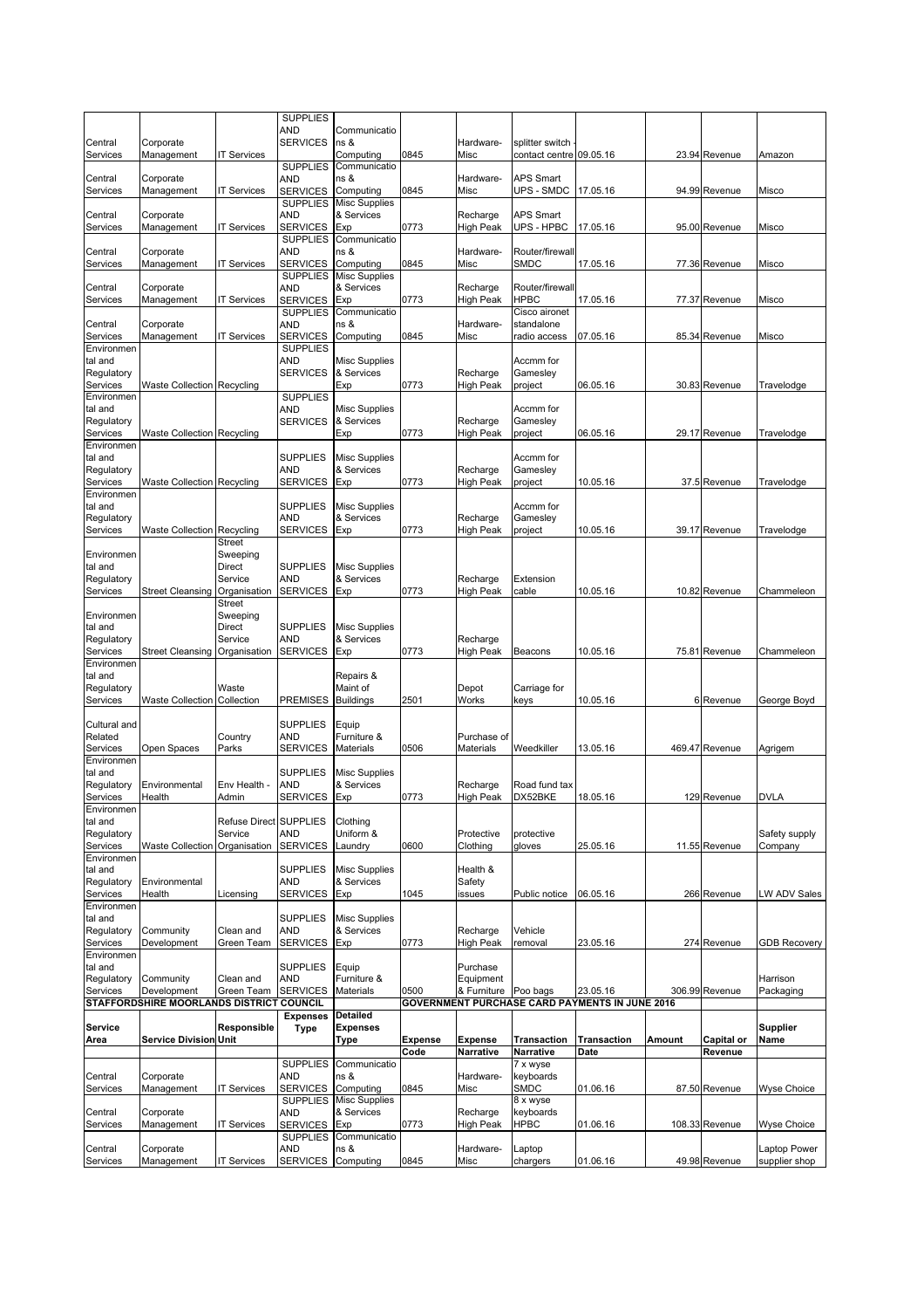| Central Services | Corporate Management | IT Services | SUPPLIES AND SERVICES | Communications & Computing | 0845 | Hardware-Misc | splitter switch - contact centre | 09.05.16 | 23.94 | Revenue | Amazon |
|---|---|---|---|---|---|---|---|---|---|---|---|
| Central Services | Corporate Management | IT Services | SUPPLIES AND SERVICES | Communications & Computing | 0845 | Hardware-Misc | APS Smart UPS - SMDC | 17.05.16 | 94.99 | Revenue | Misco |
| Central Services | Corporate Management | IT Services | SUPPLIES AND SERVICES | Misc Supplies & Services Exp | 0773 | Recharge High Peak | APS Smart UPS - HPBC | 17.05.16 | 95.00 | Revenue | Misco |
| Central Services | Corporate Management | IT Services | SUPPLIES AND SERVICES | Communications & Computing | 0845 | Hardware-Misc | Router/firewall SMDC | 17.05.16 | 77.36 | Revenue | Misco |
| Central Services | Corporate Management | IT Services | SUPPLIES AND SERVICES | Misc Supplies & Services Exp | 0773 | Recharge High Peak | Router/firewall HPBC | 17.05.16 | 77.37 | Revenue | Misco |
| Central Services | Corporate Management | IT Services | SUPPLIES AND SERVICES | Communications & Computing | 0845 | Hardware-Misc | Cisco aironet standalone radio access | 07.05.16 | 85.34 | Revenue | Misco |
| Environmental and Regulatory Services | Waste Collection | Recycling | SUPPLIES AND SERVICES | Misc Supplies & Services Exp | 0773 | Recharge High Peak | Accmm for Gamesley project | 06.05.16 | 30.83 | Revenue | Travelodge |
| Environmental and Regulatory Services | Waste Collection | Recycling | SUPPLIES AND SERVICES | Misc Supplies & Services Exp | 0773 | Recharge High Peak | Accmm for Gamesley project | 06.05.16 | 29.17 | Revenue | Travelodge |
| Environmental and Regulatory Services | Waste Collection | Recycling | SUPPLIES AND SERVICES | Misc Supplies & Services Exp | 0773 | Recharge High Peak | Accmm for Gamesley project | 10.05.16 | 37.5 | Revenue | Travelodge |
| Environmental and Regulatory Services | Waste Collection | Recycling | SUPPLIES AND SERVICES | Misc Supplies & Services Exp | 0773 | Recharge High Peak | Accmm for Gamesley project | 10.05.16 | 39.17 | Revenue | Travelodge |
| Environmental and Regulatory Services | Street Cleansing | Street Sweeping Direct Service Organisation | SUPPLIES AND SERVICES | Misc Supplies & Services Exp | 0773 | Recharge High Peak | Extension cable | 10.05.16 | 10.82 | Revenue | Chammeleon |
| Environmental and Regulatory Services | Street Cleansing | Street Sweeping Direct Service Organisation | SUPPLIES AND SERVICES | Misc Supplies & Services Exp | 0773 | Recharge High Peak | Beacons | 10.05.16 | 75.81 | Revenue | Chammeleon |
| Environmental and Regulatory Services | Waste Collection | Waste Collection | PREMISES | Repairs & Maint of Buildings | 2501 | Depot Works | Carriage for keys | 10.05.16 | 6 | Revenue | George Boyd |
| Cultural and Related Services | Open Spaces | Country Parks | SUPPLIES AND SERVICES | Equip Furniture & Materials | 0506 | Purchase of Materials | Weedkiller | 13.05.16 | 469.47 | Revenue | Agrigem |
| Environmental and Regulatory Services | Environmental Health | Env Health - Admin | SUPPLIES AND SERVICES | Misc Supplies & Services Exp | 0773 | Recharge High Peak | Road fund tax DX52BKE | 18.05.16 | 129 | Revenue | DVLA |
| Environmental and Regulatory Services | Waste Collection | Refuse Direct Service Organisation | SUPPLIES AND SERVICES | Clothing Uniform & Laundry | 0600 | Protective Clothing | protective gloves | 25.05.16 | 11.55 | Revenue | Safety supply Company |
| Environmental and Regulatory Services | Environmental Health | Licensing | SUPPLIES AND SERVICES | Misc Supplies & Services Exp | 1045 | Health & Safety issues | Public notice | 06.05.16 | 266 | Revenue | LW ADV Sales |
| Environmental and Regulatory Services | Community Development | Clean and Green Team | SUPPLIES AND SERVICES | Misc Supplies & Services Exp | 0773 | Recharge High Peak | Vehicle removal | 23.05.16 | 274 | Revenue | GDB Recovery |
| Environmental and Regulatory Services | Community Development | Clean and Green Team | SUPPLIES AND SERVICES | Equip Furniture & Materials | 0500 | Purchase Equipment & Furniture | Poo bags | 23.05.16 | 306.99 | Revenue | Harrison Packaging |

**STAFFORDSHIRE MOORLANDS DISTRICT COUNCIL** — **GOVERNMENT PURCHASE CARD PAYMENTS IN JUNE 2016**

| Service Area | Service Division | Responsible Unit | Expenses Type | Detailed Expenses Type | Expense Code | Expense Narrative | Transaction Narrative | Transaction Date | Amount | Capital or Revenue | Supplier Name |
|---|---|---|---|---|---|---|---|---|---|---|---|
| Central Services | Corporate Management | IT Services | SUPPLIES AND SERVICES | Communications & Computing | 0845 | Hardware-Misc | 7 x wyse keyboards SMDC | 01.06.16 | 87.50 | Revenue | Wyse Choice |
| Central Services | Corporate Management | IT Services | SUPPLIES AND SERVICES | Misc Supplies & Services Exp | 0773 | Recharge High Peak | 8 x wyse keyboards HPBC | 01.06.16 | 108.33 | Revenue | Wyse Choice |
| Central Services | Corporate Management | IT Services | SUPPLIES AND SERVICES | Communications & Computing | 0845 | Hardware-Misc | Laptop chargers | 01.06.16 | 49.98 | Revenue | Laptop Power supplier shop |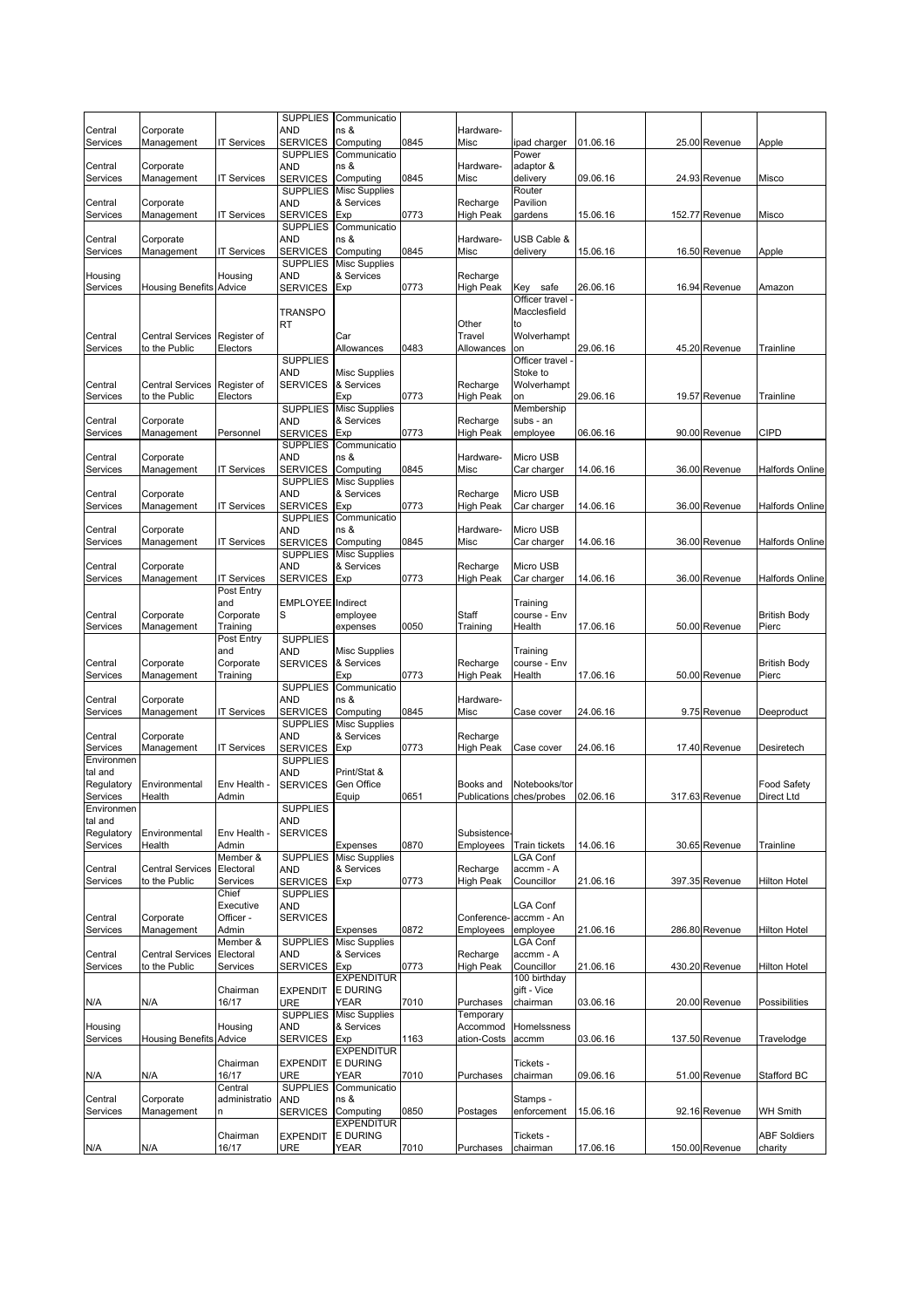| | | | | | | | | | | | |
|---|---|---|---|---|---|---|---|---|---|---|---|
| Central Services | Corporate Management | IT Services | SUPPLIES AND SERVICES | Communications & Computing | 0845 | Hardware-Misc | ipad charger | 01.06.16 | 25.00 | Revenue | Apple |
| Central Services | Corporate Management | IT Services | SUPPLIES AND SERVICES | Communications & Computing | 0845 | Hardware-Misc | Power adaptor & delivery | 09.06.16 | 24.93 | Revenue | Misco |
| Central Services | Corporate Management | IT Services | SUPPLIES AND SERVICES | Misc Supplies & Services Exp | 0773 | Recharge High Peak | Router Pavilion gardens | 15.06.16 | 152.77 | Revenue | Misco |
| Central Services | Corporate Management | IT Services | SUPPLIES AND SERVICES | Communications & Computing | 0845 | Hardware-Misc | USB Cable & delivery | 15.06.16 | 16.50 | Revenue | Apple |
| Housing Services | Housing Benefits | Housing Advice | SUPPLIES AND SERVICES | Misc Supplies & Services Exp | 0773 | Recharge High Peak | Key safe | 26.06.16 | 16.94 | Revenue | Amazon |
| Central Services | Central Services to the Public | Register of Electors | TRANSPORT | Car Allowances | 0483 | Other Travel Allowances | Officer travel - Macclesfield to Wolverhampton | 29.06.16 | 45.20 | Revenue | Trainline |
| Central Services | Central Services to the Public | Register of Electors | SUPPLIES AND SERVICES | Misc Supplies & Services Exp | 0773 | Recharge High Peak | Officer travel - Stoke to Wolverhampton | 29.06.16 | 19.57 | Revenue | Trainline |
| Central Services | Corporate Management | Personnel | SUPPLIES AND SERVICES | Misc Supplies & Services Exp | 0773 | Recharge High Peak | Membership subs - an employee | 06.06.16 | 90.00 | Revenue | CIPD |
| Central Services | Corporate Management | IT Services | SUPPLIES AND SERVICES | Communications & Computing | 0845 | Hardware-Misc | Micro USB Car charger | 14.06.16 | 36.00 | Revenue | Halfords Online |
| Central Services | Corporate Management | IT Services | SUPPLIES AND SERVICES | Misc Supplies & Services Exp | 0773 | Recharge High Peak | Micro USB Car charger | 14.06.16 | 36.00 | Revenue | Halfords Online |
| Central Services | Corporate Management | IT Services | SUPPLIES AND SERVICES | Communications & Computing | 0845 | Hardware-Misc | Micro USB Car charger | 14.06.16 | 36.00 | Revenue | Halfords Online |
| Central Services | Corporate Management | IT Services | SUPPLIES AND SERVICES | Misc Supplies & Services Exp | 0773 | Recharge High Peak | Micro USB Car charger | 14.06.16 | 36.00 | Revenue | Halfords Online |
| Central Services | Corporate Management | Post Entry and Corporate Training | EMPLOYEES | Indirect employee expenses | 0050 | Staff Training | Training course - Env Health | 17.06.16 | 50.00 | Revenue | British Body Pierc |
| Central Services | Corporate Management | Post Entry and Corporate Training | SUPPLIES AND SERVICES | Misc Supplies & Services Exp | 0773 | Recharge High Peak | Training course - Env Health | 17.06.16 | 50.00 | Revenue | British Body Pierc |
| Central Services | Corporate Management | IT Services | SUPPLIES AND SERVICES | Communications & Computing | 0845 | Hardware-Misc | Case cover | 24.06.16 | 9.75 | Revenue | Deeproduct |
| Central Services | Corporate Management | IT Services | SUPPLIES AND SERVICES | Misc Supplies & Services Exp | 0773 | Recharge High Peak | Case cover | 24.06.16 | 17.40 | Revenue | Desiretech |
| Environmental and Regulatory Services | Environmental Health | Env Health - Admin | SUPPLIES AND SERVICES | Print/Stat & Gen Office Equip | 0651 | Books and Publications | Notebooks/torches/probes | 02.06.16 | 317.63 | Revenue | Food Safety Direct Ltd |
| Environmental and Regulatory Services | Environmental Health | Env Health - Admin | SUPPLIES AND SERVICES | Expenses | 0870 | Subsistence-Employees | Train tickets | 14.06.16 | 30.65 | Revenue | Trainline |
| Central Services | Central Services to the Public | Member & Electoral Services | SUPPLIES AND SERVICES | Misc Supplies & Services Exp | 0773 | Recharge High Peak | LGA Conf accmm - A Councillor | 21.06.16 | 397.35 | Revenue | Hilton Hotel |
| Central Services | Corporate Management | Chief Executive Officer - Admin | SUPPLIES AND SERVICES | Expenses | 0872 | Conference-Employees | LGA Conf accmm - An employee | 21.06.16 | 286.80 | Revenue | Hilton Hotel |
| Central Services | Central Services to the Public | Member & Electoral Services | SUPPLIES AND SERVICES | Misc Supplies & Services Exp | 0773 | Recharge High Peak | LGA Conf accmm - A Councillor | 21.06.16 | 430.20 | Revenue | Hilton Hotel |
| N/A | N/A | Chairman 16/17 | EXPENDITURE | EXPENDITURE DURING YEAR | 7010 | Purchases | 100 birthday gift - Vice chairman | 03.06.16 | 20.00 | Revenue | Possibilities |
| Housing Services | Housing Benefits | Housing Advice | SUPPLIES AND SERVICES | Misc Supplies & Services Exp | 1163 | Temporary Accommodation-Costs | Homelssness accmm | 03.06.16 | 137.50 | Revenue | Travelodge |
| N/A | N/A | Chairman 16/17 | EXPENDITURE | EXPENDITURE DURING YEAR | 7010 | Purchases | Tickets - chairman | 09.06.16 | 51.00 | Revenue | Stafford BC |
| Central Services | Corporate Management | Central administration | SUPPLIES AND SERVICES | Communications & Computing | 0850 | Postages | Stamps - enforcement | 15.06.16 | 92.16 | Revenue | WH Smith |
| N/A | N/A | Chairman 16/17 | EXPENDITURE | EXPENDITURE DURING YEAR | 7010 | Purchases | Tickets - chairman | 17.06.16 | 150.00 | Revenue | ABF Soldiers charity |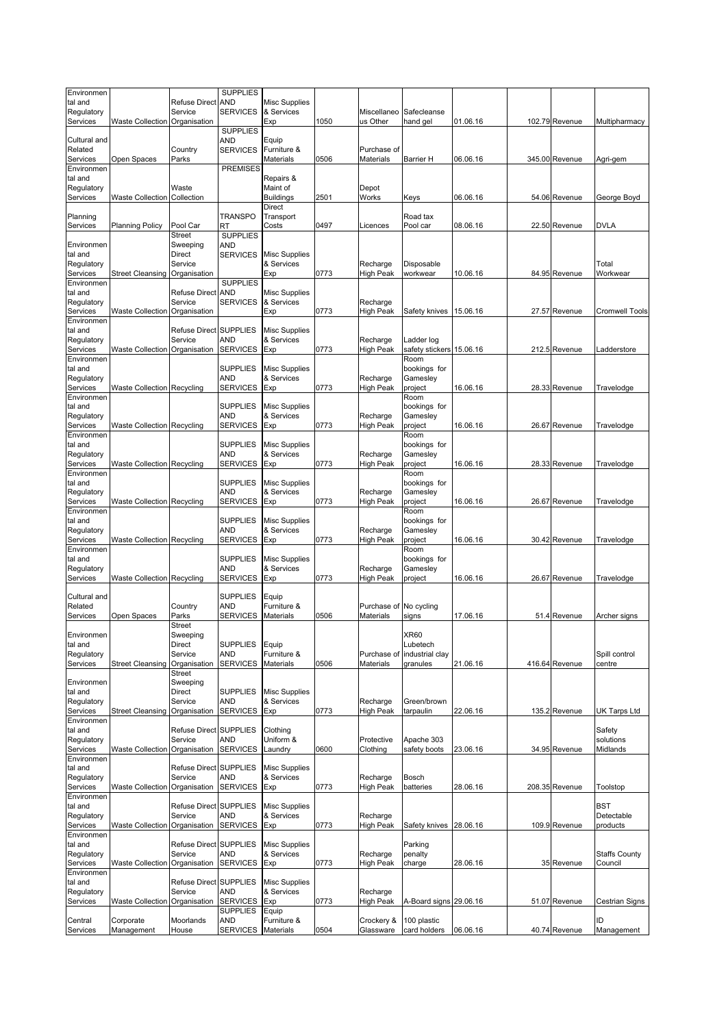| Environmental and Regulatory Services | Waste Collection | Refuse Direct Service Organisation | SUPPLIES AND SERVICES | Misc Supplies & Services Exp | 1050 | Miscellaneous Other | Safecleanse hand gel | 01.06.16 | | 102.79 | Revenue | Multipharmacy |
|---|---|---|---|---|---|---|---|---|---|---|---|---|
| Cultural and Related Services | Open Spaces | Country Parks | SUPPLIES AND SERVICES | Equip Furniture & Materials | 0506 | Purchase of Materials | Barrier H | 06.06.16 | | 345.00 | Revenue | Agri-gem |
| Environmental and Regulatory Services | Waste Collection | Waste Collection | PREMISES | Repairs & Maint of Buildings | 2501 | Depot Works | Keys | 06.06.16 | | 54.06 | Revenue | George Boyd |
| Planning Services | Planning Policy | Pool Car | TRANSPORT | Direct Transport Costs | 0497 | Licences | Road tax Pool car | 08.06.16 | | 22.50 | Revenue | DVLA |
| Environmental and Regulatory Services | Street Cleansing | Street Sweeping Direct Service Organisation | SUPPLIES AND SERVICES | Misc Supplies & Services Exp | 0773 | Recharge High Peak | Disposable workwear | 10.06.16 | | 84.95 | Revenue | Total Workwear |
| Environmental and Regulatory Services | Waste Collection | Refuse Direct Service Organisation | SUPPLIES AND SERVICES | Misc Supplies & Services Exp | 0773 | Recharge High Peak | Safety knives | 15.06.16 | | 27.57 | Revenue | Cromwell Tools |
| Environmental and Regulatory Services | Waste Collection | Refuse Direct Service Organisation | SUPPLIES AND SERVICES | Misc Supplies & Services Exp | 0773 | Recharge High Peak | Ladder log safety stickers | 15.06.16 | | 212.5 | Revenue | Ladderstore |
| Environmental and Regulatory Services | Waste Collection | Recycling | SUPPLIES AND SERVICES | Misc Supplies & Services Exp | 0773 | Recharge High Peak | Room bookings for Gamesley project | 16.06.16 | | 28.33 | Revenue | Travelodge |
| Environmental and Regulatory Services | Waste Collection | Recycling | SUPPLIES AND SERVICES | Misc Supplies & Services Exp | 0773 | Recharge High Peak | Room bookings for Gamesley project | 16.06.16 | | 26.67 | Revenue | Travelodge |
| Environmental and Regulatory Services | Waste Collection | Recycling | SUPPLIES AND SERVICES | Misc Supplies & Services Exp | 0773 | Recharge High Peak | Room bookings for Gamesley project | 16.06.16 | | 28.33 | Revenue | Travelodge |
| Environmental and Regulatory Services | Waste Collection | Recycling | SUPPLIES AND SERVICES | Misc Supplies & Services Exp | 0773 | Recharge High Peak | Room bookings for Gamesley project | 16.06.16 | | 26.67 | Revenue | Travelodge |
| Environmental and Regulatory Services | Waste Collection | Recycling | SUPPLIES AND SERVICES | Misc Supplies & Services Exp | 0773 | Recharge High Peak | Room bookings for Gamesley project | 16.06.16 | | 30.42 | Revenue | Travelodge |
| Environmental and Regulatory Services | Waste Collection | Recycling | SUPPLIES AND SERVICES | Misc Supplies & Services Exp | 0773 | Recharge High Peak | Room bookings for Gamesley project | 16.06.16 | | 26.67 | Revenue | Travelodge |
| Cultural and Related Services | Open Spaces | Country Parks | SUPPLIES AND SERVICES | Equip Furniture & Materials | 0506 | Purchase of Materials | No cycling signs | 17.06.16 | | 51.4 | Revenue | Archer signs |
| Environmental and Regulatory Services | Street Cleansing | Street Sweeping Direct Service Organisation | SUPPLIES AND SERVICES | Equip Furniture & Materials | 0506 | Purchase of Materials | XR60 Lubetech industrial clay granules | 21.06.16 | | 416.64 | Revenue | Spill control centre |
| Environmental and Regulatory Services | Street Cleansing | Street Sweeping Direct Service Organisation | SUPPLIES AND SERVICES | Misc Supplies & Services Exp | 0773 | Recharge High Peak | Green/brown tarpaulin | 22.06.16 | | 135.2 | Revenue | UK Tarps Ltd |
| Environmental and Regulatory Services | Waste Collection | Refuse Direct Service Organisation | SUPPLIES AND SERVICES | Clothing Uniform & Laundry | 0600 | Protective Clothing | Apache 303 safety boots | 23.06.16 | | 34.95 | Revenue | Safety solutions Midlands |
| Environmental and Regulatory Services | Waste Collection | Refuse Direct Service Organisation | SUPPLIES AND SERVICES | Misc Supplies & Services Exp | 0773 | Recharge High Peak | Bosch batteries | 28.06.16 | | 208.35 | Revenue | Toolstop |
| Environmental and Regulatory Services | Waste Collection | Refuse Direct Service Organisation | SUPPLIES AND SERVICES | Misc Supplies & Services Exp | 0773 | Recharge High Peak | Safety knives | 28.06.16 | | 109.9 | Revenue | BST Detectable products |
| Environmental and Regulatory Services | Waste Collection | Refuse Direct Service Organisation | SUPPLIES AND SERVICES | Misc Supplies & Services Exp | 0773 | Recharge High Peak | Parking penalty charge | 28.06.16 | | 35 | Revenue | Staffs County Council |
| Environmental and Regulatory Services | Waste Collection | Refuse Direct Service Organisation | SUPPLIES AND SERVICES | Misc Supplies & Services Exp | 0773 | Recharge High Peak | A-Board signs | 29.06.16 | | 51.07 | Revenue | Cestrian Signs |
| Central Services | Corporate Management | Moorlands House | SUPPLIES AND SERVICES | Equip Furniture & Materials | 0504 | Crockery & Glassware | 100 plastic card holders | 06.06.16 | | 40.74 | Revenue | ID Management |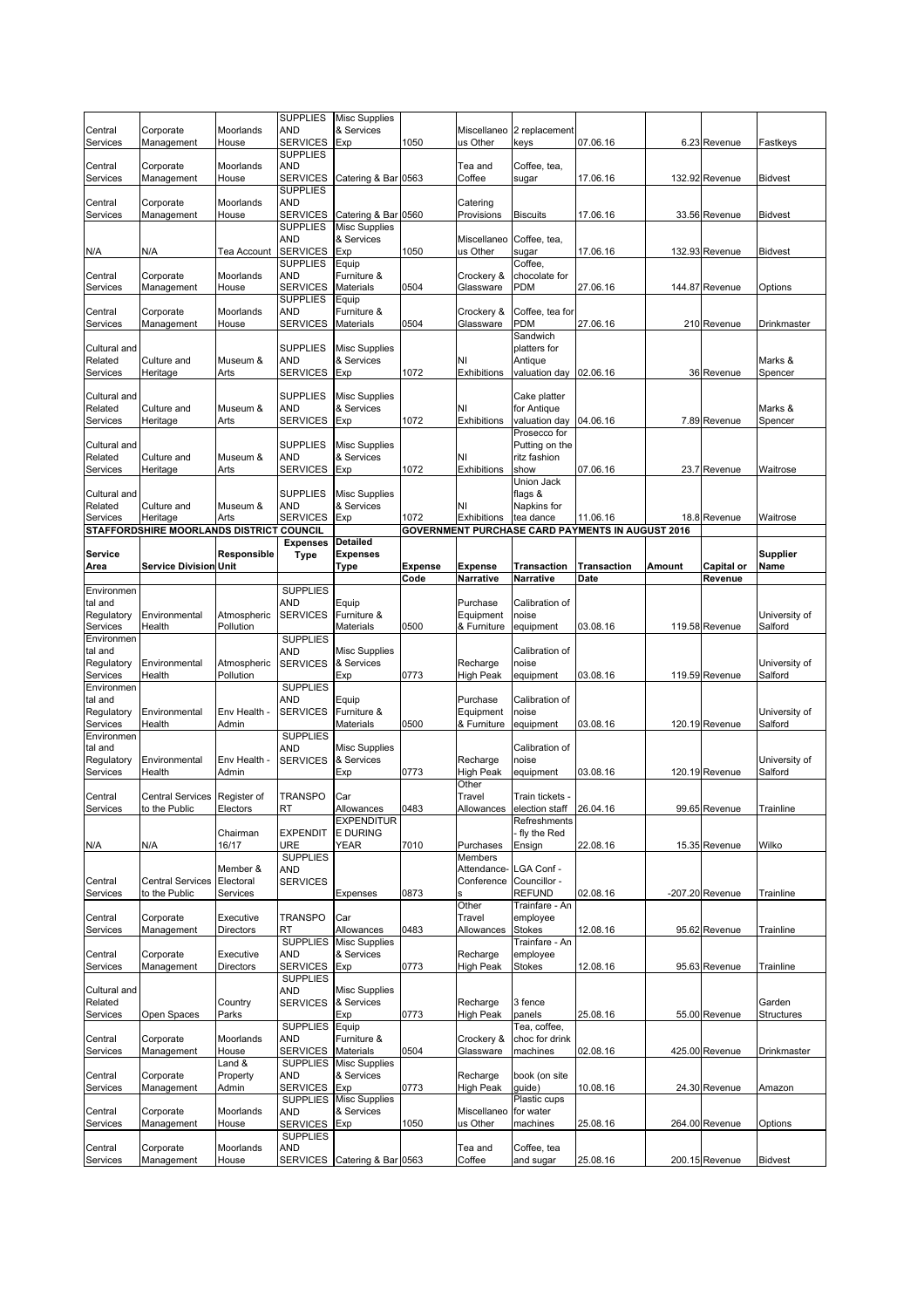| Central Services | Corporate Management | Moorlands House | SUPPLIES AND SERVICES | Misc Supplies & Services Exp | 1050 | Miscellaneous Other | 2 replacement keys | 07.06.16 | 6.23 | Revenue | Fastkeys |
|---|---|---|---|---|---|---|---|---|---|---|---|
| Central Services | Corporate Management | Moorlands House | SUPPLIES AND SERVICES | Catering & Bar | 0563 | Tea and Coffee | Coffee, tea, sugar | 17.06.16 | 132.92 | Revenue | Bidvest |
| Central Services | Corporate Management | Moorlands House | SUPPLIES AND SERVICES | Catering & Bar | 0560 | Catering Provisions | Biscuits | 17.06.16 | 33.56 | Revenue | Bidvest |
| N/A | N/A | Tea Account | SUPPLIES AND SERVICES | Misc Supplies & Services Exp | 1050 | Miscellaneous Other | Coffee, tea, sugar | 17.06.16 | 132.93 | Revenue | Bidvest |
| Central Services | Corporate Management | Moorlands House | SUPPLIES AND SERVICES | Equip Furniture & Materials | 0504 | Crockery & Glassware | Coffee, chocolate for PDM | 27.06.16 | 144.87 | Revenue | Options |
| Central Services | Corporate Management | Moorlands House | SUPPLIES AND SERVICES | Equip Furniture & Materials | 0504 | Crockery & Glassware | Coffee, tea for PDM | 27.06.16 | 210 | Revenue | Drinkmaster |
| Cultural and Related Services | Culture and Heritage | Museum & Arts | SUPPLIES AND SERVICES | Misc Supplies & Services Exp | 1072 | NI Exhibitions | Sandwich platters for Antique valuation day | 02.06.16 | 36 | Revenue | Marks & Spencer |
| Cultural and Related Services | Culture and Heritage | Museum & Arts | SUPPLIES AND SERVICES | Misc Supplies & Services Exp | 1072 | NI Exhibitions | Cake platter for Antique valuation day | 04.06.16 | 7.89 | Revenue | Marks & Spencer |
| Cultural and Related Services | Culture and Heritage | Museum & Arts | SUPPLIES AND SERVICES | Misc Supplies & Services Exp | 1072 | NI Exhibitions | Prosecco for Putting on the ritz fashion show | 07.06.16 | 23.7 | Revenue | Waitrose |
| Cultural and Related Services | Culture and Heritage | Museum & Arts | SUPPLIES AND SERVICES | Misc Supplies & Services Exp | 1072 | NI Exhibitions | Union Jack flags & Napkins for tea dance | 11.06.16 | 18.8 | Revenue | Waitrose |

**STAFFORDSHIRE MOORLANDS DISTRICT COUNCIL** — **GOVERNMENT PURCHASE CARD PAYMENTS IN AUGUST 2016**

| Service Area | Service Division | Responsible Unit | Expenses Type | Detailed Expenses Type | Expense Code | Expense Narrative | Transaction Narrative | Transaction Date | Amount | Capital or Revenue | Supplier Name |
|---|---|---|---|---|---|---|---|---|---|---|---|
| Environmental and Regulatory Services | Environmental Health | Atmospheric Pollution | SUPPLIES AND SERVICES | Equip Furniture & Materials | 0500 | Purchase Equipment & Furniture | Calibration of noise equipment | 03.08.16 | 119.58 | Revenue | University of Salford |
| Environmental and Regulatory Services | Environmental Health | Atmospheric Pollution | SUPPLIES AND SERVICES | Misc Supplies & Services Exp | 0773 | Recharge High Peak | Calibration of noise equipment | 03.08.16 | 119.59 | Revenue | University of Salford |
| Environmental and Regulatory Services | Environmental Health | Env Health - Admin | SUPPLIES AND SERVICES | Equip Furniture & Materials | 0500 | Purchase Equipment & Furniture | Calibration of noise equipment | 03.08.16 | 120.19 | Revenue | University of Salford |
| Environmental and Regulatory Services | Environmental Health | Env Health - Admin | SUPPLIES AND SERVICES | Misc Supplies & Services Exp | 0773 | Recharge High Peak | Calibration of noise equipment | 03.08.16 | 120.19 | Revenue | University of Salford |
| Central Services | Central Services to the Public | Register of Electors | TRANSPORT | Car Allowances | 0483 | Other Travel Allowances | Train tickets - election staff | 26.04.16 | 99.65 | Revenue | Trainline |
| N/A | N/A | Chairman 16/17 | EXPENDITURE | EXPENDITURE DURING YEAR | 7010 | Purchases | Refreshments - fly the Red Ensign | 22.08.16 | 15.35 | Revenue | Wilko |
| Central Services | Central Services to the Public | Member & Electoral Services | SUPPLIES AND SERVICES | Expenses | 0873 | Members Attendance-Conference s | LGA Conf - Councillor - REFUND | 02.08.16 | -207.20 | Revenue | Trainline |
| Central Services | Corporate Management | Executive Directors | TRANSPORT | Car Allowances | 0483 | Other Travel Allowances | Trainfare - An employee Stokes | 12.08.16 | 95.62 | Revenue | Trainline |
| Central Services | Corporate Management | Executive Directors | SUPPLIES AND SERVICES | Misc Supplies & Services Exp | 0773 | Recharge High Peak | Trainfare - An employee Stokes | 12.08.16 | 95.63 | Revenue | Trainline |
| Cultural and Related Services | Open Spaces | Country Parks | SUPPLIES AND SERVICES | Misc Supplies & Services Exp | 0773 | Recharge High Peak | 3 fence panels | 25.08.16 | 55.00 | Revenue | Garden Structures |
| Central Services | Corporate Management | Moorlands House | SUPPLIES AND SERVICES | Equip Furniture & Materials | 0504 | Crockery & Glassware | Tea, coffee, choc for drink machines | 02.08.16 | 425.00 | Revenue | Drinkmaster |
| Central Services | Corporate Management | Land & Property Admin | SUPPLIES AND SERVICES | Misc Supplies & Services Exp | 0773 | Recharge High Peak | book (on site guide) | 10.08.16 | 24.30 | Revenue | Amazon |
| Central Services | Corporate Management | Moorlands House | SUPPLIES AND SERVICES | Misc Supplies & Services Exp | 1050 | Miscellaneous Other | Plastic cups for water machines | 25.08.16 | 264.00 | Revenue | Options |
| Central Services | Corporate Management | Moorlands House | SUPPLIES AND SERVICES | Catering & Bar | 0563 | Tea and Coffee | Coffee, tea and sugar | 25.08.16 | 200.15 | Revenue | Bidvest |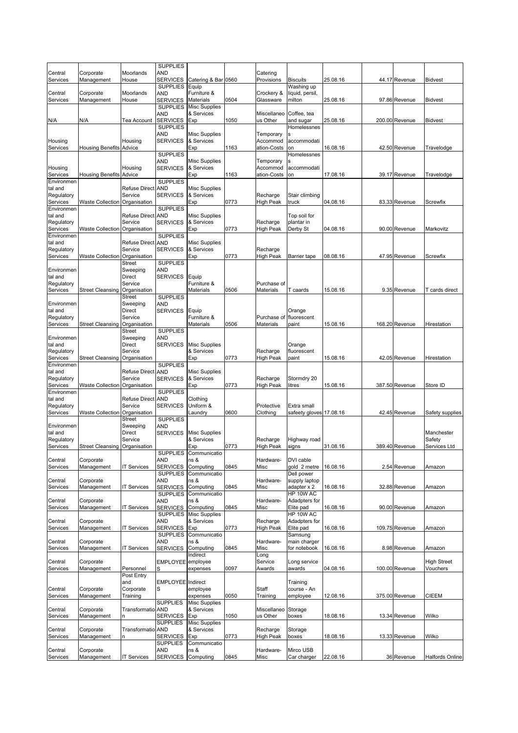| | | | | | | | | | | | |
|---|---|---|---|---|---|---|---|---|---|---|---|
| Central Services | Corporate Management | Moorlands House | SUPPLIES AND SERVICES | Catering & Bar | 0560 | Catering Provisions | Biscuits | 25.08.16 | 44.17 | Revenue | Bidvest |
| Central Services | Corporate Management | Moorlands House | SUPPLIES AND SERVICES | Equip Furniture & Materials | 0504 | Crockery & Glassware | Washing up liquid, persil, milton | 25.08.16 | 97.86 | Revenue | Bidvest |
| N/A | N/A | Tea Account | SUPPLIES AND SERVICES | Misc Supplies & Services Exp | 1050 | Miscellaneous Other | Coffee, tea and sugar | 25.08.16 | 200.00 | Revenue | Bidvest |
| Housing Services | Housing Benefits | Housing Advice | SUPPLIES AND SERVICES | Misc Supplies & Services Exp | 1163 | Temporary Accommodation-Costs | Homelessness accommodation | 16.08.16 | 42.50 | Revenue | Travelodge |
| Housing Services | Housing Benefits | Housing Advice | SUPPLIES AND SERVICES | Misc Supplies & Services Exp | 1163 | Temporary Accommodation-Costs | Homelessness accommodation | 17.08.16 | 39.17 | Revenue | Travelodge |
| Environmental and Regulatory Services | Waste Collection | Refuse Direct Service Organisation | SUPPLIES AND SERVICES | Misc Supplies & Services Exp | 0773 | Recharge High Peak | Stair climbing truck | 04.08.16 | 83.33 | Revenue | Screwfix |
| Environmental and Regulatory Services | Waste Collection | Refuse Direct Service Organisation | SUPPLIES AND SERVICES | Misc Supplies & Services Exp | 0773 | Recharge High Peak | Top soil for plantar in Derby St | 04.08.16 | 90.00 | Revenue | Markovitz |
| Environmental and Regulatory Services | Waste Collection | Refuse Direct Service Organisation | SUPPLIES AND SERVICES | Misc Supplies & Services Exp | 0773 | Recharge High Peak | Barrier tape | 08.08.16 | 47.95 | Revenue | Screwfix |
| Environmental and Regulatory Services | Street Cleansing | Street Sweeping Direct Service Organisation | SUPPLIES AND SERVICES | Equip Furniture & Materials | 0506 | Purchase of Materials | T caards | 15.08.16 | 9.35 | Revenue | T cards direct |
| Environmental and Regulatory Services | Street Cleansing | Street Sweeping Direct Service Organisation | SUPPLIES AND SERVICES | Equip Furniture & Materials | 0506 | Purchase of Materials | Orange fluorescent paint | 15.08.16 | 168.20 | Revenue | Hirestation |
| Environmental and Regulatory Services | Street Cleansing | Street Sweeping Direct Service Organisation | SUPPLIES AND SERVICES | Misc Supplies & Services Exp | 0773 | Recharge High Peak | Orange fluorescent paint | 15.08.16 | 42.05 | Revenue | Hirestation |
| Environmental and Regulatory Services | Waste Collection | Refuse Direct Service Organisation | SUPPLIES AND SERVICES | Misc Supplies & Services Exp | 0773 | Recharge High Peak | Stormdry 20 litres | 15.08.16 | 387.50 | Revenue | Store ID |
| Environmental and Regulatory Services | Waste Collection | Refuse Direct Service Organisation | SUPPLIES AND SERVICES | Clothing Uniform & Laundry | 0600 | Protective Clothing | Extra small safeety gloves | 17.08.16 | 42.45 | Revenue | Safety supplies |
| Environmental and Regulatory Services | Street Cleansing | Street Sweeping Direct Service Organisation | SUPPLIES AND SERVICES | Misc Supplies & Services Exp | 0773 | Recharge High Peak | Highway road signs | 31.08.16 | 389.40 | Revenue | Manchester Safety Services Ltd |
| Central Services | Corporate Management | IT Services | SUPPLIES AND SERVICES | Communications & Computing | 0845 | Hardware-Misc | DVI cable gold 2 metre | 16.08.16 | 2.54 | Revenue | Amazon |
| Central Services | Corporate Management | IT Services | SUPPLIES AND SERVICES | Communications & Computing | 0845 | Hardware-Misc | Dell power supply laptop adapter x 2 | 16.08.16 | 32.88 | Revenue | Amazon |
| Central Services | Corporate Management | IT Services | SUPPLIES AND SERVICES | Communications & Computing | 0845 | Hardware-Misc | HP 10W AC Adadpters for Elite pad | 16.08.16 | 90.00 | Revenue | Amazon |
| Central Services | Corporate Management | IT Services | SUPPLIES AND SERVICES | Misc Supplies & Services Exp | 0773 | Recharge High Peak | HP 10W AC Adadpters for Elite pad | 16.08.16 | 109.75 | Revenue | Amazon |
| Central Services | Corporate Management | IT Services | SUPPLIES AND SERVICES | Communications & Computing | 0845 | Hardware-Misc | Samsung main charger for notebook | 16.08.16 | 8.98 | Revenue | Amazon |
| Central Services | Corporate Management | Personnel | EMPLOYEES | Indirect employee expenses | 0097 | Long Service Awards | Long service awards | 04.08.16 | 100.00 | Revenue | High Street Vouchers |
| Central Services | Corporate Management | Post Entry and Corporate Training | EMPLOYEES | Indirect employee expenses | 0050 | Staff Training | Training course - An employee | 12.08.16 | 375.00 | Revenue | CIEEM |
| Central Services | Corporate Management | Transformation | SUPPLIES AND SERVICES | Misc Supplies & Services Exp | 1050 | Miscellaneous Other | Storage boxes | 18.08.16 | 13.34 | Revenue | Wilko |
| Central Services | Corporate Management | Transformation | SUPPLIES AND SERVICES | Misc Supplies & Services Exp | 0773 | Recharge High Peak | Storage boxes | 18.08.16 | 13.33 | Revenue | Wilko |
| Central Services | Corporate Management | IT Services | SUPPLIES AND SERVICES | Communications & Computing | 0845 | Hardware-Misc | Mirco USB Car charger | 22.08.16 | 36 | Revenue | Halfords Online |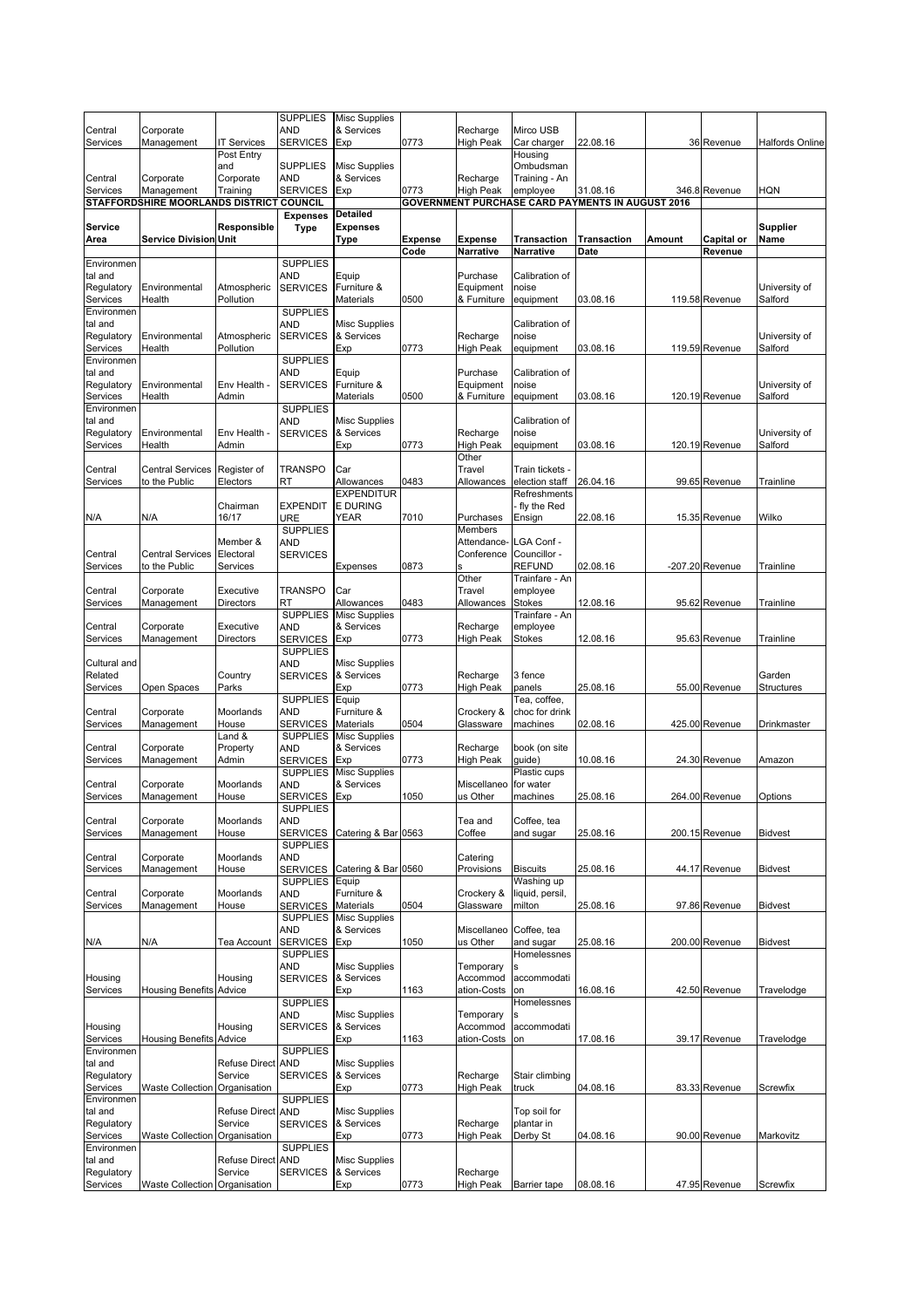| Central Services | Corporate Management | IT Services | SUPPLIES AND SERVICES | Misc Supplies & Services Exp | 0773 | Recharge High Peak | Mirco USB Car charger | 22.08.16 | 36 | Revenue | Halfords Online |
|---|---|---|---|---|---|---|---|---|---|---|---|
| Central Services | Corporate Management | Post Entry and Corporate Training | SUPPLIES AND SERVICES | Misc Supplies & Services Exp | 0773 | Recharge High Peak | Housing Ombudsman Training - An employee | 31.08.16 | 346.8 | Revenue | HQN |

STAFFORDSHIRE MOORLANDS DISTRICT COUNCIL — GOVERNMENT PURCHASE CARD PAYMENTS IN AUGUST 2016

| Service Area | Service Division | Responsible Unit | Expenses Type | Detailed Expenses Type | Expense Code | Expense Narrative | Transaction Narrative | Transaction Date | Amount | Capital or Revenue | Supplier Name |
|---|---|---|---|---|---|---|---|---|---|---|---|
| Environmental and Regulatory Services | Environmental Health | Atmospheric Pollution | SUPPLIES AND SERVICES | Equip Furniture & Materials | 0500 | Purchase Equipment & Furniture | Calibration of noise equipment | 03.08.16 | 119.58 | Revenue | University of Salford |
| Environmental and Regulatory Services | Environmental Health | Atmospheric Pollution | SUPPLIES AND SERVICES | Misc Supplies & Services Exp | 0773 | Recharge High Peak | Calibration of noise equipment | 03.08.16 | 119.59 | Revenue | University of Salford |
| Environmental and Regulatory Services | Environmental Health | Env Health - Admin | SUPPLIES AND SERVICES | Equip Furniture & Materials | 0500 | Purchase Equipment & Furniture | Calibration of noise equipment | 03.08.16 | 120.19 | Revenue | University of Salford |
| Environmental and Regulatory Services | Environmental Health | Env Health - Admin | SUPPLIES AND SERVICES | Misc Supplies & Services Exp | 0773 | Recharge High Peak | Calibration of noise equipment | 03.08.16 | 120.19 | Revenue | University of Salford |
| Central Services | Central Services to the Public | Register of Electors | TRANSPORT | Car Allowances | 0483 | Other Travel Allowances | Train tickets - election staff | 26.04.16 | 99.65 | Revenue | Trainline |
| N/A | N/A | Chairman 16/17 | EXPENDITURE | EXPENDITURE DURING YEAR | 7010 | Purchases | Refreshments - fly the Red Ensign | 22.08.16 | 15.35 | Revenue | Wilko |
| Central Services | Central Services to the Public | Member & Electoral Services | SUPPLIES AND SERVICES | Expenses | 0873 | Members Attendance-Conference s | LGA Conf - Councillor - REFUND | 02.08.16 | -207.20 | Revenue | Trainline |
| Central Services | Corporate Management | Executive Directors | TRANSPORT | Car Allowances | 0483 | Other Travel Allowances | Trainfare - An employee Stokes | 12.08.16 | 95.62 | Revenue | Trainline |
| Central Services | Corporate Management | Executive Directors | SUPPLIES AND SERVICES | Misc Supplies & Services Exp | 0773 | Recharge High Peak | Trainfare - An employee Stokes | 12.08.16 | 95.63 | Revenue | Trainline |
| Cultural and Related Services | Open Spaces | Country Parks | SUPPLIES AND SERVICES | Misc Supplies & Services Exp | 0773 | Recharge High Peak | 3 fence panels | 25.08.16 | 55.00 | Revenue | Garden Structures |
| Central Services | Corporate Management | Moorlands House | SUPPLIES AND SERVICES | Equip Furniture & Materials | 0504 | Crockery & Glassware | Tea, coffee, choc for drink machines | 02.08.16 | 425.00 | Revenue | Drinkmaster |
| Central Services | Corporate Management | Land & Property Admin | SUPPLIES AND SERVICES | Misc Supplies & Services Exp | 0773 | Recharge High Peak | book (on site guide) | 10.08.16 | 24.30 | Revenue | Amazon |
| Central Services | Corporate Management | Moorlands House | SUPPLIES AND SERVICES | Misc Supplies & Services Exp | 1050 | Miscellaneous Other | Plastic cups for water machines | 25.08.16 | 264.00 | Revenue | Options |
| Central Services | Corporate Management | Moorlands House | SUPPLIES AND SERVICES | Catering & Bar | 0563 | Tea and Coffee | Coffee, tea and sugar | 25.08.16 | 200.15 | Revenue | Bidvest |
| Central Services | Corporate Management | Moorlands House | SUPPLIES AND SERVICES | Catering & Bar | 0560 | Catering Provisions | Biscuits | 25.08.16 | 44.17 | Revenue | Bidvest |
| Central Services | Corporate Management | Moorlands House | SUPPLIES AND SERVICES | Equip Furniture & Materials | 0504 | Crockery & Glassware | Washing up liquid, persil, milton | 25.08.16 | 97.86 | Revenue | Bidvest |
| N/A | N/A | Tea Account | SUPPLIES AND SERVICES | Misc Supplies & Services Exp | 1050 | Miscellaneous Other | Coffee, tea and sugar | 25.08.16 | 200.00 | Revenue | Bidvest |
| Housing Services | Housing Benefits | Housing Advice | SUPPLIES AND SERVICES | Misc Supplies & Services Exp | 1163 | Temporary Accommodation-Costs | Homelessness accommodation | 16.08.16 | 42.50 | Revenue | Travelodge |
| Housing Services | Housing Benefits | Housing Advice | SUPPLIES AND SERVICES | Misc Supplies & Services Exp | 1163 | Temporary Accommodation-Costs | Homelessness accommodation | 17.08.16 | 39.17 | Revenue | Travelodge |
| Environmental and Regulatory Services | Waste Collection | Refuse Direct Service Organisation | SUPPLIES AND SERVICES | Misc Supplies & Services Exp | 0773 | Recharge High Peak | Stair climbing truck | 04.08.16 | 83.33 | Revenue | Screwfix |
| Environmental and Regulatory Services | Waste Collection | Refuse Direct Service Organisation | SUPPLIES AND SERVICES | Misc Supplies & Services Exp | 0773 | Recharge High Peak | Top soil for plantar in Derby St | 04.08.16 | 90.00 | Revenue | Markovitz |
| Environmental and Regulatory Services | Waste Collection | Refuse Direct Service Organisation | SUPPLIES AND SERVICES | Misc Supplies & Services Exp | 0773 | Recharge High Peak | Barrier tape | 08.08.16 | 47.95 | Revenue | Screwfix |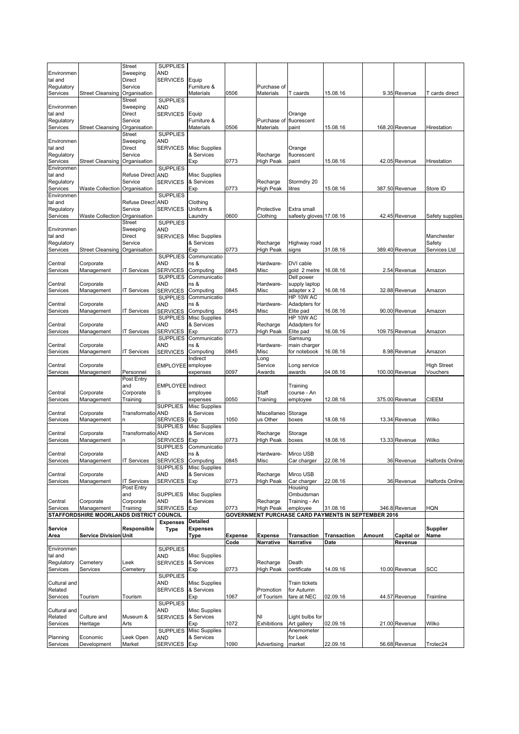| | | | | | | | | | | | |
|---|---|---|---|---|---|---|---|---|---|---|---|
| Environmental and Regulatory Services | Street Cleansing | Street Sweeping Direct Service Organisation | SUPPLIES AND SERVICES | Equip Furniture & Materials | 0506 | Purchase of Materials | T caards | 15.08.16 | 9.35 | Revenue | T cards direct |
| Environmental and Regulatory Services | Street Cleansing | Street Sweeping Direct Service Organisation | SUPPLIES AND SERVICES | Equip Furniture & Materials | 0506 | Purchase of Materials | Orange fluorescent paint | 15.08.16 | 168.20 | Revenue | Hirestation |
| Environmental and Regulatory Services | Street Cleansing | Street Sweeping Direct Service Organisation | SUPPLIES AND SERVICES | Misc Supplies & Services Exp | 0773 | Recharge High Peak | Orange fluorescent paint | 15.08.16 | 42.05 | Revenue | Hirestation |
| Environmental and Regulatory Services | Waste Collection | Refuse Direct Service Organisation | SUPPLIES AND SERVICES | Misc Supplies & Services Exp | 0773 | Recharge High Peak | Stormdry 20 litres | 15.08.16 | 387.50 | Revenue | Store ID |
| Environmental and Regulatory Services | Waste Collection | Refuse Direct Service Organisation | SUPPLIES AND SERVICES | Clothing Uniform & Laundry | 0600 | Protective Clothing | Extra small safeety gloves | 17.08.16 | 42.45 | Revenue | Safety supplies |
| Environmental and Regulatory Services | Street Cleansing | Street Sweeping Direct Service Organisation | SUPPLIES AND SERVICES | Misc Supplies & Services Exp | 0773 | Recharge High Peak | Highway road signs | 31.08.16 | 389.40 | Revenue | Manchester Safety Services Ltd |
| Central Services | Corporate Management | IT Services | SUPPLIES AND SERVICES | Communications & Computing | 0845 | Hardware-Misc | DVI cable gold 2 metre | 16.08.16 | 2.54 | Revenue | Amazon |
| Central Services | Corporate Management | IT Services | SUPPLIES AND SERVICES | Communications & Computing | 0845 | Hardware-Misc | Dell power supply laptop adapter x 2 | 16.08.16 | 32.88 | Revenue | Amazon |
| Central Services | Corporate Management | IT Services | SUPPLIES AND SERVICES | Communications & Computing | 0845 | Hardware-Misc | HP 10W AC Adadpters for Elite pad | 16.08.16 | 90.00 | Revenue | Amazon |
| Central Services | Corporate Management | IT Services | SUPPLIES AND SERVICES | Misc Supplies & Services Exp | 0773 | Recharge High Peak | HP 10W AC Adadpters for Elite pad | 16.08.16 | 109.75 | Revenue | Amazon |
| Central Services | Corporate Management | IT Services | SUPPLIES AND SERVICES | Communications & Computing | 0845 | Hardware-Misc | Samsung main charger for notebook | 16.08.16 | 8.98 | Revenue | Amazon |
| Central Services | Corporate Management | Personnel | EMPLOYEES | Indirect employee expenses | 0097 | Long Service Awards | Long service awards | 04.08.16 | 100.00 | Revenue | High Street Vouchers |
| Central Services | Corporate Management | Post Entry and Corporate Training | EMPLOYEES | Indirect employee expenses | 0050 | Staff Training | Training course - An employee | 12.08.16 | 375.00 | Revenue | CIEEM |
| Central Services | Corporate Management | Transformation | SUPPLIES AND SERVICES | Misc Supplies & Services Exp | 1050 | Miscellaneous Other | Storage boxes | 18.08.16 | 13.34 | Revenue | Wilko |
| Central Services | Corporate Management | Transformation | SUPPLIES AND SERVICES | Misc Supplies & Services Exp | 0773 | Recharge High Peak | Storage boxes | 18.08.16 | 13.33 | Revenue | Wilko |
| Central Services | Corporate Management | IT Services | SUPPLIES AND SERVICES | Communications & Computing | 0845 | Hardware-Misc | Mirco USB Car charger | 22.08.16 | 36 | Revenue | Halfords Online |
| Central Services | Corporate Management | IT Services | SUPPLIES AND SERVICES | Misc Supplies & Services Exp | 0773 | Recharge High Peak | Mirco USB Car charger | 22.08.16 | 36 | Revenue | Halfords Online |
| Central Services | Corporate Management | Post Entry and Corporate Training | SUPPLIES AND SERVICES | Misc Supplies & Services Exp | 0773 | Recharge High Peak | Housing Ombudsman Training - An employee | 31.08.16 | 346.8 | Revenue | HQN |

**STAFFORDSHIRE MOORLANDS DISTRICT COUNCIL** — **GOVERNMENT PURCHASE CARD PAYMENTS IN SEPTEMBER 2016**

| Service Area | Service Division | Responsible Unit | Expenses Type | Detailed Expenses Type | Expense Code | Expense Narrative | Transaction Narrative | Transaction Date | Amount | Capital or Revenue | Supplier Name |
|---|---|---|---|---|---|---|---|---|---|---|---|
| Environmental and Regulatory Services | Cemetery Services | Leek Cemetery | SUPPLIES AND SERVICES | Misc Supplies & Services Exp | 0773 | Recharge High Peak | Death certificate | 14.09.16 | 10.00 | Revenue | SCC |
| Cultural and Related Services | Tourism | Tourism | SUPPLIES AND SERVICES | Misc Supplies & Services Exp | 1067 | Promotion of Tourism | Train tickets for Autumn fare at NEC | 02.09.16 | 44.57 | Revenue | Trainline |
| Cultural and Related Services | Culture and Heritage | Museum & Arts | SUPPLIES AND SERVICES | Misc Supplies & Services Exp | 1072 | NI Exhibitions | Light bulbs for Art gallery | 02.09.16 | 21.00 | Revenue | Wilko |
| Planning Services | Economic Development | Leek Open Market | SUPPLIES AND SERVICES | Misc Supplies & Services Exp | 1090 | Advertising | Anemometer for Leek market | 22.09.16 | 56.68 | Revenue | Trotec24 |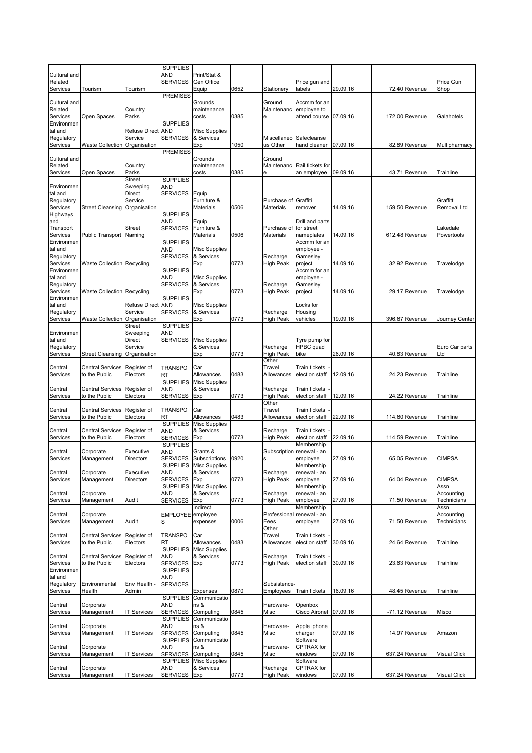| | | | | | | | | | | | | |
|---|---|---|---|---|---|---|---|---|---|---|---|---|
| Cultural and Related Services | Tourism | Tourism | SUPPLIES AND SERVICES | Print/Stat & Gen Office Equip | 0652 | Stationery | Price gun and labels | 29.09.16 | | 72.40 | Revenue | Price Gun Shop |
| Cultural and Related Services | Open Spaces | Country Parks | PREMISES | Grounds maintenance costs | 0385 | Ground Maintenance | Accmm for an employee to attend course | 07.09.16 | | 172.00 | Revenue | Galahotels |
| Environmental and Regulatory Services | Waste Collection | Refuse Direct Service Organisation | SUPPLIES AND SERVICES | Misc Supplies & Services Exp | 1050 | Miscellaneous Other | Safecleanse hand cleaner | 07.09.16 | | 82.89 | Revenue | Multipharmacy |
| Cultural and Related Services | Open Spaces | Country Parks | PREMISES | Grounds maintenance costs | 0385 | Ground Maintenance | Rail tickets for an employee | 09.09.16 | | 43.71 | Revenue | Trainline |
| Environmental and Regulatory Services | Street Cleansing | Street Sweeping Direct Service Organisation | SUPPLIES AND SERVICES | Equip Furniture & Materials | 0506 | Purchase of Materials | Graffiti remover | 14.09.16 | | 159.50 | Revenue | Graffitti Removal Ltd |
| Highways and Transport Services | Public Transport | Street Naming | SUPPLIES AND SERVICES | Equip Furniture & Materials | 0506 | Purchase of Materials | Drill and parts for street nameplates | 14.09.16 | | 612.48 | Revenue | Lakedale Powertools |
| Environmental and Regulatory Services | Waste Collection | Recycling | SUPPLIES AND SERVICES | Misc Supplies & Services Exp | 0773 | Recharge High Peak | Accmm for an employee - Gamesley project | 14.09.16 | | 32.92 | Revenue | Travelodge |
| Environmental and Regulatory Services | Waste Collection | Recycling | SUPPLIES AND SERVICES | Misc Supplies & Services Exp | 0773 | Recharge High Peak | Accmm for an employee - Gamesley project | 14.09.16 | | 29.17 | Revenue | Travelodge |
| Environmental and Regulatory Services | Waste Collection | Refuse Direct Service Organisation | SUPPLIES AND SERVICES | Misc Supplies & Services Exp | 0773 | Recharge High Peak | Locks for Housing vehicles | 19.09.16 | | 396.67 | Revenue | Journey Center |
| Environmental and Regulatory Services | Street Cleansing | Street Sweeping Direct Service Organisation | SUPPLIES AND SERVICES | Misc Supplies & Services Exp | 0773 | Recharge High Peak | Tyre pump for HPBC quad bike | 26.09.16 | | 40.83 | Revenue | Euro Car parts Ltd |
| Central Services | Central Services to the Public | Register of Electors | TRANSPORT | Car Allowances | 0483 | Other Travel Allowances | Train tickets - election staff | 12.09.16 | | 24.23 | Revenue | Trainline |
| Central Services | Central Services to the Public | Register of Electors | SUPPLIES AND SERVICES | Misc Supplies & Services Exp | 0773 | Recharge High Peak | Train tickets - election staff | 12.09.16 | | 24.22 | Revenue | Trainline |
| Central Services | Central Services to the Public | Register of Electors | TRANSPORT | Car Allowances | 0483 | Other Travel Allowances | Train tickets - election staff | 22.09.16 | | 114.60 | Revenue | Trainline |
| Central Services | Central Services to the Public | Register of Electors | SUPPLIES AND SERVICES | Misc Supplies & Services Exp | 0773 | Recharge High Peak | Train tickets - election staff | 22.09.16 | | 114.59 | Revenue | Trainline |
| Central Services | Corporate Management | Executive Directors | SUPPLIES AND SERVICES | Grants & Subscriptions | 0920 | Subscriptions | Membership renewal - an employee | 27.09.16 | | 65.05 | Revenue | CIMPSA |
| Central Services | Corporate Management | Executive Directors | SUPPLIES AND SERVICES | Misc Supplies & Services Exp | 0773 | Recharge High Peak | Membership renewal - an employee | 27.09.16 | | 64.04 | Revenue | CIMPSA |
| Central Services | Corporate Management | Audit | SUPPLIES AND SERVICES | Misc Supplies & Services Exp | 0773 | Recharge High Peak | Membership renewal - an employee | 27.09.16 | | 71.50 | Revenue | Assn Accounting Technicians |
| Central Services | Corporate Management | Audit | EMPLOYEES | Indirect employee expenses | 0006 | Professional Fees | Membership renewal - an employee | 27.09.16 | | 71.50 | Revenue | Assn Accounting Technicians |
| Central Services | Central Services to the Public | Register of Electors | TRANSPORT | Car Allowances | 0483 | Other Travel Allowances | Train tickets - election staff | 30.09.16 | | 24.64 | Revenue | Trainline |
| Central Services | Central Services to the Public | Register of Electors | SUPPLIES AND SERVICES | Misc Supplies & Services Exp | 0773 | Recharge High Peak | Train tickets - election staff | 30.09.16 | | 23.63 | Revenue | Trainline |
| Environmental and Regulatory Services | Environmental Health | Env Health - Admin | SUPPLIES AND SERVICES | Expenses | 0870 | Subsistence-Employees | Train tickets | 16.09.16 | | 48.45 | Revenue | Trainline |
| Central Services | Corporate Management | IT Services | SUPPLIES AND SERVICES | Communications & Computing | 0845 | Hardware-Misc | Openbox Cisco Aironet | 07.09.16 | | -71.12 | Revenue | Misco |
| Central Services | Corporate Management | IT Services | SUPPLIES AND SERVICES | Communications & Computing | 0845 | Hardware-Misc | Apple iphone charger | 07.09.16 | | 14.97 | Revenue | Amazon |
| Central Services | Corporate Management | IT Services | SUPPLIES AND SERVICES | Communications & Computing | 0845 | Hardware-Misc | Software CPTRAX for windows | 07.09.16 | | 637.24 | Revenue | Visual Click |
| Central Services | Corporate Management | IT Services | SUPPLIES AND SERVICES | Misc Supplies & Services Exp | 0773 | Recharge High Peak | Software CPTRAX for windows | 07.09.16 | | 637.24 | Revenue | Visual Click |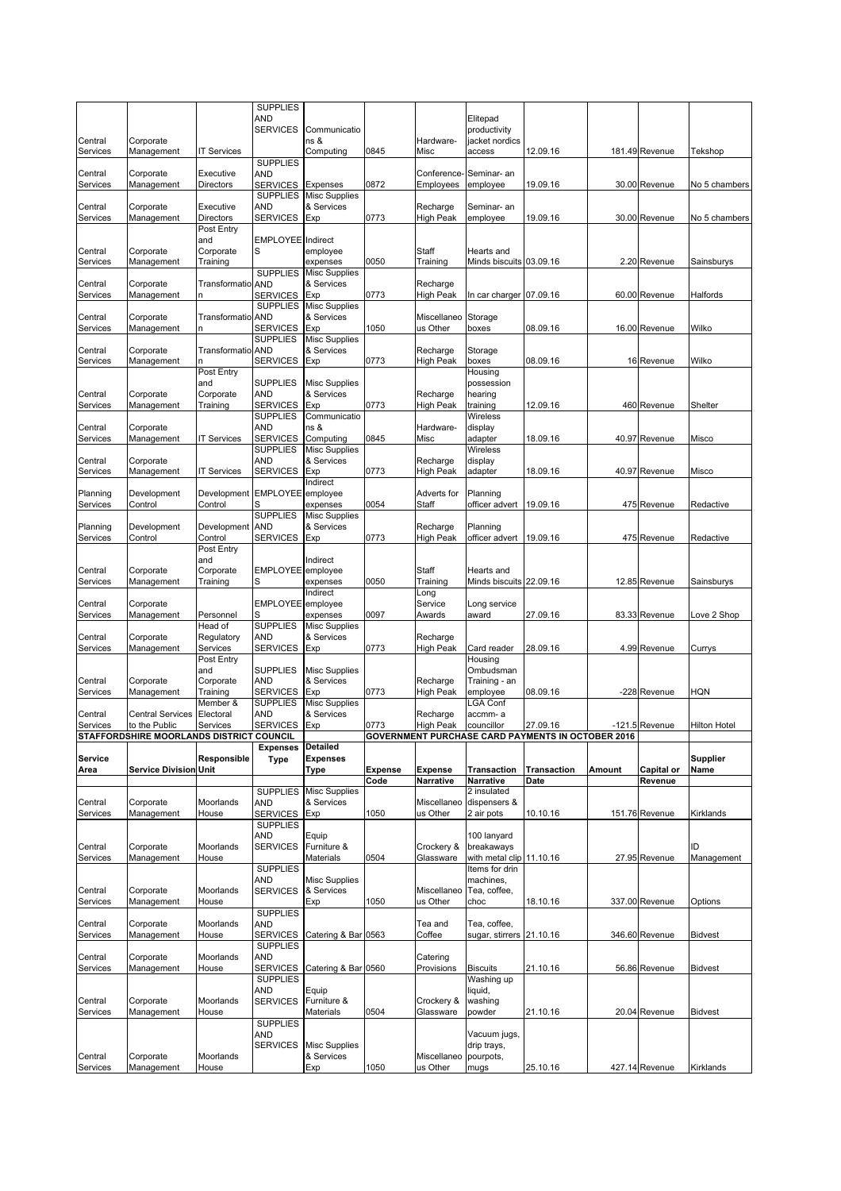| | | | | | | | | | | | |
|---|---|---|---|---|---|---|---|---|---|---|---|
| Central Services | Corporate Management | IT Services | SUPPLIES AND SERVICES | Communications & Computing | 0845 | Hardware-Misc | Elitepad productivity jacket nordics access | 12.09.16 | 181.49 | Revenue | Tekshop |
| Central Services | Corporate Management | Executive Directors | SUPPLIES AND SERVICES | Expenses | 0872 | Conference-Employees | Seminar- an employee | 19.09.16 | 30.00 | Revenue | No 5 chambers |
| Central Services | Corporate Management | Executive Directors | SUPPLIES AND SERVICES | Misc Supplies & Services Exp | 0773 | Recharge High Peak | Seminar- an employee | 19.09.16 | 30.00 | Revenue | No 5 chambers |
| Central Services | Corporate Management | Post Entry and Corporate Training | EMPLOYEES | Indirect employee expenses | 0050 | Staff Training | Hearts and Minds biscuits | 03.09.16 | 2.20 | Revenue | Sainsburys |
| Central Services | Corporate Management | Transformation | SUPPLIES AND SERVICES | Misc Supplies & Services Exp | 0773 | Recharge High Peak | In car charger | 07.09.16 | 60.00 | Revenue | Halfords |
| Central Services | Corporate Management | Transformation | SUPPLIES AND SERVICES | Misc Supplies & Services Exp | 1050 | Miscellaneous Other | Storage boxes | 08.09.16 | 16.00 | Revenue | Wilko |
| Central Services | Corporate Management | Transformation | SUPPLIES AND SERVICES | Misc Supplies & Services Exp | 0773 | Recharge High Peak | Storage boxes | 08.09.16 | 16 | Revenue | Wilko |
| Central Services | Corporate Management | Post Entry and Corporate Training | SUPPLIES AND SERVICES | Misc Supplies & Services Exp | 0773 | Recharge High Peak | Housing possession hearing training | 12.09.16 | 460 | Revenue | Shelter |
| Central Services | Corporate Management | IT Services | SUPPLIES AND SERVICES | Communications & Computing | 0845 | Hardware-Misc | Wireless display adapter | 18.09.16 | 40.97 | Revenue | Misco |
| Central Services | Corporate Management | IT Services | SUPPLIES AND SERVICES | Misc Supplies & Services Exp | 0773 | Recharge High Peak | Wireless display adapter | 18.09.16 | 40.97 | Revenue | Misco |
| Planning Services | Development Control | Development Control | EMPLOYEES | Indirect employee expenses | 0054 | Adverts for Staff | Planning officer advert | 19.09.16 | 475 | Revenue | Redactive |
| Planning Services | Development Control | Development Control | SUPPLIES AND SERVICES | Misc Supplies & Services Exp | 0773 | Recharge High Peak | Planning officer advert | 19.09.16 | 475 | Revenue | Redactive |
| Central Services | Corporate Management | Post Entry and Corporate Training | EMPLOYEES | Indirect employee expenses | 0050 | Staff Training | Hearts and Minds biscuits | 22.09.16 | 12.85 | Revenue | Sainsburys |
| Central Services | Corporate Management | Personnel | EMPLOYEES | Indirect employee expenses | 0097 | Long Service Awards | Long service award | 27.09.16 | 83.33 | Revenue | Love 2 Shop |
| Central Services | Corporate Management | Head of Regulatory Services | SUPPLIES AND SERVICES | Misc Supplies & Services Exp | 0773 | Recharge High Peak | Card reader | 28.09.16 | 4.99 | Revenue | Currys |
| Central Services | Corporate Management | Post Entry and Corporate Training | SUPPLIES AND SERVICES | Misc Supplies & Services Exp | 0773 | Recharge High Peak | Housing Ombudsman Training - an employee | 08.09.16 | -228 | Revenue | HQN |
| Central Services | Central Services to the Public | Member & Electoral Services | SUPPLIES AND SERVICES | Misc Supplies & Services Exp | 0773 | Recharge High Peak | LGA Conf accmn- a councillor | 27.09.16 | -121.5 | Revenue | Hilton Hotel |

**STAFFORDSHIRE MOORLANDS DISTRICT COUNCIL — GOVERNMENT PURCHASE CARD PAYMENTS IN OCTOBER 2016**

| Service Area | Service Division | Responsible Unit | Expenses Type | Detailed Expenses Type | Expense Code | Expense Narrative | Transaction Narrative | Transaction Date | Amount | Capital or Revenue | Supplier Name |
|---|---|---|---|---|---|---|---|---|---|---|---|
| Central Services | Corporate Management | Moorlands House | SUPPLIES AND SERVICES | Misc Supplies & Services Exp | 1050 | Miscellaneous Other | 2 insulated dispensers & 2 air pots | 10.10.16 | 151.76 | Revenue | Kirklands |
| Central Services | Corporate Management | Moorlands House | SUPPLIES AND SERVICES | Equip Furniture & Materials | 0504 | Crockery & Glassware | 100 lanyard breakaways with metal clip | 11.10.16 | 27.95 | Revenue | ID Management |
| Central Services | Corporate Management | Moorlands House | SUPPLIES AND SERVICES | Misc Supplies & Services Exp | 1050 | Miscellaneous Other | Items for drin machines, Tea, coffee, choc | 18.10.16 | 337.00 | Revenue | Options |
| Central Services | Corporate Management | Moorlands House | SUPPLIES AND SERVICES | Catering & Bar | 0563 | Tea and Coffee | Tea, coffee, sugar, stirrers | 21.10.16 | 346.60 | Revenue | Bidvest |
| Central Services | Corporate Management | Moorlands House | SUPPLIES AND SERVICES | Catering & Bar | 0560 | Catering Provisions | Biscuits | 21.10.16 | 56.86 | Revenue | Bidvest |
| Central Services | Corporate Management | Moorlands House | SUPPLIES AND SERVICES | Equip Furniture & Materials | 0504 | Crockery & Glassware | Washing up liquid, washing powder | 21.10.16 | 20.04 | Revenue | Bidvest |
| Central Services | Corporate Management | Moorlands House | SUPPLIES AND SERVICES | Misc Supplies & Services Exp | 1050 | Miscellaneous Other | Vacuum jugs, drip trays, pourpots, mugs | 25.10.16 | 427.14 | Revenue | Kirklands |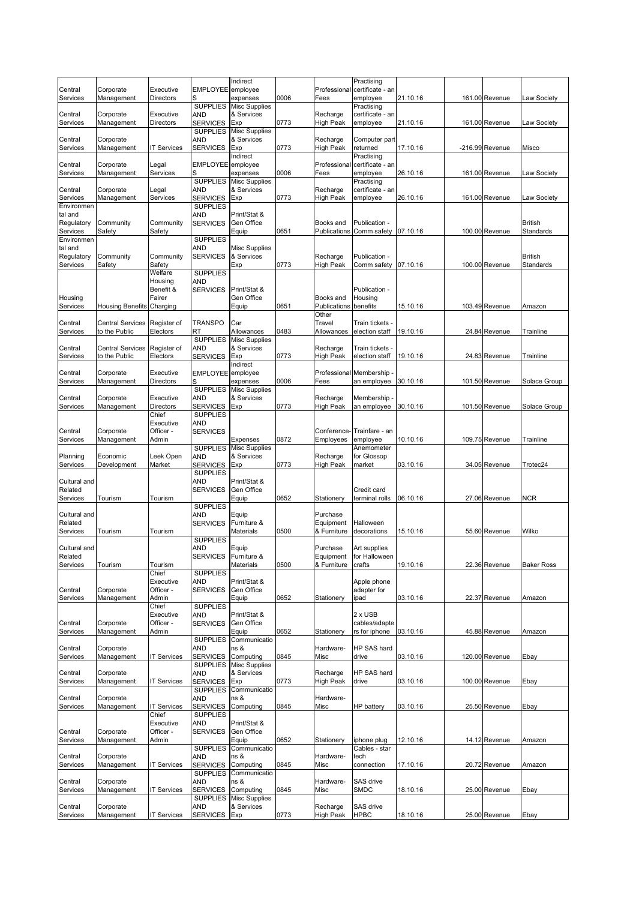| | | | | | | | | | | | |
|---|---|---|---|---|---|---|---|---|---|---|---|
| Central Services | Corporate Management | Executive Directors | EMPLOYEES | Indirect employee expenses | 0006 | Professional Fees | Practising certificate - an employee | 21.10.16 | 161.00 | Revenue | Law Society |
| Central Services | Corporate Management | Executive Directors | SUPPLIES AND SERVICES | Misc Supplies & Services Exp | 0773 | Recharge High Peak | Practising certificate - an employee | 21.10.16 | 161.00 | Revenue | Law Society |
| Central Services | Corporate Management | IT Services | SUPPLIES AND SERVICES | Misc Supplies & Services Exp | 0773 | Recharge High Peak | Computer part returned | 17.10.16 | -216.99 | Revenue | Misco |
| Central Services | Corporate Management | Legal Services | EMPLOYEES | Indirect employee expenses | 0006 | Professional Fees | Practising certificate - an employee | 26.10.16 | 161.00 | Revenue | Law Society |
| Central Services | Corporate Management | Legal Services | SUPPLIES AND SERVICES | Misc Supplies & Services Exp | 0773 | Recharge High Peak | Practising certificate - an employee | 26.10.16 | 161.00 | Revenue | Law Society |
| Environmental and Regulatory Services | Community Safety | Community Safety | SUPPLIES AND SERVICES | Print/Stat & Gen Office Equip | 0651 | Books and Publications | Publication - Comm safety | 07.10.16 | 100.00 | Revenue | British Standards |
| Environmental and Regulatory Services | Community Safety | Community Safety | SUPPLIES AND SERVICES | Misc Supplies & Services Exp | 0773 | Recharge High Peak | Publication - Comm safety | 07.10.16 | 100.00 | Revenue | British Standards |
| Housing Services | Housing Benefits | Welfare Housing Benefit & Fairer Charging | SUPPLIES AND SERVICES | Print/Stat & Gen Office Equip | 0651 | Books and Publications | Publication - Housing benefits | 15.10.16 | 103.49 | Revenue | Amazon |
| Central Services | Central Services to the Public | Register of Electors | TRANSPORT | Car Allowances | 0483 | Other Travel Allowances | Train tickets - election staff | 19.10.16 | 24.84 | Revenue | Trainline |
| Central Services | Central Services to the Public | Register of Electors | SUPPLIES AND SERVICES | Misc Supplies & Services Exp | 0773 | Recharge High Peak | Train tickets - election staff | 19.10.16 | 24.83 | Revenue | Trainline |
| Central Services | Corporate Management | Executive Directors | EMPLOYEES | Indirect employee expenses | 0006 | Professional Fees | Membership - an employee | 30.10.16 | 101.50 | Revenue | Solace Group |
| Central Services | Corporate Management | Executive Directors | SUPPLIES AND SERVICES | Misc Supplies & Services Exp | 0773 | Recharge High Peak | Membership - an employee | 30.10.16 | 101.50 | Revenue | Solace Group |
| Central Services | Corporate Management | Chief Executive Officer - Admin | SUPPLIES AND SERVICES | Expenses | 0872 | Conference-Employees | Trainfare - an employee | 10.10.16 | 109.75 | Revenue | Trainline |
| Planning Services | Economic Development | Leek Open Market | SUPPLIES AND SERVICES | Misc Supplies & Services Exp | 0773 | Recharge High Peak | Anemometer for Glossop market | 03.10.16 | 34.05 | Revenue | Trotec24 |
| Cultural and Related Services | Tourism | Tourism | SUPPLIES AND SERVICES | Print/Stat & Gen Office Equip | 0652 | Stationery | Credit card terminal rolls | 06.10.16 | 27.06 | Revenue | NCR |
| Cultural and Related Services | Tourism | Tourism | SUPPLIES AND SERVICES | Equip Furniture & Materials | 0500 | Purchase Equipment & Furniture | Halloween decorations | 15.10.16 | 55.60 | Revenue | Wilko |
| Cultural and Related Services | Tourism | Tourism | SUPPLIES AND SERVICES | Equip Furniture & Materials | 0500 | Purchase Equipment & Furniture | Art supplies for Halloween crafts | 19.10.16 | 22.36 | Revenue | Baker Ross |
| Central Services | Corporate Management | Chief Executive Officer - Admin | SUPPLIES AND SERVICES | Print/Stat & Gen Office Equip | 0652 | Stationery | Apple phone adapter for ipad | 03.10.16 | 22.37 | Revenue | Amazon |
| Central Services | Corporate Management | Chief Executive Officer - Admin | SUPPLIES AND SERVICES | Print/Stat & Gen Office Equip | 0652 | Stationery | 2 x USB cables/adapters for iphone | 03.10.16 | 45.88 | Revenue | Amazon |
| Central Services | Corporate Management | IT Services | SUPPLIES AND SERVICES | Communications & Computing | 0845 | Hardware-Misc | HP SAS hard drive | 03.10.16 | 120.00 | Revenue | Ebay |
| Central Services | Corporate Management | IT Services | SUPPLIES AND SERVICES | Misc Supplies & Services Exp | 0773 | Recharge High Peak | HP SAS hard drive | 03.10.16 | 100.00 | Revenue | Ebay |
| Central Services | Corporate Management | IT Services | SUPPLIES AND SERVICES | Communications & Computing | 0845 | Hardware-Misc | HP battery | 03.10.16 | 25.50 | Revenue | Ebay |
| Central Services | Corporate Management | Chief Executive Officer - Admin | SUPPLIES AND SERVICES | Print/Stat & Gen Office Equip | 0652 | Stationery | iphone plug | 12.10.16 | 14.12 | Revenue | Amazon |
| Central Services | Corporate Management | IT Services | SUPPLIES AND SERVICES | Communications & Computing | 0845 | Hardware-Misc | Cables - star tech connection | 17.10.16 | 20.72 | Revenue | Amazon |
| Central Services | Corporate Management | IT Services | SUPPLIES AND SERVICES | Communications & Computing | 0845 | Hardware-Misc | SAS drive SMDC | 18.10.16 | 25.00 | Revenue | Ebay |
| Central Services | Corporate Management | IT Services | SUPPLIES AND SERVICES | Misc Supplies & Services Exp | 0773 | Recharge High Peak | SAS drive HPBC | 18.10.16 | 25.00 | Revenue | Ebay |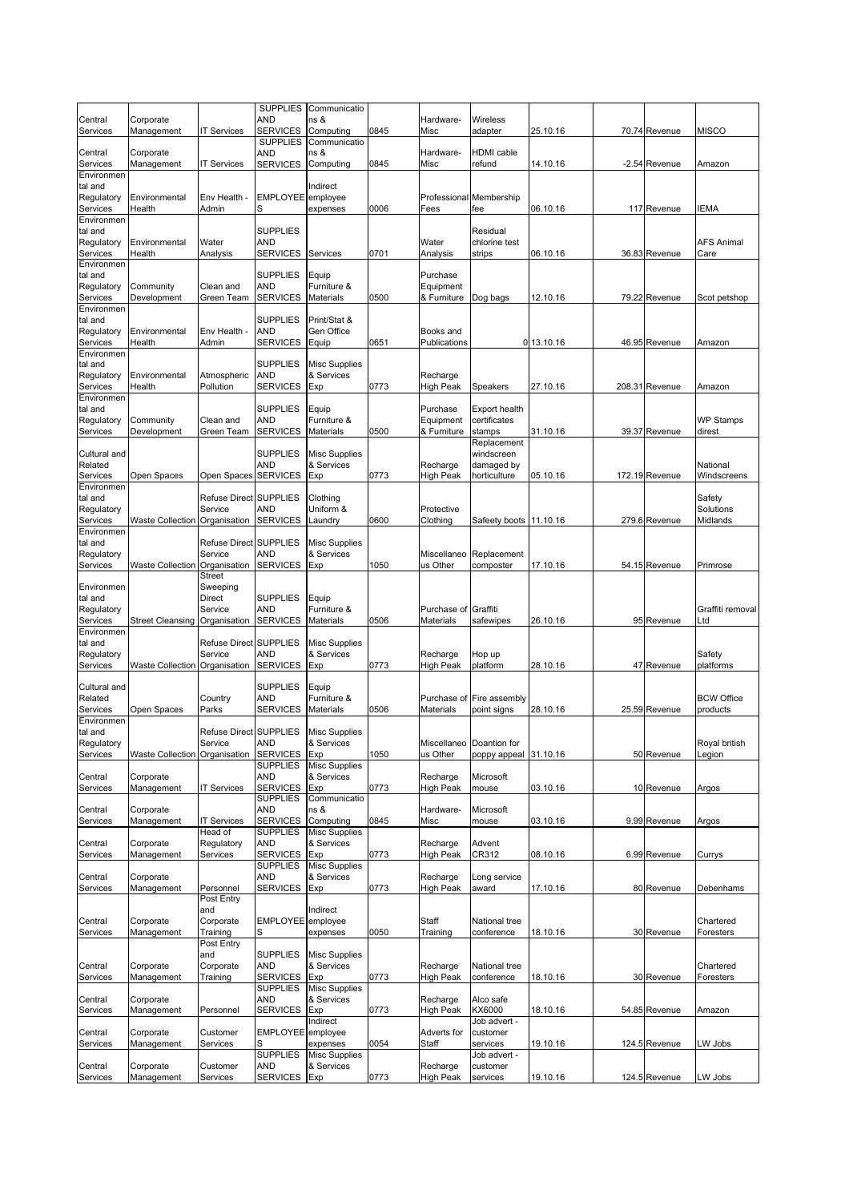| | | | | | | | | | | | |
|---|---|---|---|---|---|---|---|---|---|---|---|
| Central Services | Corporate Management | IT Services | SUPPLIES AND SERVICES | Communications & Computing | 0845 | Hardware-Misc | Wireless adapter | 25.10.16 | 70.74 | Revenue | MISCO |
| Central Services | Corporate Management | IT Services | SUPPLIES AND SERVICES | Communications & Computing | 0845 | Hardware-Misc | HDMI cable refund | 14.10.16 | -2.54 | Revenue | Amazon |
| Environmental and Regulatory Services | Environmental Health | Env Health - Admin | EMPLOYEES | Indirect employee expenses | 0006 | Professional Fees | Membership fee | 06.10.16 | 117 | Revenue | IEMA |
| Environmental and Regulatory Services | Environmental Health | Water Analysis | SUPPLIES AND SERVICES | Services | 0701 | Water Analysis | Residual chlorine test strips | 06.10.16 | 36.83 | Revenue | AFS Animal Care |
| Environmental and Regulatory Services | Community Development | Clean and Green Team | SUPPLIES AND SERVICES | Equip Furniture & Materials | 0500 | Purchase Equipment & Furniture | Dog bags | 12.10.16 | 79.22 | Revenue | Scot petshop |
| Environmental and Regulatory Services | Environmental Health | Env Health - Admin | SUPPLIES AND SERVICES | Print/Stat & Gen Office Equip | 0651 | Books and Publications | 0 | 13.10.16 | 46.95 | Revenue | Amazon |
| Environmental and Regulatory Services | Environmental Health | Atmospheric Pollution | SUPPLIES AND SERVICES | Misc Supplies & Services Exp | 0773 | Recharge High Peak | Speakers | 27.10.16 | 208.31 | Revenue | Amazon |
| Environmental and Regulatory Services | Community Development | Clean and Green Team | SUPPLIES AND SERVICES | Equip Furniture & Materials | 0500 | Purchase Equipment & Furniture | Export health certificates stamps | 31.10.16 | 39.37 | Revenue | WP Stamps direst |
| Cultural and Related Services | Open Spaces | Open Spaces | SUPPLIES AND SERVICES | Misc Supplies & Services Exp | 0773 | Recharge High Peak | Replacement windscreen damaged by horticulture | 05.10.16 | 172.19 | Revenue | National Windscreens |
| Environmental and Regulatory Services | Waste Collection | Refuse Direct Service Organisation | SUPPLIES AND SERVICES | Clothing Uniform & Laundry | 0600 | Protective Clothing | Safeety boots | 11.10.16 | 279.6 | Revenue | Safety Solutions Midlands |
| Environmental and Regulatory Services | Waste Collection | Refuse Direct Service Organisation | SUPPLIES AND SERVICES | Misc Supplies & Services Exp | 1050 | Miscellaneous Other | Replacement composter | 17.10.16 | 54.15 | Revenue | Primrose |
| Environmental and Regulatory Services | Street Cleansing | Street Sweeping Direct Service Organisation | SUPPLIES AND SERVICES | Equip Furniture & Materials | 0506 | Purchase of Materials | Graffiti safewipes | 26.10.16 | 95 | Revenue | Graffiti removal Ltd |
| Environmental and Regulatory Services | Waste Collection | Refuse Direct Service Organisation | SUPPLIES AND SERVICES | Misc Supplies & Services Exp | 0773 | Recharge High Peak | Hop up platform | 28.10.16 | 47 | Revenue | Safety platforms |
| Cultural and Related Services | Open Spaces | Country Parks | SUPPLIES AND SERVICES | Equip Furniture & Materials | 0506 | Purchase of Materials | Fire assembly point signs | 28.10.16 | 25.59 | Revenue | BCW Office products |
| Environmental and Regulatory Services | Waste Collection | Refuse Direct Service Organisation | SUPPLIES AND SERVICES | Misc Supplies & Services Exp | 1050 | Miscellaneous Other | Doantion for poppy appeal | 31.10.16 | 50 | Revenue | Royal british Legion |
| Central Services | Corporate Management | IT Services | SUPPLIES AND SERVICES | Misc Supplies & Services Exp | 0773 | Recharge High Peak | Microsoft mouse | 03.10.16 | 10 | Revenue | Argos |
| Central Services | Corporate Management | IT Services | SUPPLIES AND SERVICES | Communications & Computing | 0845 | Hardware-Misc | Microsoft mouse | 03.10.16 | 9.99 | Revenue | Argos |
| Central Services | Corporate Management | Head of Regulatory Services | SUPPLIES AND SERVICES | Misc Supplies & Services Exp | 0773 | Recharge High Peak | Advent CR312 | 08.10.16 | 6.99 | Revenue | Currys |
| Central Services | Corporate Management | Personnel | SUPPLIES AND SERVICES | Misc Supplies & Services Exp | 0773 | Recharge High Peak | Long service award | 17.10.16 | 80 | Revenue | Debenhams |
| Central Services | Corporate Management | Post Entry and Corporate Training | EMPLOYEES | Indirect employee expenses | 0050 | Staff Training | National tree conference | 18.10.16 | 30 | Revenue | Chartered Foresters |
| Central Services | Corporate Management | Post Entry and Corporate Training | SUPPLIES AND SERVICES | Misc Supplies & Services Exp | 0773 | Recharge High Peak | National tree conference | 18.10.16 | 30 | Revenue | Chartered Foresters |
| Central Services | Corporate Management | Personnel | SUPPLIES AND SERVICES | Misc Supplies & Services Exp | 0773 | Recharge High Peak | Alco safe KX6000 | 18.10.16 | 54.85 | Revenue | Amazon |
| Central Services | Corporate Management | Customer Services | EMPLOYEES | Indirect employee expenses | 0054 | Adverts for Staff | Job advert - customer services | 19.10.16 | 124.5 | Revenue | LW Jobs |
| Central Services | Corporate Management | Customer Services | SUPPLIES AND SERVICES | Misc Supplies & Services Exp | 0773 | Recharge High Peak | Job advert - customer services | 19.10.16 | 124.5 | Revenue | LW Jobs |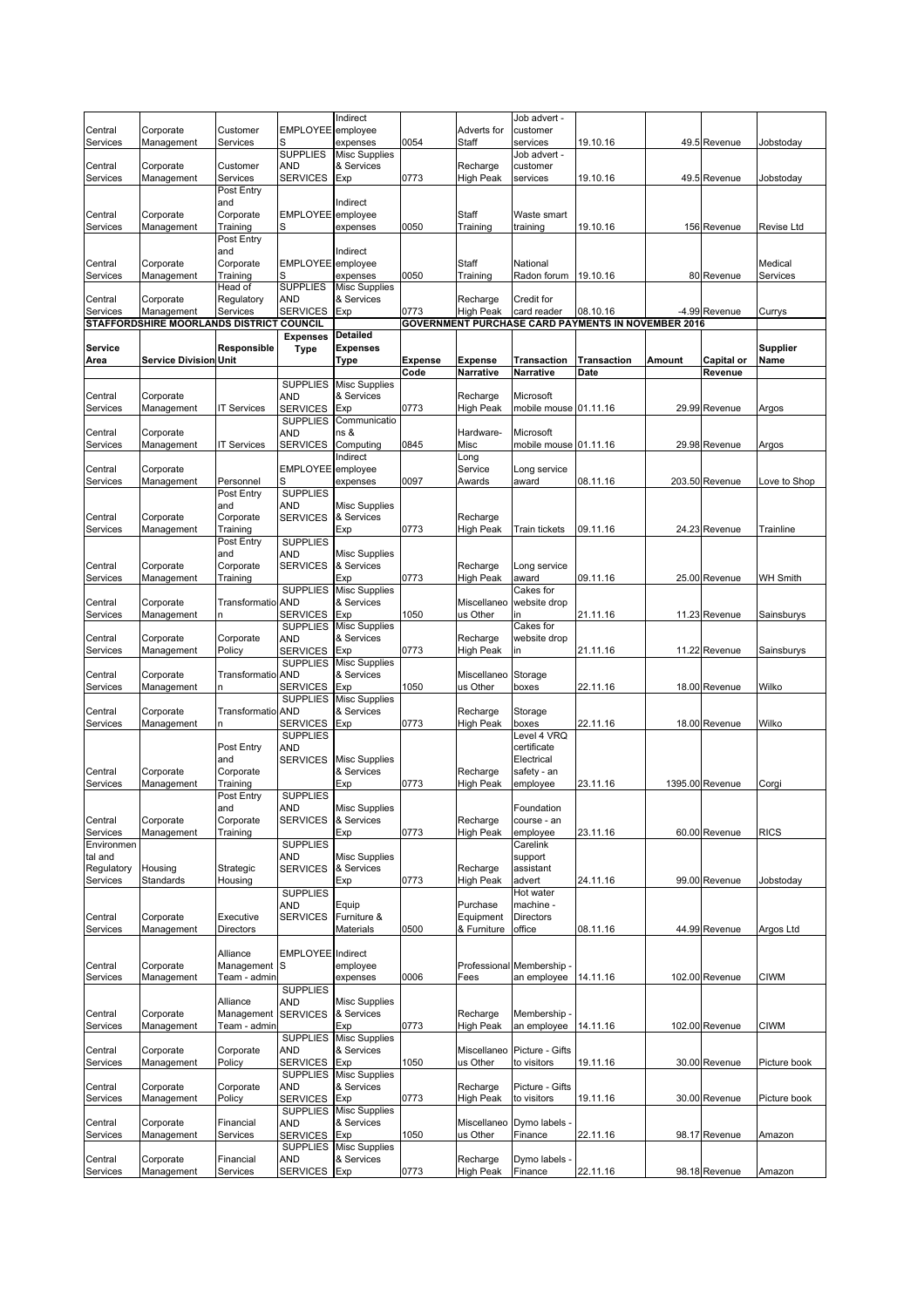| Central Services | Corporate Management | Customer Services | EMPLOYEES | Indirect employee expenses | 0054 | Adverts for Staff | Job advert - customer services | 19.10.16 | 49.5 | Revenue | Jobstoday |
|---|---|---|---|---|---|---|---|---|---|---|---|
| Central Services | Corporate Management | Customer Services | SUPPLIES AND SERVICES | Misc Supplies & Services Exp | 0773 | Recharge High Peak | Job advert - customer services | 19.10.16 | 49.5 | Revenue | Jobstoday |
| Central Services | Corporate Management | Post Entry and Corporate Training | EMPLOYEES | Indirect employee expenses | 0050 | Staff Training | Waste smart training | 19.10.16 | 156 | Revenue | Revise Ltd |
| Central Services | Corporate Management | Post Entry and Corporate Training | EMPLOYEES | Indirect employee expenses | 0050 | Staff Training | National Radon forum | 19.10.16 | 80 | Revenue | Medical Services |
| Central Services | Corporate Management | Head of Regulatory Services | SUPPLIES AND SERVICES | Misc Supplies & Services Exp | 0773 | Recharge High Peak | Credit for card reader | 08.10.16 | -4.99 | Revenue | Currys |

**STAFFORDSHIRE MOORLANDS DISTRICT COUNCIL** — **GOVERNMENT PURCHASE CARD PAYMENTS IN NOVEMBER 2016**

| Service Area | Service Division | Responsible Unit | Expenses Type | Detailed Expenses Type | Expense Code | Expense Narrative | Transaction Narrative | Transaction Date | Amount | Capital or Revenue | Supplier Name |
|---|---|---|---|---|---|---|---|---|---|---|---|
| Central Services | Corporate Management | IT Services | SUPPLIES AND SERVICES | Misc Supplies & Services Exp | 0773 | Recharge High Peak | Microsoft mobile mouse | 01.11.16 | 29.99 | Revenue | Argos |
| Central Services | Corporate Management | IT Services | SUPPLIES AND SERVICES | Communications & Computing | 0845 | Hardware-Misc | Microsoft mobile mouse | 01.11.16 | 29.98 | Revenue | Argos |
| Central Services | Corporate Management | Personnel | EMPLOYEES | Indirect employee expenses | 0097 | Long Service Awards | Long service award | 08.11.16 | 203.50 | Revenue | Love to Shop |
| Central Services | Corporate Management | Post Entry and Corporate Training | SUPPLIES AND SERVICES | Misc Supplies & Services Exp | 0773 | Recharge High Peak | Train tickets | 09.11.16 | 24.23 | Revenue | Trainline |
| Central Services | Corporate Management | Post Entry and Corporate Training | SUPPLIES AND SERVICES | Misc Supplies & Services Exp | 0773 | Recharge High Peak | Long service award | 09.11.16 | 25.00 | Revenue | WH Smith |
| Central Services | Corporate Management | Transformation | SUPPLIES AND SERVICES | Misc Supplies & Services Exp | 1050 | Miscellaneous Other | Cakes for website drop in | 21.11.16 | 11.23 | Revenue | Sainsburys |
| Central Services | Corporate Management | Corporate Policy | SUPPLIES AND SERVICES | Misc Supplies & Services Exp | 0773 | Recharge High Peak | Cakes for website drop in | 21.11.16 | 11.22 | Revenue | Sainsburys |
| Central Services | Corporate Management | Transformation | SUPPLIES AND SERVICES | Misc Supplies & Services Exp | 1050 | Miscellaneous Other | Storage boxes | 22.11.16 | 18.00 | Revenue | Wilko |
| Central Services | Corporate Management | Transformation | SUPPLIES AND SERVICES | Misc Supplies & Services Exp | 0773 | Recharge High Peak | Storage boxes | 22.11.16 | 18.00 | Revenue | Wilko |
| Central Services | Corporate Management | Post Entry and Corporate Training | SUPPLIES AND SERVICES | Misc Supplies & Services Exp | 0773 | Recharge High Peak | Level 4 VRQ certificate Electrical safety - an employee | 23.11.16 | 1395.00 | Revenue | Corgi |
| Central Services | Corporate Management | Post Entry and Corporate Training | SUPPLIES AND SERVICES | Misc Supplies & Services Exp | 0773 | Recharge High Peak | Foundation course - an employee | 23.11.16 | 60.00 | Revenue | RICS |
| Environmental and Regulatory Services | Housing Standards | Strategic Housing | SUPPLIES AND SERVICES | Misc Supplies & Services Exp | 0773 | Recharge High Peak | Carelink support assistant advert | 24.11.16 | 99.00 | Revenue | Jobstoday |
| Central Services | Corporate Management | Executive Directors | SUPPLIES AND SERVICES | Equip Furniture & Materials | 0500 | Purchase Equipment & Furniture | Hot water machine - Directors office | 08.11.16 | 44.99 | Revenue | Argos Ltd |
| Central Services | Corporate Management | Alliance Management Team - admin | EMPLOYEES | Indirect employee expenses | 0006 | Professional Fees | Membership - an employee | 14.11.16 | 102.00 | Revenue | CIWM |
| Central Services | Corporate Management | Alliance Management Team - admin | SUPPLIES AND SERVICES | Misc Supplies & Services Exp | 0773 | Recharge High Peak | Membership - an employee | 14.11.16 | 102.00 | Revenue | CIWM |
| Central Services | Corporate Management | Corporate Policy | SUPPLIES AND SERVICES | Misc Supplies & Services Exp | 1050 | Miscellaneous Other | Picture - Gifts to visitors | 19.11.16 | 30.00 | Revenue | Picture book |
| Central Services | Corporate Management | Corporate Policy | SUPPLIES AND SERVICES | Misc Supplies & Services Exp | 0773 | Recharge High Peak | Picture - Gifts to visitors | 19.11.16 | 30.00 | Revenue | Picture book |
| Central Services | Corporate Management | Financial Services | SUPPLIES AND SERVICES | Misc Supplies & Services Exp | 1050 | Miscellaneous Other | Dymo labels - Finance | 22.11.16 | 98.17 | Revenue | Amazon |
| Central Services | Corporate Management | Financial Services | SUPPLIES AND SERVICES | Misc Supplies & Services Exp | 0773 | Recharge High Peak | Dymo labels - Finance | 22.11.16 | 98.18 | Revenue | Amazon |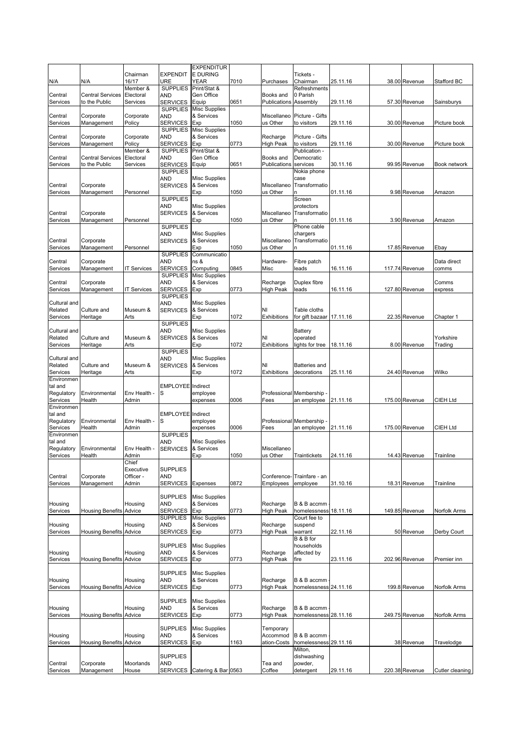| | | | | | | | | | | | |
|---|---|---|---|---|---|---|---|---|---|---|---|
| N/A | N/A | Chairman 16/17 | EXPENDITURE | EXPENDITURE DURING YEAR | 7010 | Purchases | Tickets - Chairman | 25.11.16 | 38.00 | Revenue | Stafford BC |
| Central Services | Central Services to the Public | Member & Electoral Services | SUPPLIES AND SERVICES | Print/Stat & Gen Office Equip | 0651 | Books and Publications | Refreshments 0 Parish Assembly | 29.11.16 | 57.30 | Revenue | Sainsburys |
| Central Services | Corporate Management | Corporate Policy | SUPPLIES AND SERVICES | Misc Supplies & Services Exp | 1050 | Miscellaneous Other | Picture - Gifts to visitors | 29.11.16 | 30.00 | Revenue | Picture book |
| Central Services | Corporate Management | Corporate Policy | SUPPLIES AND SERVICES | Misc Supplies & Services Exp | 0773 | Recharge High Peak | Picture - Gifts to visitors | 29.11.16 | 30.00 | Revenue | Picture book |
| Central Services | Central Services to the Public | Member & Electoral Services | SUPPLIES AND SERVICES | Print/Stat & Gen Office Equip | 0651 | Books and Publications | Publication - Democratic services | 30.11.16 | 99.95 | Revenue | Book network |
| Central Services | Corporate Management | Personnel | SUPPLIES AND SERVICES | Misc Supplies & Services Exp | 1050 | Miscellaneous Other | Nokia phone case Transformation | 01.11.16 | 9.98 | Revenue | Amazon |
| Central Services | Corporate Management | Personnel | SUPPLIES AND SERVICES | Misc Supplies & Services Exp | 1050 | Miscellaneous Other | Screen protectors Transformation | 01.11.16 | 3.90 | Revenue | Amazon |
| Central Services | Corporate Management | Personnel | SUPPLIES AND SERVICES | Misc Supplies & Services Exp | 1050 | Miscellaneous Other | Phone cable chargers Transformation | 01.11.16 | 17.85 | Revenue | Ebay |
| Central Services | Corporate Management | IT Services | SUPPLIES AND SERVICES | Communications & Computing | 0845 | Hardware-Misc | Fibre patch leads | 16.11.16 | 117.74 | Revenue | Data direct comms |
| Central Services | Corporate Management | IT Services | SUPPLIES AND SERVICES | Misc Supplies & Services Exp | 0773 | Recharge High Peak | Duplex fibre leads | 16.11.16 | 127.80 | Revenue | Comms express |
| Cultural and Related Services | Culture and Heritage | Museum & Arts | SUPPLIES AND SERVICES | Misc Supplies & Services Exp | 1072 | NI Exhibitions | Table cloths for gift bazaar | 17.11.16 | 22.35 | Revenue | Chapter 1 |
| Cultural and Related Services | Culture and Heritage | Museum & Arts | SUPPLIES AND SERVICES | Misc Supplies & Services Exp | 1072 | NI Exhibitions | Battery operated lights for tree | 18.11.16 | 8.00 | Revenue | Yorkshire Trading |
| Cultural and Related Services | Culture and Heritage | Museum & Arts | SUPPLIES AND SERVICES | Misc Supplies & Services Exp | 1072 | NI Exhibitions | Batteries and decorations | 25.11.16 | 24.40 | Revenue | Wilko |
| Environmental and Regulatory Services | Environmental Health | Env Health - Admin | EMPLOYEES | Indirect employee expenses | 0006 | Professional Fees | Membership - an employee | 21.11.16 | 175.00 | Revenue | CIEH Ltd |
| Environmental and Regulatory Services | Environmental Health | Env Health - Admin | EMPLOYEES | Indirect employee expenses | 0006 | Professional Fees | Membership - an employee | 21.11.16 | 175.00 | Revenue | CIEH Ltd |
| Environmental and Regulatory Services | Environmental Health | Env Health - Admin | SUPPLIES AND SERVICES | Misc Supplies & Services Exp | 1050 | Miscellaneous Other | Traintickets | 24.11.16 | 14.43 | Revenue | Trainline |
| Central Services | Corporate Management | Chief Executive Officer - Admin | SUPPLIES AND SERVICES | Expenses | 0872 | Conference-Employees | Trainfare - an employee | 31.10.16 | 18.31 | Revenue | Trainline |
| Housing Services | Housing Benefits | Housing Advice | SUPPLIES AND SERVICES | Misc Supplies & Services Exp | 0773 | Recharge High Peak | B & B accmm - homelessness | 18.11.16 | 149.85 | Revenue | Norfolk Arms |
| Housing Services | Housing Benefits | Housing Advice | SUPPLIES AND SERVICES | Misc Supplies & Services Exp | 0773 | Recharge High Peak | Court fee to suspend warrant | 22.11.16 | 50 | Revenue | Derby Court |
| Housing Services | Housing Benefits | Housing Advice | SUPPLIES AND SERVICES | Misc Supplies & Services Exp | 0773 | Recharge High Peak | B & B for households affected by fire | 23.11.16 | 202.96 | Revenue | Premier inn |
| Housing Services | Housing Benefits | Housing Advice | SUPPLIES AND SERVICES | Misc Supplies & Services Exp | 0773 | Recharge High Peak | B & B accmm - homelessness | 24.11.16 | 199.8 | Revenue | Norfolk Arms |
| Housing Services | Housing Benefits | Housing Advice | SUPPLIES AND SERVICES | Misc Supplies & Services Exp | 0773 | Recharge High Peak | B & B accmm - homelessness | 28.11.16 | 249.75 | Revenue | Norfolk Arms |
| Housing Services | Housing Benefits | Housing Advice | SUPPLIES AND SERVICES | Misc Supplies & Services Exp | 1163 | Temporary Accommodation-Costs | B & B accmm - homelessness | 29.11.16 | 38 | Revenue | Travelodge |
| Central Services | Corporate Management | Moorlands House | SUPPLIES AND SERVICES | Catering & Bar | 0563 | Tea and Coffee | Milton, dishwashing powder, detergent | 29.11.16 | 220.38 | Revenue | Cutler cleaning |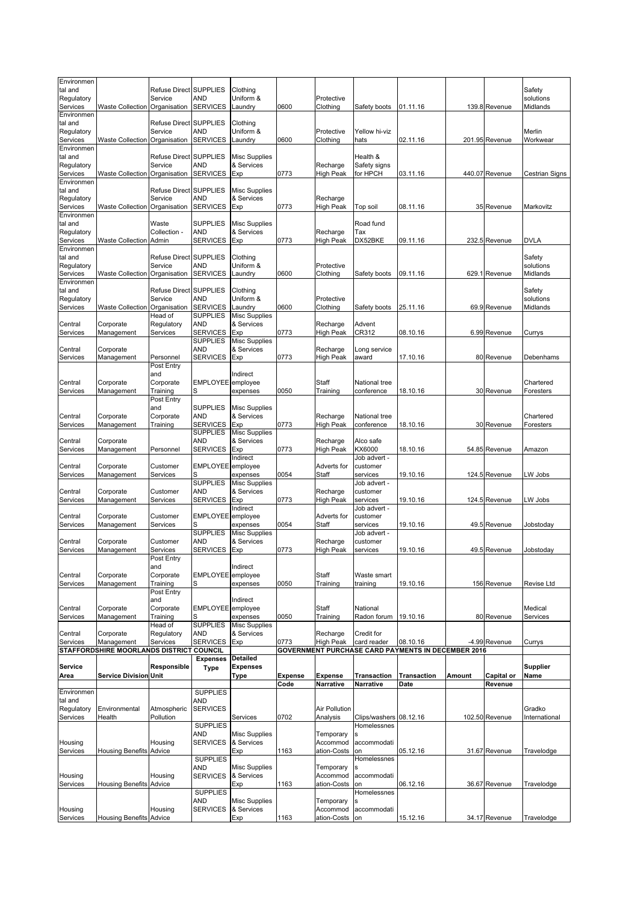| Environmental and Regulatory Services | Waste Collection | Refuse Direct Service Organisation | SUPPLIES AND SERVICES | Clothing Uniform & Laundry | 0600 | Protective Clothing | Safety boots | 01.11.16 | 139.8 | Revenue | Safety solutions Midlands |
|---|---|---|---|---|---|---|---|---|---|---|---|
| Environmental and Regulatory Services | Waste Collection | Refuse Direct Service Organisation | SUPPLIES AND SERVICES | Clothing Uniform & Laundry | 0600 | Protective Clothing | Yellow hi-viz hats | 02.11.16 | 201.95 | Revenue | Merlin Workwear |
| Environmental and Regulatory Services | Waste Collection | Refuse Direct Service Organisation | SUPPLIES AND SERVICES | Misc Supplies & Services Exp | 0773 | Recharge High Peak | Health & Safety signs for HPCH | 03.11.16 | 440.07 | Revenue | Cestrian Signs |
| Environmental and Regulatory Services | Waste Collection | Refuse Direct Service Organisation | SUPPLIES AND SERVICES | Misc Supplies & Services Exp | 0773 | Recharge High Peak | Top soil | 08.11.16 | 35 | Revenue | Markovitz |
| Environmental and Regulatory Services | Waste Collection | Waste Collection - Admin | SUPPLIES AND SERVICES | Misc Supplies & Services Exp | 0773 | Recharge High Peak | Road fund Tax DX52BKE | 09.11.16 | 232.5 | Revenue | DVLA |
| Environmental and Regulatory Services | Waste Collection | Refuse Direct Service Organisation | SUPPLIES AND SERVICES | Clothing Uniform & Laundry | 0600 | Protective Clothing | Safety boots | 09.11.16 | 629.1 | Revenue | Safety solutions Midlands |
| Environmental and Regulatory Services | Waste Collection | Refuse Direct Service Organisation | SUPPLIES AND SERVICES | Clothing Uniform & Laundry | 0600 | Protective Clothing | Safety boots | 25.11.16 | 69.9 | Revenue | Safety solutions Midlands |
| Central Services | Corporate Management | Head of Regulatory Services | SUPPLIES AND SERVICES | Misc Supplies & Services Exp | 0773 | Recharge High Peak | Advent CR312 | 08.10.16 | 6.99 | Revenue | Currys |
| Central Services | Corporate Management | Personnel | SUPPLIES AND SERVICES | Misc Supplies & Services Exp | 0773 | Recharge High Peak | Long service award | 17.10.16 | 80 | Revenue | Debenhams |
| Central Services | Corporate Management | Post Entry and Corporate Training | EMPLOYEES | Indirect employee expenses | 0050 | Staff Training | National tree conference | 18.10.16 | 30 | Revenue | Chartered Foresters |
| Central Services | Corporate Management | Post Entry and Corporate Training | SUPPLIES AND SERVICES | Misc Supplies & Services Exp | 0773 | Recharge High Peak | National tree conference | 18.10.16 | 30 | Revenue | Chartered Foresters |
| Central Services | Corporate Management | Personnel | SUPPLIES AND SERVICES | Misc Supplies & Services Exp | 0773 | Recharge High Peak | Alco safe KX6000 | 18.10.16 | 54.85 | Revenue | Amazon |
| Central Services | Corporate Management | Customer Services | EMPLOYEES | Indirect employee expenses | 0054 | Adverts for Staff | Job advert - customer services | 19.10.16 | 124.5 | Revenue | LW Jobs |
| Central Services | Corporate Management | Customer Services | SUPPLIES AND SERVICES | Misc Supplies & Services Exp | 0773 | Recharge High Peak | Job advert - customer services | 19.10.16 | 124.5 | Revenue | LW Jobs |
| Central Services | Corporate Management | Customer Services | EMPLOYEES | Indirect employee expenses | 0054 | Adverts for Staff | Job advert - customer services | 19.10.16 | 49.5 | Revenue | Jobstoday |
| Central Services | Corporate Management | Customer Services | SUPPLIES AND SERVICES | Misc Supplies & Services Exp | 0773 | Recharge High Peak | Job advert - customer services | 19.10.16 | 49.5 | Revenue | Jobstoday |
| Central Services | Corporate Management | Post Entry and Corporate Training | EMPLOYEES | Indirect employee expenses | 0050 | Staff Training | Waste smart training | 19.10.16 | 156 | Revenue | Revise Ltd |
| Central Services | Corporate Management | Post Entry and Corporate Training | EMPLOYEES | Indirect employee expenses | 0050 | Staff Training | National Radon forum | 19.10.16 | 80 | Revenue | Medical Services |
| Central Services | Corporate Management | Head of Regulatory Services | SUPPLIES AND SERVICES | Misc Supplies & Services Exp | 0773 | Recharge High Peak | Credit for card reader | 08.10.16 | -4.99 | Revenue | Currys |

**STAFFORDSHIRE MOORLANDS DISTRICT COUNCIL** — **GOVERNMENT PURCHASE CARD PAYMENTS IN DECEMBER 2016**

| Service Area | Service Division | Responsible Unit | Expenses Type | Detailed Expenses Type | Expense Code | Expense Narrative | Transaction Narrative | Transaction Date | Amount | Capital or Revenue | Supplier Name |
|---|---|---|---|---|---|---|---|---|---|---|---|
| Environmental and Regulatory Services | Environmental Health | Atmospheric Pollution | SUPPLIES AND SERVICES | Services | 0702 | Air Pollution Analysis | Clips/washers | 08.12.16 | 102.50 | Revenue | Gradko International |
| Housing Services | Housing Benefits | Housing Advice | SUPPLIES AND SERVICES | Misc Supplies & Services Exp | 1163 | Temporary Accommodation-Costs | Homelessness accommodation | 05.12.16 | 31.67 | Revenue | Travelodge |
| Housing Services | Housing Benefits | Housing Advice | SUPPLIES AND SERVICES | Misc Supplies & Services Exp | 1163 | Temporary Accommodation-Costs | Homelessness accommodation | 06.12.16 | 36.67 | Revenue | Travelodge |
| Housing Services | Housing Benefits | Housing Advice | SUPPLIES AND SERVICES | Misc Supplies & Services Exp | 1163 | Temporary Accommodation-Costs | Homelessness accommodation | 15.12.16 | 34.17 | Revenue | Travelodge |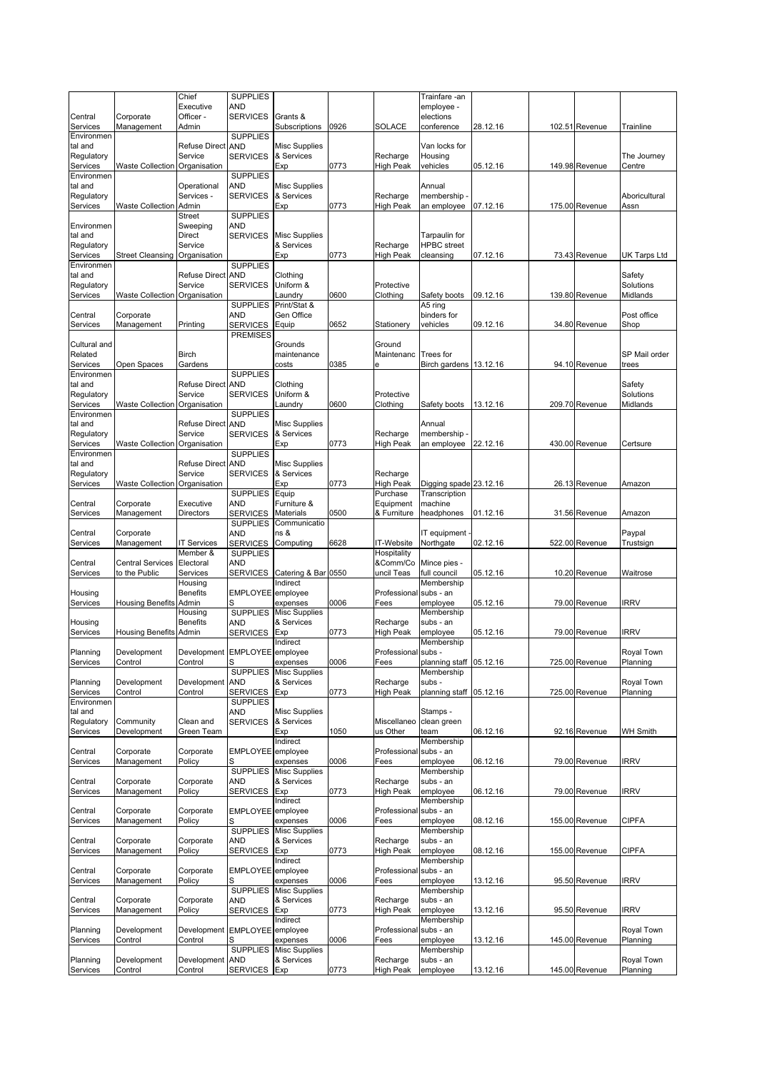| | | | | | | | | | | | |
|---|---|---|---|---|---|---|---|---|---|---|---|
| Central Services | Corporate Management | Chief Executive Officer - Admin | SUPPLIES AND SERVICES | Grants & Subscriptions | 0926 | SOLACE | Trainfare -an employee - elections conference | 28.12.16 | 102.51 | Revenue | Trainline |
| Environmental and Regulatory Services | Waste Collection | Refuse Direct Service Organisation | SUPPLIES AND SERVICES | Misc Supplies & Services Exp | 0773 | Recharge High Peak | Van locks for Housing vehicles | 05.12.16 | 149.98 | Revenue | The Journey Centre |
| Environmental and Regulatory Services | Waste Collection | Operational Services - Admin | SUPPLIES AND SERVICES | Misc Supplies & Services Exp | 0773 | Recharge High Peak | Annual membership - an employee | 07.12.16 | 175.00 | Revenue | Aboricultural Assn |
| Environmental and Regulatory Services | Street Cleansing | Street Sweeping Direct Service Organisation | SUPPLIES AND SERVICES | Misc Supplies & Services Exp | 0773 | Recharge High Peak | Tarpaulin for HPBC street cleansing | 07.12.16 | 73.43 | Revenue | UK Tarps Ltd |
| Environmental and Regulatory Services | Waste Collection | Refuse Direct Service Organisation | SUPPLIES AND SERVICES | Clothing Uniform & Laundry | 0600 | Protective Clothing | Safety boots | 09.12.16 | 139.80 | Revenue | Safety Solutions Midlands |
| Central Services | Corporate Management | Printing | SUPPLIES AND SERVICES | Print/Stat & Gen Office Equip | 0652 | Stationery | A5 ring binders for vehicles | 09.12.16 | 34.80 | Revenue | Post office Shop |
| Cultural and Related Services | Open Spaces | Birch Gardens | PREMISES | Grounds maintenance costs | 0385 | Ground Maintenance | Trees for Birch gardens | 13.12.16 | 94.10 | Revenue | SP Mail order trees |
| Environmental and Regulatory Services | Waste Collection | Refuse Direct Service Organisation | SUPPLIES AND SERVICES | Clothing Uniform & Laundry | 0600 | Protective Clothing | Safety boots | 13.12.16 | 209.70 | Revenue | Safety Solutions Midlands |
| Environmental and Regulatory Services | Waste Collection | Refuse Direct Service Organisation | SUPPLIES AND SERVICES | Misc Supplies & Services Exp | 0773 | Recharge High Peak | Annual membership - an employee | 22.12.16 | 430.00 | Revenue | Certsure |
| Environmental and Regulatory Services | Waste Collection | Refuse Direct Service Organisation | SUPPLIES AND SERVICES | Misc Supplies & Services Exp | 0773 | Recharge High Peak | Digging spade | 23.12.16 | 26.13 | Revenue | Amazon |
| Central Services | Corporate Management | Executive Directors | SUPPLIES AND SERVICES | Equip Furniture & Materials | 0500 | Purchase Equipment & Furniture | Transcription machine headphones | 01.12.16 | 31.56 | Revenue | Amazon |
| Central Services | Corporate Management | IT Services | SUPPLIES AND SERVICES | Communications & Computing | 6628 | IT-Website | IT equipment - Northgate | 02.12.16 | 522.00 | Revenue | Paypal Trustsign |
| Central Services | Central Services to the Public | Member & Electoral Services | SUPPLIES AND SERVICES | Catering & Bar | 0550 | Hospitality &Comm/Council Teas | Mince pies - full council | 05.12.16 | 10.20 | Revenue | Waitrose |
| Housing Services | Housing Benefits | Housing Benefits Admin | EMPLOYEES | Indirect employee expenses | 0006 | Professional Fees | Membership subs - an employee | 05.12.16 | 79.00 | Revenue | IRRV |
| Housing Services | Housing Benefits | Housing Benefits Admin | SUPPLIES AND SERVICES | Misc Supplies & Services Exp | 0773 | Recharge High Peak | Membership subs - an employee | 05.12.16 | 79.00 | Revenue | IRRV |
| Planning Services | Development Control | Development Control | EMPLOYEES | Indirect employee expenses | 0006 | Professional Fees | Membership subs - planning staff | 05.12.16 | 725.00 | Revenue | Royal Town Planning |
| Planning Services | Development Control | Development Control | SUPPLIES AND SERVICES | Misc Supplies & Services Exp | 0773 | Recharge High Peak | Membership subs - planning staff | 05.12.16 | 725.00 | Revenue | Royal Town Planning |
| Environmental and Regulatory Services | Community Development | Clean and Green Team | SUPPLIES AND SERVICES | Misc Supplies & Services Exp | 1050 | Miscellaneous Other | Stamps - clean green team | 06.12.16 | 92.16 | Revenue | WH Smith |
| Central Services | Corporate Management | Corporate Policy | EMPLOYEES | Indirect employee expenses | 0006 | Professional Fees | Membership subs - an employee | 06.12.16 | 79.00 | Revenue | IRRV |
| Central Services | Corporate Management | Corporate Policy | SUPPLIES AND SERVICES | Misc Supplies & Services Exp | 0773 | Recharge High Peak | Membership subs - an employee | 06.12.16 | 79.00 | Revenue | IRRV |
| Central Services | Corporate Management | Corporate Policy | EMPLOYEES | Indirect employee expenses | 0006 | Professional Fees | Membership subs - an employee | 08.12.16 | 155.00 | Revenue | CIPFA |
| Central Services | Corporate Management | Corporate Policy | SUPPLIES AND SERVICES | Misc Supplies & Services Exp | 0773 | Recharge High Peak | Membership subs - an employee | 08.12.16 | 155.00 | Revenue | CIPFA |
| Central Services | Corporate Management | Corporate Policy | EMPLOYEES | Indirect employee expenses | 0006 | Professional Fees | Membership subs - an employee | 13.12.16 | 95.50 | Revenue | IRRV |
| Central Services | Corporate Management | Corporate Policy | SUPPLIES AND SERVICES | Misc Supplies & Services Exp | 0773 | Recharge High Peak | Membership subs - an employee | 13.12.16 | 95.50 | Revenue | IRRV |
| Planning Services | Development Control | Development Control | EMPLOYEES | Indirect employee expenses | 0006 | Professional Fees | Membership subs - an employee | 13.12.16 | 145.00 | Revenue | Royal Town Planning |
| Planning Services | Development Control | Development Control | SUPPLIES AND SERVICES | Misc Supplies & Services Exp | 0773 | Recharge High Peak | Membership subs - an employee | 13.12.16 | 145.00 | Revenue | Royal Town Planning |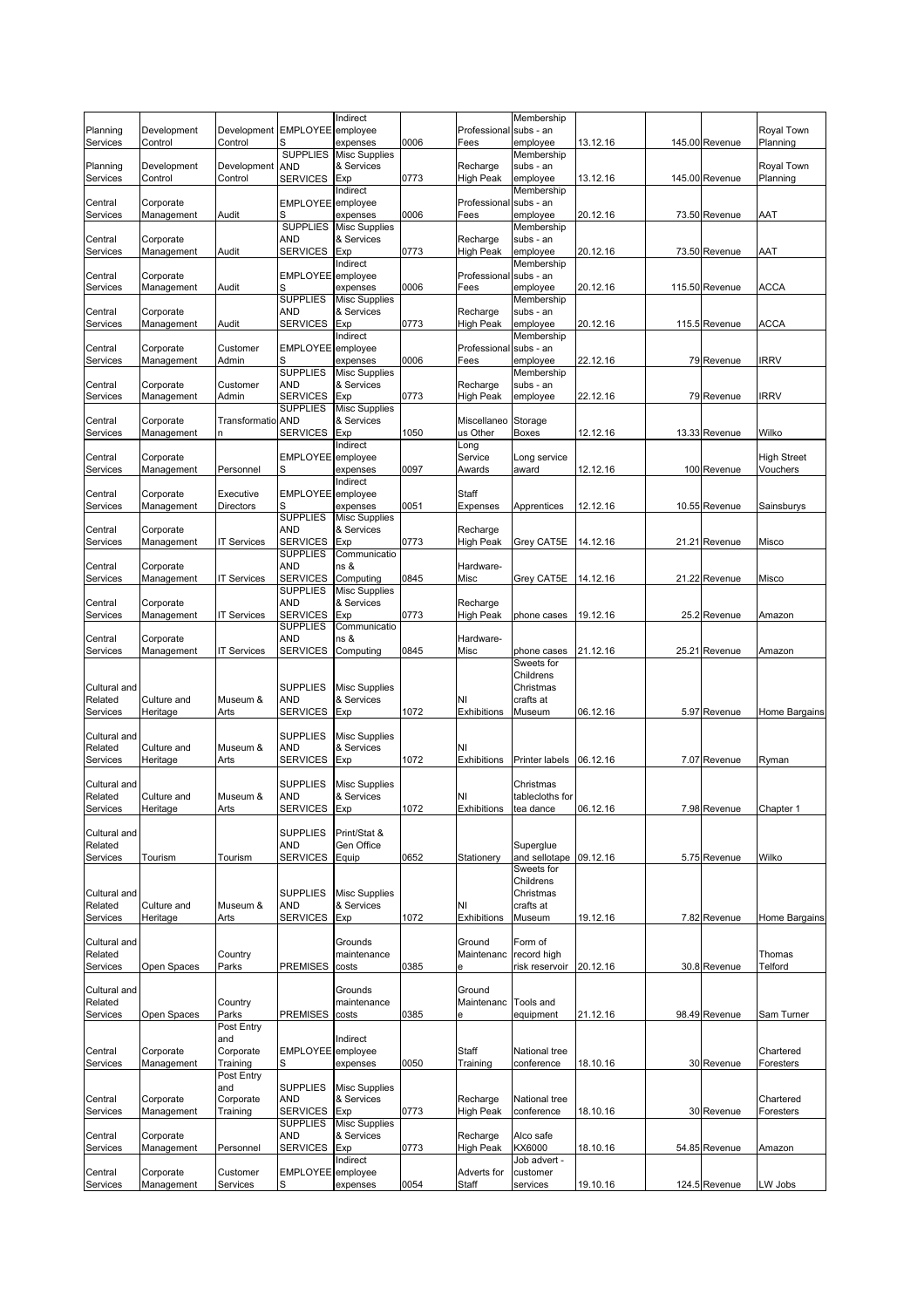| Planning Services | Development Control | Development Control | EMPLOYEES | Indirect employee expenses | 0006 | Professional Fees | Membership subs - an employee | 13.12.16 | | 145.00 | Revenue | Royal Town Planning |
|---|---|---|---|---|---|---|---|---|---|---|---|---|
| Planning Services | Development Control | Development Control | SUPPLIES AND SERVICES | Misc Supplies & Services Exp | 0773 | Recharge High Peak | Membership subs - an employee | 13.12.16 | | 145.00 | Revenue | Royal Town Planning |
| Central Services | Corporate Management | Audit | EMPLOYEES | Indirect employee expenses | 0006 | Professional Fees | Membership subs - an employee | 20.12.16 | | 73.50 | Revenue | AAT |
| Central Services | Corporate Management | Audit | SUPPLIES AND SERVICES | Misc Supplies & Services Exp | 0773 | Recharge High Peak | Membership subs - an employee | 20.12.16 | | 73.50 | Revenue | AAT |
| Central Services | Corporate Management | Audit | EMPLOYEES | Indirect employee expenses | 0006 | Professional Fees | Membership subs - an employee | 20.12.16 | | 115.50 | Revenue | ACCA |
| Central Services | Corporate Management | Audit | SUPPLIES AND SERVICES | Misc Supplies & Services Exp | 0773 | Recharge High Peak | Membership subs - an employee | 20.12.16 | | 115.5 | Revenue | ACCA |
| Central Services | Corporate Management | Customer Admin | EMPLOYEES | Indirect employee expenses | 0006 | Professional Fees | Membership subs - an employee | 22.12.16 | | 79 | Revenue | IRRV |
| Central Services | Corporate Management | Customer Admin | SUPPLIES AND SERVICES | Misc Supplies & Services Exp | 0773 | Recharge High Peak | Membership subs - an employee | 22.12.16 | | 79 | Revenue | IRRV |
| Central Services | Corporate Management | Transformation | SUPPLIES AND SERVICES | Misc Supplies & Services Exp | 1050 | Miscellaneous Other | Storage Boxes | 12.12.16 | | 13.33 | Revenue | Wilko |
| Central Services | Corporate Management | Personnel | EMPLOYEES | Indirect employee expenses | 0097 | Long Service Awards | Long service award | 12.12.16 | | 100 | Revenue | High Street Vouchers |
| Central Services | Corporate Management | Executive Directors | EMPLOYEES | Indirect employee expenses | 0051 | Staff Expenses | Apprentices | 12.12.16 | | 10.55 | Revenue | Sainsburys |
| Central Services | Corporate Management | IT Services | SUPPLIES AND SERVICES | Misc Supplies & Services Exp | 0773 | Recharge High Peak | Grey CAT5E | 14.12.16 | | 21.21 | Revenue | Misco |
| Central Services | Corporate Management | IT Services | SUPPLIES AND SERVICES | Communications & Computing | 0845 | Hardware-Misc | Grey CAT5E | 14.12.16 | | 21.22 | Revenue | Misco |
| Central Services | Corporate Management | IT Services | SUPPLIES AND SERVICES | Misc Supplies & Services Exp | 0773 | Recharge High Peak | phone cases | 19.12.16 | | 25.2 | Revenue | Amazon |
| Central Services | Corporate Management | IT Services | SUPPLIES AND SERVICES | Communications & Computing | 0845 | Hardware-Misc | phone cases | 21.12.16 | | 25.21 | Revenue | Amazon |
| Cultural and Related Services | Culture and Heritage | Museum & Arts | SUPPLIES AND SERVICES | Misc Supplies & Services Exp | 1072 | NI Exhibitions | Sweets for Childrens Christmas crafts at Museum | 06.12.16 | | 5.97 | Revenue | Home Bargains |
| Cultural and Related Services | Culture and Heritage | Museum & Arts | SUPPLIES AND SERVICES | Misc Supplies & Services Exp | 1072 | NI Exhibitions | Printer labels | 06.12.16 | | 7.07 | Revenue | Ryman |
| Cultural and Related Services | Culture and Heritage | Museum & Arts | SUPPLIES AND SERVICES | Misc Supplies & Services Exp | 1072 | NI Exhibitions | Christmas tablecloths for tea dance | 06.12.16 | | 7.98 | Revenue | Chapter 1 |
| Cultural and Related Services | Tourism | Tourism | SUPPLIES AND SERVICES | Print/Stat & Gen Office Equip | 0652 | Stationery | Superglue and sellotape | 09.12.16 | | 5.75 | Revenue | Wilko |
| Cultural and Related Services | Culture and Heritage | Museum & Arts | SUPPLIES AND SERVICES | Misc Supplies & Services Exp | 1072 | NI Exhibitions | Sweets for Childrens Christmas crafts at Museum | 19.12.16 | | 7.82 | Revenue | Home Bargains |
| Cultural and Related Services | Open Spaces | Country Parks | PREMISES | Grounds maintenance costs | 0385 | Ground Maintenance | Form of record high risk reservoir | 20.12.16 | | 30.8 | Revenue | Thomas Telford |
| Cultural and Related Services | Open Spaces | Country Parks | PREMISES | Grounds maintenance costs | 0385 | Ground Maintenance | Tools and equipment | 21.12.16 | | 98.49 | Revenue | Sam Turner |
| Central Services | Corporate Management | Post Entry and Corporate Training | EMPLOYEES | Indirect employee expenses | 0050 | Staff Training | National tree conference | 18.10.16 | | 30 | Revenue | Chartered Foresters |
| Central Services | Corporate Management | Post Entry and Corporate Training | SUPPLIES AND SERVICES | Misc Supplies & Services Exp | 0773 | Recharge High Peak | National tree conference | 18.10.16 | | 30 | Revenue | Chartered Foresters |
| Central Services | Corporate Management | Personnel | SUPPLIES AND SERVICES | Misc Supplies & Services Exp | 0773 | Recharge High Peak | Alco safe KX6000 | 18.10.16 | | 54.85 | Revenue | Amazon |
| Central Services | Corporate Management | Customer Services | EMPLOYEES | Indirect employee expenses | 0054 | Adverts for Staff | Job advert - customer services | 19.10.16 | | 124.5 | Revenue | LW Jobs |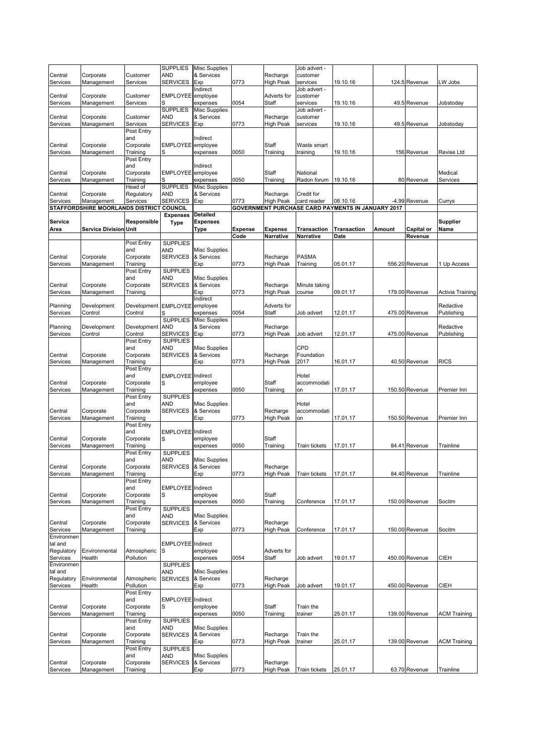| | | | | | | | | | | | |
|---|---|---|---|---|---|---|---|---|---|---|---|
| Central Services | Corporate Management | Customer Services | SUPPLIES AND SERVICES | Misc Supplies & Services Exp | 0773 | Recharge High Peak | Job advert - customer services | 19.10.16 | 124.5 | Revenue | LW Jobs |
| Central Services | Corporate Management | Customer Services | EMPLOYEES | Indirect employee expenses | 0054 | Adverts for Staff | Job advert - customer services | 19.10.16 | 49.5 | Revenue | Jobstoday |
| Central Services | Corporate Management | Customer Services | SUPPLIES AND SERVICES | Misc Supplies & Services Exp | 0773 | Recharge High Peak | Job advert - customer services | 19.10.16 | 49.5 | Revenue | Jobstoday |
| Central Services | Corporate Management | Post Entry and Corporate Training | EMPLOYEES | Indirect employee expenses | 0050 | Staff Training | Waste smart training | 19.10.16 | 156 | Revenue | Revise Ltd |
| Central Services | Corporate Management | Post Entry and Corporate Training | EMPLOYEES | Indirect employee expenses | 0050 | Staff Training | National Radon forum | 19.10.16 | 80 | Revenue | Medical Services |
| Central Services | Corporate Management | Head of Regulatory Services | SUPPLIES AND SERVICES | Misc Supplies & Services Exp | 0773 | Recharge High Peak | Credit for card reader | 08.10.16 | -4.99 | Revenue | Currys |

**STAFFORDSHIRE MOORLANDS DISTRICT COUNCIL** — **GOVERNMENT PURCHASE CARD PAYMENTS IN JANUARY 2017**

| Service Area | Service Division | Responsible Unit | Expenses Type | Detailed Expenses Type | Expense Code | Expense Narrative | Transaction Narrative | Transaction Date | Amount | Capital or Revenue | Supplier Name |
|---|---|---|---|---|---|---|---|---|---|---|---|
| Central Services | Corporate Management | Post Entry and Corporate Training | SUPPLIES AND SERVICES | Misc Supplies & Services Exp | 0773 | Recharge High Peak | PASMA Training | 05.01.17 | 556.20 | Revenue | 1 Up Access |
| Central Services | Corporate Management | Post Entry and Corporate Training | SUPPLIES AND SERVICES | Misc Supplies & Services Exp | 0773 | Recharge High Peak | Minute taking course | 09.01.17 | 179.00 | Revenue | Activia Training |
| Planning Services | Development Control | Development Control | EMPLOYEES | Indirect employee expenses | 0054 | Adverts for Staff | Job advert | 12.01.17 | 475.00 | Revenue | Redactive Publishing |
| Planning Services | Development Control | Development Control | SUPPLIES AND SERVICES | Misc Supplies & Services Exp | 0773 | Recharge High Peak | Job advert | 12.01.17 | 475.00 | Revenue | Redactive Publishing |
| Central Services | Corporate Management | Post Entry and Corporate Training | SUPPLIES AND SERVICES | Misc Supplies & Services Exp | 0773 | Recharge High Peak | CPD Foundation 2017 | 16.01.17 | 40.50 | Revenue | RICS |
| Central Services | Corporate Management | Post Entry and Corporate Training | EMPLOYEES | Indirect employee expenses | 0050 | Staff Training | Hotel accommodation | 17.01.17 | 150.50 | Revenue | Premier Inn |
| Central Services | Corporate Management | Post Entry and Corporate Training | SUPPLIES AND SERVICES | Misc Supplies & Services Exp | 0773 | Recharge High Peak | Hotel accommodation | 17.01.17 | 150.50 | Revenue | Premier Inn |
| Central Services | Corporate Management | Post Entry and Corporate Training | EMPLOYEES | Indirect employee expenses | 0050 | Staff Training | Train tickets | 17.01.17 | 84.41 | Revenue | Trainline |
| Central Services | Corporate Management | Post Entry and Corporate Training | SUPPLIES AND SERVICES | Misc Supplies & Services Exp | 0773 | Recharge High Peak | Train tickets | 17.01.17 | 84.40 | Revenue | Trainline |
| Central Services | Corporate Management | Post Entry and Corporate Training | EMPLOYEES | Indirect employee expenses | 0050 | Staff Training | Conference | 17.01.17 | 150.00 | Revenue | Socitm |
| Central Services | Corporate Management | Post Entry and Corporate Training | SUPPLIES AND SERVICES | Misc Supplies & Services Exp | 0773 | Recharge High Peak | Conference | 17.01.17 | 150.00 | Revenue | Socitm |
| Environmental and Regulatory Services | Environmental Health | Atmospheric Pollution | EMPLOYEES | Indirect employee expenses | 0054 | Adverts for Staff | Job advert | 19.01.17 | 450.00 | Revenue | CIEH |
| Environmental and Regulatory Services | Environmental Health | Atmospheric Pollution | SUPPLIES AND SERVICES | Misc Supplies & Services Exp | 0773 | Recharge High Peak | Job advert | 19.01.17 | 450.00 | Revenue | CIEH |
| Central Services | Corporate Management | Post Entry and Corporate Training | EMPLOYEES | Indirect employee expenses | 0050 | Staff Training | Train the trainer | 25.01.17 | 139.00 | Revenue | ACM Training |
| Central Services | Corporate Management | Post Entry and Corporate Training | SUPPLIES AND SERVICES | Misc Supplies & Services Exp | 0773 | Recharge High Peak | Train the trainer | 25.01.17 | 139.00 | Revenue | ACM Training |
| Central Services | Corporate Management | Post Entry and Corporate Training | SUPPLIES AND SERVICES | Misc Supplies & Services Exp | 0773 | Recharge High Peak | Train tickets | 25.01.17 | 63.70 | Revenue | Trainline |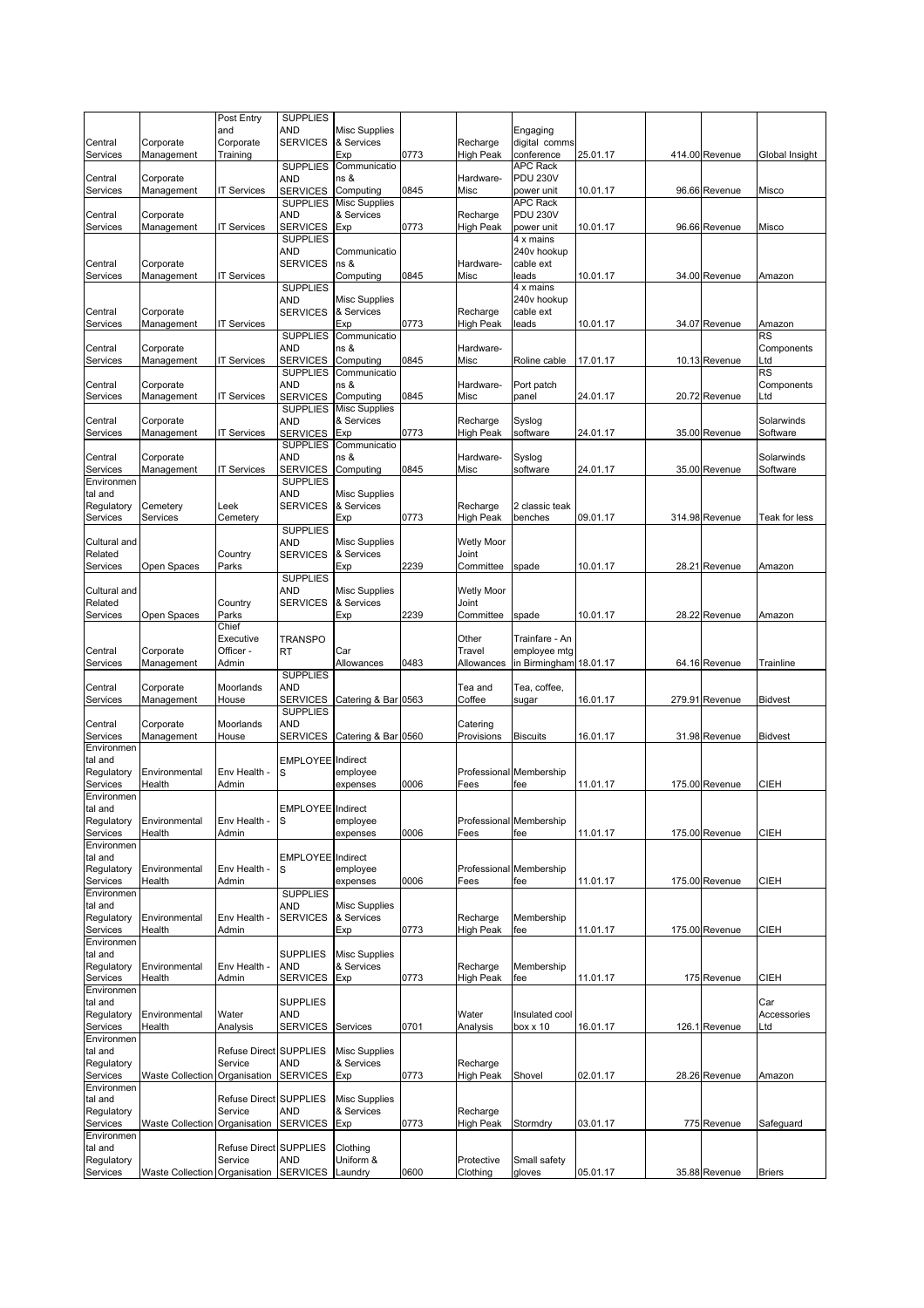| | | | | | | | | | | | |
|---|---|---|---|---|---|---|---|---|---|---|---|
| Central Services | Corporate Management | Post Entry and Corporate Training | SUPPLIES AND SERVICES | Misc Supplies & Services Exp | 0773 | Recharge High Peak | Engaging digital comms conference | 25.01.17 | 414.00 | Revenue | Global Insight |
| Central Services | Corporate Management | IT Services | SUPPLIES AND SERVICES | Communications & Computing | 0845 | Hardware-Misc | APC Rack PDU 230V power unit | 10.01.17 | 96.66 | Revenue | Misco |
| Central Services | Corporate Management | IT Services | SUPPLIES AND SERVICES | Misc Supplies & Services Exp | 0773 | Recharge High Peak | APC Rack PDU 230V power unit | 10.01.17 | 96.66 | Revenue | Misco |
| Central Services | Corporate Management | IT Services | SUPPLIES AND SERVICES | Communications & Computing | 0845 | Hardware-Misc | 4 x mains 240v hookup cable ext leads | 10.01.17 | 34.00 | Revenue | Amazon |
| Central Services | Corporate Management | IT Services | SUPPLIES AND SERVICES | Misc Supplies & Services Exp | 0773 | Recharge High Peak | 4 x mains 240v hookup cable ext leads | 10.01.17 | 34.07 | Revenue | Amazon |
| Central Services | Corporate Management | IT Services | SUPPLIES AND SERVICES | Communications & Computing | 0845 | Hardware-Misc | Roline cable | 17.01.17 | 10.13 | Revenue | RS Components Ltd |
| Central Services | Corporate Management | IT Services | SUPPLIES AND SERVICES | Communications & Computing | 0845 | Hardware-Misc | Port patch panel | 24.01.17 | 20.72 | Revenue | RS Components Ltd |
| Central Services | Corporate Management | IT Services | SUPPLIES AND SERVICES | Misc Supplies & Services Exp | 0773 | Recharge High Peak | Syslog software | 24.01.17 | 35.00 | Revenue | Solarwinds Software |
| Central Services | Corporate Management | IT Services | SUPPLIES AND SERVICES | Communications & Computing | 0845 | Hardware-Misc | Syslog software | 24.01.17 | 35.00 | Revenue | Solarwinds Software |
| Environmental and Regulatory Services | Cemetery Services | Leek Cemetery | SUPPLIES AND SERVICES | Misc Supplies & Services Exp | 0773 | Recharge High Peak | 2 classic teak benches | 09.01.17 | 314.98 | Revenue | Teak for less |
| Cultural and Related Services | Open Spaces | Country Parks | SUPPLIES AND SERVICES | Misc Supplies & Services Exp | 2239 | Wetly Moor Joint Committee | spade | 10.01.17 | 28.21 | Revenue | Amazon |
| Cultural and Related Services | Open Spaces | Country Parks | SUPPLIES AND SERVICES | Misc Supplies & Services Exp | 2239 | Wetly Moor Joint Committee | spade | 10.01.17 | 28.22 | Revenue | Amazon |
| Central Services | Corporate Management | Chief Executive Officer - Admin | TRANSPORT | Car Allowances | 0483 | Other Travel Allowances | Trainfare - An employee mtg in Birmingham | 18.01.17 | 64.16 | Revenue | Trainline |
| Central Services | Corporate Management | Moorlands House | SUPPLIES AND SERVICES | Catering & Bar | 0563 | Tea and Coffee | Tea, coffee, sugar | 16.01.17 | 279.91 | Revenue | Bidvest |
| Central Services | Corporate Management | Moorlands House | SUPPLIES AND SERVICES | Catering & Bar | 0560 | Catering Provisions | Biscuits | 16.01.17 | 31.98 | Revenue | Bidvest |
| Environmental and Regulatory Services | Environmental Health | Env Health - Admin | EMPLOYEES | Indirect employee expenses | 0006 | Professional Fees | Membership fee | 11.01.17 | 175.00 | Revenue | CIEH |
| Environmental and Regulatory Services | Environmental Health | Env Health - Admin | EMPLOYEES | Indirect employee expenses | 0006 | Professional Fees | Membership fee | 11.01.17 | 175.00 | Revenue | CIEH |
| Environmental and Regulatory Services | Environmental Health | Env Health - Admin | EMPLOYEES | Indirect employee expenses | 0006 | Professional Fees | Membership fee | 11.01.17 | 175.00 | Revenue | CIEH |
| Environmental and Regulatory Services | Environmental Health | Env Health - Admin | SUPPLIES AND SERVICES | Misc Supplies & Services Exp | 0773 | Recharge High Peak | Membership fee | 11.01.17 | 175.00 | Revenue | CIEH |
| Environmental and Regulatory Services | Environmental Health | Env Health - Admin | SUPPLIES AND SERVICES | Misc Supplies & Services Exp | 0773 | Recharge High Peak | Membership fee | 11.01.17 | 175 | Revenue | CIEH |
| Environmental and Regulatory Services | Environmental Health | Water Analysis | SUPPLIES AND SERVICES | Services | 0701 | Water Analysis | Insulated cool box x 10 | 16.01.17 | 126.1 | Revenue | Car Accessories Ltd |
| Environmental and Regulatory Services | Waste Collection | Refuse Direct Service Organisation | SUPPLIES AND SERVICES | Misc Supplies & Services Exp | 0773 | Recharge High Peak | Shovel | 02.01.17 | 28.26 | Revenue | Amazon |
| Environmental and Regulatory Services | Waste Collection | Refuse Direct Service Organisation | SUPPLIES AND SERVICES | Misc Supplies & Services Exp | 0773 | Recharge High Peak | Stormdry | 03.01.17 | 775 | Revenue | Safeguard |
| Environmental and Regulatory Services | Waste Collection | Refuse Direct Service Organisation | SUPPLIES AND SERVICES | Clothing Uniform & Laundry | 0600 | Protective Clothing | Small safety gloves | 05.01.17 | 35.88 | Revenue | Briers |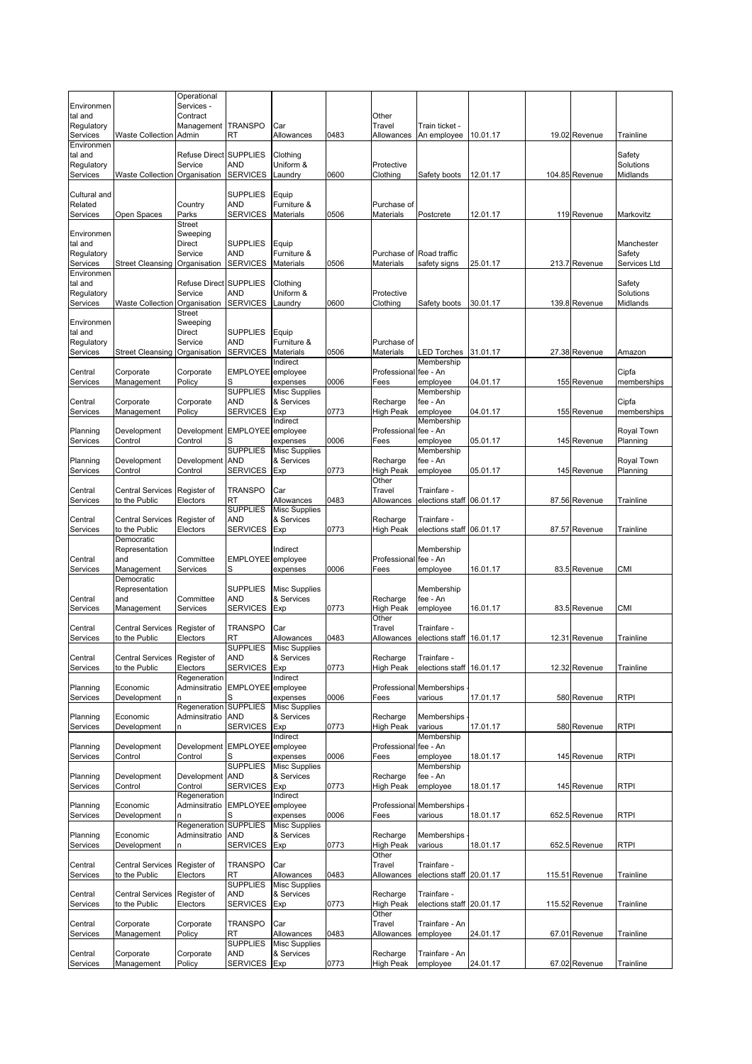| | | | | | | | | | | | |
|---|---|---|---|---|---|---|---|---|---|---|---|
| Environmental and Regulatory Services | Waste Collection | Operational Services - Contract Management Admin | TRANSPORT | Car Allowances | 0483 | Other Travel Allowances | Train ticket - An employee | 10.01.17 | 19.02 | Revenue | Trainline |
| Environmental and Regulatory Services | Waste Collection | Refuse Direct Service Organisation | SUPPLIES AND SERVICES | Clothing Uniform & Laundry | 0600 | Protective Clothing | Safety boots | 12.01.17 | 104.85 | Revenue | Safety Solutions Midlands |
| Cultural and Related Services | Open Spaces | Country Parks | SUPPLIES AND SERVICES | Equip Furniture & Materials | 0506 | Purchase of Materials | Postcrete | 12.01.17 | 119 | Revenue | Markovitz |
| Environmental and Regulatory Services | Street Cleansing | Street Sweeping Direct Service Organisation | SUPPLIES AND SERVICES | Equip Furniture & Materials | 0506 | Purchase of Materials | Road traffic safety signs | 25.01.17 | 213.7 | Revenue | Manchester Safety Services Ltd |
| Environmental and Regulatory Services | Waste Collection | Refuse Direct Service Organisation | SUPPLIES AND SERVICES | Clothing Uniform & Laundry | 0600 | Protective Clothing | Safety boots | 30.01.17 | 139.8 | Revenue | Safety Solutions Midlands |
| Environmental and Regulatory Services | Street Cleansing | Street Sweeping Direct Service Organisation | SUPPLIES AND SERVICES | Equip Furniture & Materials | 0506 | Purchase of Materials | LED Torches | 31.01.17 | 27.38 | Revenue | Amazon |
| Central Services | Corporate Management | Corporate Policy | EMPLOYEES | Indirect employee expenses | 0006 | Professional Fees | Membership fee - An employee | 04.01.17 | 155 | Revenue | Cipfa memberships |
| Central Services | Corporate Management | Corporate Policy | SUPPLIES AND SERVICES | Misc Supplies & Services Exp | 0773 | Recharge High Peak | Membership fee - An employee | 04.01.17 | 155 | Revenue | Cipfa memberships |
| Planning Services | Development Control | Development Control | EMPLOYEES | Indirect employee expenses | 0006 | Professional Fees | Membership fee - An employee | 05.01.17 | 145 | Revenue | Royal Town Planning |
| Planning Services | Development Control | Development Control | SUPPLIES AND SERVICES | Misc Supplies & Services Exp | 0773 | Recharge High Peak | Membership fee - An employee | 05.01.17 | 145 | Revenue | Royal Town Planning |
| Central Services | Central Services to the Public | Register of Electors | TRANSPORT | Car Allowances | 0483 | Other Travel Allowances | Trainfare - elections staff | 06.01.17 | 87.56 | Revenue | Trainline |
| Central Services | Central Services to the Public | Register of Electors | SUPPLIES AND SERVICES | Misc Supplies & Services Exp | 0773 | Recharge High Peak | Trainfare - elections staff | 06.01.17 | 87.57 | Revenue | Trainline |
| Central Services | Democratic Representation and Management | Committee Services | EMPLOYEES | Indirect employee expenses | 0006 | Professional Fees | Membership fee - An employee | 16.01.17 | 83.5 | Revenue | CMI |
| Central Services | Democratic Representation and Management | Committee Services | SUPPLIES AND SERVICES | Misc Supplies & Services Exp | 0773 | Recharge High Peak | Membership fee - An employee | 16.01.17 | 83.5 | Revenue | CMI |
| Central Services | Central Services to the Public | Register of Electors | TRANSPORT | Car Allowances | 0483 | Other Travel Allowances | Trainfare - elections staff | 16.01.17 | 12.31 | Revenue | Trainline |
| Central Services | Central Services to the Public | Register of Electors | SUPPLIES AND SERVICES | Misc Supplies & Services Exp | 0773 | Recharge High Peak | Trainfare - elections staff | 16.01.17 | 12.32 | Revenue | Trainline |
| Planning Services | Economic Development | Regeneration Adminsitration | EMPLOYEES | Indirect employee expenses | 0006 | Professional Fees | Memberships - various | 17.01.17 | 580 | Revenue | RTPI |
| Planning Services | Economic Development | Regeneration Adminsitration | SUPPLIES AND SERVICES | Misc Supplies & Services Exp | 0773 | Recharge High Peak | Memberships - various | 17.01.17 | 580 | Revenue | RTPI |
| Planning Services | Development Control | Development Control | EMPLOYEES | Indirect employee expenses | 0006 | Professional Fees | Membership fee - An employee | 18.01.17 | 145 | Revenue | RTPI |
| Planning Services | Development Control | Development Control | SUPPLIES AND SERVICES | Misc Supplies & Services Exp | 0773 | Recharge High Peak | Membership fee - An employee | 18.01.17 | 145 | Revenue | RTPI |
| Planning Services | Economic Development | Regeneration Adminsitration | EMPLOYEES | Indirect employee expenses | 0006 | Professional Fees | Memberships - various | 18.01.17 | 652.5 | Revenue | RTPI |
| Planning Services | Economic Development | Regeneration Adminsitration | SUPPLIES AND SERVICES | Misc Supplies & Services Exp | 0773 | Recharge High Peak | Memberships - various | 18.01.17 | 652.5 | Revenue | RTPI |
| Central Services | Central Services to the Public | Register of Electors | TRANSPORT | Car Allowances | 0483 | Other Travel Allowances | Trainfare - elections staff | 20.01.17 | 115.51 | Revenue | Trainline |
| Central Services | Central Services to the Public | Register of Electors | SUPPLIES AND SERVICES | Misc Supplies & Services Exp | 0773 | Recharge High Peak | Trainfare - elections staff | 20.01.17 | 115.52 | Revenue | Trainline |
| Central Services | Corporate Management | Corporate Policy | TRANSPORT | Car Allowances | 0483 | Other Travel Allowances | Trainfare - An employee | 24.01.17 | 67.01 | Revenue | Trainline |
| Central Services | Corporate Management | Corporate Policy | SUPPLIES AND SERVICES | Misc Supplies & Services Exp | 0773 | Recharge High Peak | Trainfare - An employee | 24.01.17 | 67.02 | Revenue | Trainline |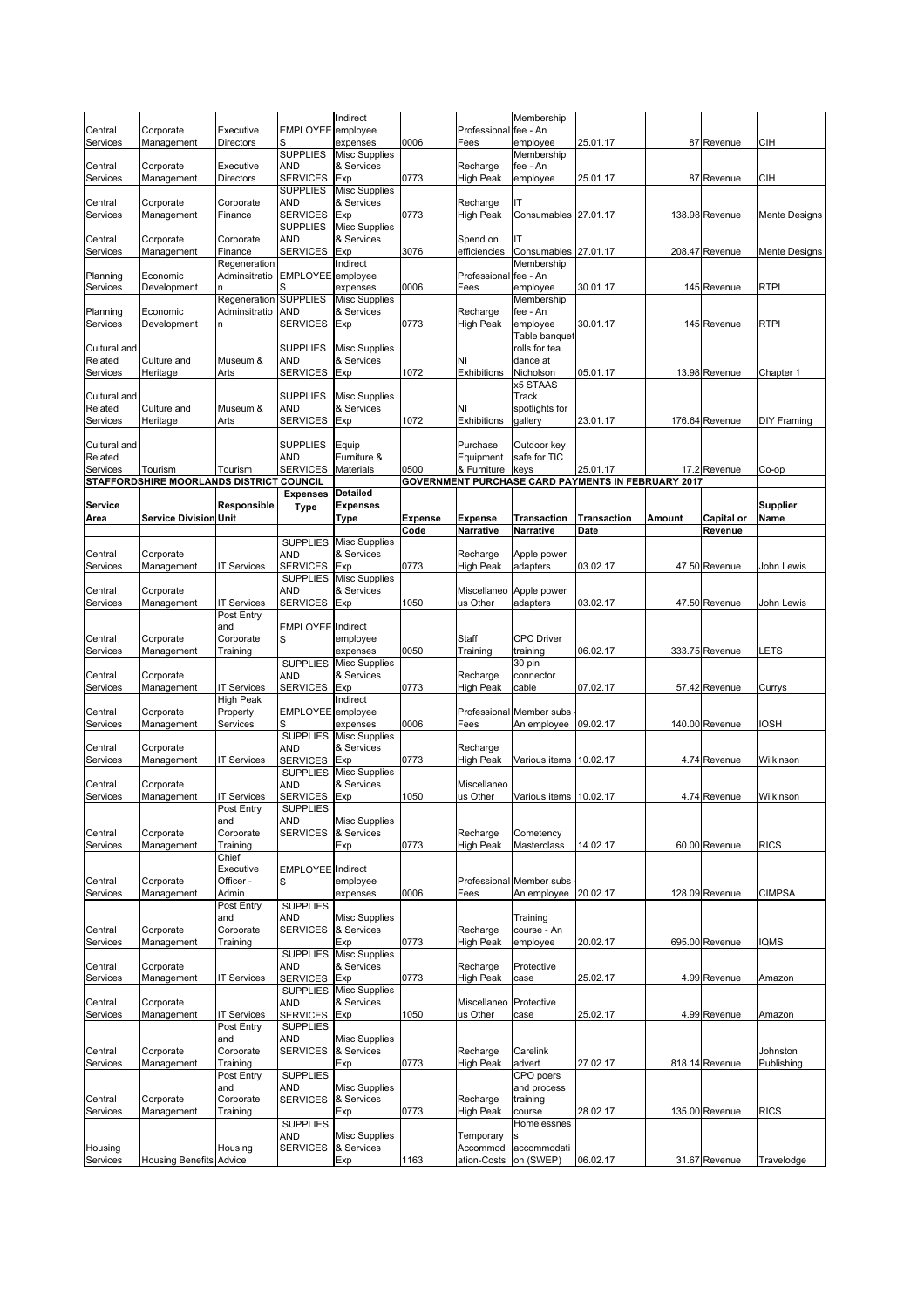| | | | | | | | | | | | |
|---|---|---|---|---|---|---|---|---|---|---|---|
| Central Services | Corporate Management | Executive Directors | EMPLOYEES | Indirect employee expenses | 0006 | Professional Fees | Membership fee - An employee | 25.01.17 | 87 | Revenue | CIH |
| Central Services | Corporate Management | Executive Directors | SUPPLIES AND SERVICES | Misc Supplies & Services Exp | 0773 | Recharge High Peak | Membership fee - An employee | 25.01.17 | 87 | Revenue | CIH |
| Central Services | Corporate Management | Corporate Finance | SUPPLIES AND SERVICES | Misc Supplies & Services Exp | 0773 | Recharge High Peak | IT Consumables | 27.01.17 | 138.98 | Revenue | Mente Designs |
| Central Services | Corporate Management | Corporate Finance | SUPPLIES AND SERVICES | Misc Supplies & Services Exp | 3076 | Spend on efficiencies | IT Consumables | 27.01.17 | 208.47 | Revenue | Mente Designs |
| Planning Services | Economic Development | Regeneration Adminsitration | EMPLOYEES | Indirect employee expenses | 0006 | Professional Fees | Membership fee - An employee | 30.01.17 | 145 | Revenue | RTPI |
| Planning Services | Economic Development | Regeneration Adminsitration | SUPPLIES AND SERVICES | Misc Supplies & Services Exp | 0773 | Recharge High Peak | Membership fee - An employee | 30.01.17 | 145 | Revenue | RTPI |
| Cultural and Related Services | Culture and Heritage | Museum & Arts | SUPPLIES AND SERVICES | Misc Supplies & Services Exp | 1072 | NI Exhibitions | Table banquet rolls for tea dance at Nicholson | 05.01.17 | 13.98 | Revenue | Chapter 1 |
| Cultural and Related Services | Culture and Heritage | Museum & Arts | SUPPLIES AND SERVICES | Misc Supplies & Services Exp | 1072 | NI Exhibitions | x5 STAAS Track spotlights for gallery | 23.01.17 | 176.64 | Revenue | DIY Framing |
| Cultural and Related Services | Tourism | Tourism | SUPPLIES AND SERVICES | Equip Furniture & Materials | 0500 | Purchase Equipment & Furniture | Outdoor key safe for TIC keys | 25.01.17 | 17.2 | Revenue | Co-op |

**STAFFORDSHIRE MOORLANDS DISTRICT COUNCIL** — **GOVERNMENT PURCHASE CARD PAYMENTS IN FEBRUARY 2017**

| Service Area | Service Division | Responsible Unit | Expenses Type | Detailed Expenses Type | Expense Code | Expense Narrative | Transaction Narrative | Transaction Date | Amount | Capital or Revenue | Supplier Name |
|---|---|---|---|---|---|---|---|---|---|---|---|
| Central Services | Corporate Management | IT Services | SUPPLIES AND SERVICES | Misc Supplies & Services Exp | 0773 | Recharge High Peak | Apple power adapters | 03.02.17 | 47.50 | Revenue | John Lewis |
| Central Services | Corporate Management | IT Services | SUPPLIES AND SERVICES | Misc Supplies & Services Exp | 1050 | Miscellaneous Other | Apple power adapters | 03.02.17 | 47.50 | Revenue | John Lewis |
| Central Services | Corporate Management | Post Entry and Corporate Training | EMPLOYEES | Indirect employee expenses | 0050 | Staff Training | CPC Driver training | 06.02.17 | 333.75 | Revenue | LETS |
| Central Services | Corporate Management | IT Services | SUPPLIES AND SERVICES | Misc Supplies & Services Exp | 0773 | Recharge High Peak | 30 pin connector cable | 07.02.17 | 57.42 | Revenue | Currys |
| Central Services | Corporate Management | High Peak Property Services | EMPLOYEES | Indirect employee expenses | 0006 | Professional Fees | Member subs - An employee | 09.02.17 | 140.00 | Revenue | IOSH |
| Central Services | Corporate Management | IT Services | SUPPLIES AND SERVICES | Misc Supplies & Services Exp | 0773 | Recharge High Peak | Various items | 10.02.17 | 4.74 | Revenue | Wilkinson |
| Central Services | Corporate Management | IT Services | SUPPLIES AND SERVICES | Misc Supplies & Services Exp | 1050 | Miscellaneous Other | Various items | 10.02.17 | 4.74 | Revenue | Wilkinson |
| Central Services | Corporate Management | Post Entry and Corporate Training | SUPPLIES AND SERVICES | Misc Supplies & Services Exp | 0773 | Recharge High Peak | Cometency Masterclass | 14.02.17 | 60.00 | Revenue | RICS |
| Central Services | Corporate Management | Chief Executive Officer - Admin | EMPLOYEES | Indirect employee expenses | 0006 | Professional Fees | Member subs - An employee | 20.02.17 | 128.09 | Revenue | CIMPSA |
| Central Services | Corporate Management | Post Entry and Corporate Training | SUPPLIES AND SERVICES | Misc Supplies & Services Exp | 0773 | Recharge High Peak | Training course - An employee | 20.02.17 | 695.00 | Revenue | IQMS |
| Central Services | Corporate Management | IT Services | SUPPLIES AND SERVICES | Misc Supplies & Services Exp | 0773 | Recharge High Peak | Protective case | 25.02.17 | 4.99 | Revenue | Amazon |
| Central Services | Corporate Management | IT Services | SUPPLIES AND SERVICES | Misc Supplies & Services Exp | 1050 | Miscellaneous Other | Protective case | 25.02.17 | 4.99 | Revenue | Amazon |
| Central Services | Corporate Management | Post Entry and Corporate Training | SUPPLIES AND SERVICES | Misc Supplies & Services Exp | 0773 | Recharge High Peak | Carelink advert | 27.02.17 | 818.14 | Revenue | Johnston Publishing |
| Central Services | Corporate Management | Post Entry and Corporate Training | SUPPLIES AND SERVICES | Misc Supplies & Services Exp | 0773 | Recharge High Peak | CPO poers and process training course | 28.02.17 | 135.00 | Revenue | RICS |
| Housing Services | Housing Benefits | Housing Advice | SUPPLIES AND SERVICES | Misc Supplies & Services Exp | 1163 | Temporary Accommodation-Costs | Homelessness accommodation (SWEP) | 06.02.17 | 31.67 | Revenue | Travelodge |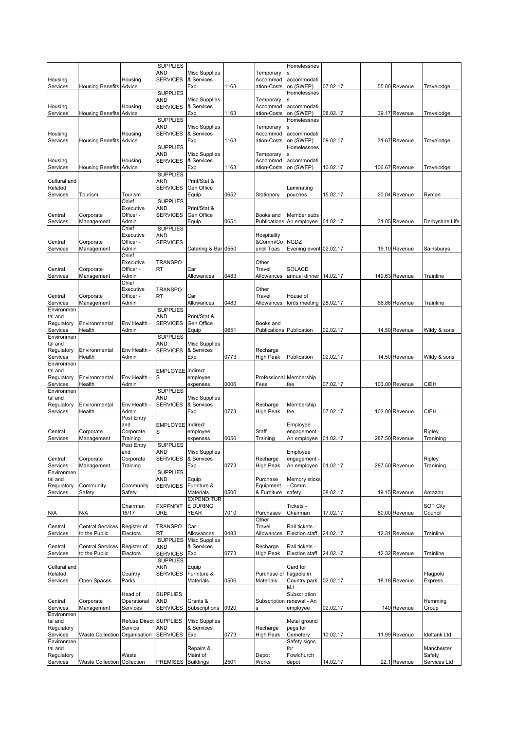| | | | | | | | | | | |
|---|---|---|---|---|---|---|---|---|---|---|
| Housing Services | Housing Benefits | Housing Advice | SUPPLIES AND SERVICES | Misc Supplies & Services Exp | 1163 | Temporary Accommodation-Costs | Homelessness accommodation (SWEP) | 07.02.17 | 55.00 Revenue | Travelodge |
| Housing Services | Housing Benefits | Housing Advice | SUPPLIES AND SERVICES | Misc Supplies & Services Exp | 1163 | Temporary Accommodation-Costs | Homelessness accommodation (SWEP) | 08.02.17 | 39.17 Revenue | Travelodge |
| Housing Services | Housing Benefits | Housing Advice | SUPPLIES AND SERVICES | Misc Supplies & Services Exp | 1163 | Temporary Accommodation-Costs | Homelessness accommodation (SWEP) | 09.02.17 | 31.67 Revenue | Travelodge |
| Housing Services | Housing Benefits | Housing Advice | SUPPLIES AND SERVICES | Misc Supplies & Services Exp | 1163 | Temporary Accommodation-Costs | Homelessness accommodation (SWEP) | 10.02.17 | 106.67 Revenue | Travelodge |
| Cultural and Related Services | Tourism | Tourism | SUPPLIES AND SERVICES | Print/Stat & Gen Office Equip | 0652 | Stationery | Laminating pouches | 15.02.17 | 20.04 Revenue | Ryman |
| Central Services | Corporate Management | Chief Executive Officer - Admin | SUPPLIES AND SERVICES | Print/Stat & Gen Office Equip | 0651 | Books and Publications | Member subs - An employee | 01.02.17 | 31.05 Revenue | Derbyshire Life |
| Central Services | Corporate Management | Chief Executive Officer - Admin | SUPPLIES AND SERVICES | Catering & Bar | 0550 | Hospitality &Comm/Council Teas | NGDZ Evening event | 02.02.17 | 19.10 Revenue | Sainsburys |
| Central Services | Corporate Management | Chief Executive Officer - Admin | TRANSPORT | Car Allowances | 0483 | Other Travel Allowances | SOLACE annual dinner | 14.02.17 | 149.63 Revenue | Trainline |
| Central Services | Corporate Management | Chief Executive Officer - Admin | TRANSPORT | Car Allowances | 0483 | Other Travel Allowances | House of lords meeting | 28.02.17 | 66.86 Revenue | Trainline |
| Environmental and Regulatory Services | Environmental Health | Env Health - Admin | SUPPLIES AND SERVICES | Print/Stat & Gen Office Equip | 0651 | Books and Publications | Publication | 02.02.17 | 14.50 Revenue | Wildy & sons |
| Environmental and Regulatory Services | Environmental Health | Env Health - Admin | SUPPLIES AND SERVICES | Misc Supplies & Services Exp | 0773 | Recharge High Peak | Publication | 02.02.17 | 14.50 Revenue | Wildy & sons |
| Environmental and Regulatory Services | Environmental Health | Env Health - Admin | EMPLOYEES | Indirect employee expenses | 0006 | Professional Fees | Membership fee | 07.02.17 | 103.00 Revenue | CIEH |
| Environmental and Regulatory Services | Environmental Health | Env Health - Admin | SUPPLIES AND SERVICES | Misc Supplies & Services Exp | 0773 | Recharge High Peak | Membership fee | 07.02.17 | 103.00 Revenue | CIEH |
| Central Services | Corporate Management | Post Entry and Corporate Training | EMPLOYEES | Indirect employee expenses | 0050 | Staff Training | Employee engagement - An employee | 01.02.17 | 287.50 Revenue | Ripley Tranining |
| Central Services | Corporate Management | Post Entry and Corporate Training | SUPPLIES AND SERVICES | Misc Supplies & Services Exp | 0773 | Recharge High Peak | Employee engagement - An employee | 01.02.17 | 287.50 Revenue | Ripley Tranining |
| Environmental and Regulatory Services | Community Safety | Community Safety | SUPPLIES AND SERVICES | Equip Furniture & Materials | 0500 | Purchase Equipment & Furniture | Memory sticks - Comm safety | 08.02.17 | 19.15 Revenue | Amazon |
| N/A | N/A | Chairman 16/17 | EXPENDITURE | EXPENDITURE DURING YEAR | 7010 | Purchases | Tickets - Chairman | 17.02.17 | 80.00 Revenue | SOT City Council |
| Central Services | Central Services to the Public | Register of Electors | TRANSPORT | Car Allowances | 0483 | Other Travel Allowances | Rail tickets - Election staff | 24.02.17 | 12.31 Revenue | Trainline |
| Central Services | Central Services to the Public | Register of Electors | SUPPLIES AND SERVICES | Misc Supplies & Services Exp | 0773 | Recharge High Peak | Rail tickets - Election staff | 24.02.17 | 12.32 Revenue | Trainline |
| Cultural and Related Services | Open Spaces | Country Parks | SUPPLIES AND SERVICES | Equip Furniture & Materials | 0506 | Purchase of Materials | Card for flagpole in Country park | 02.02.17 | 18.18 Revenue | Flagpole Express |
| Central Services | Corporate Management | Head of Operational Services | SUPPLIES AND SERVICES | Grants & Subscriptions | 0920 | Subscriptions | MJ Subscription renewal - An employee | 02.02.17 | 140 Revenue | Hemming Group |
| Environmental and Regulatory Services | Waste Collection | Refuse Direct Service Organisation | SUPPLIES AND SERVICES | Misc Supplies & Services Exp | 0773 | Recharge High Peak | Metal ground pegs for Cemetery | 10.02.17 | 11.99 Revenue | Ideltank Ltd |
| Environmental and Regulatory Services | Waste Collection | Waste Collection | PREMISES | Repairs & Maint of Buildings | 2501 | Depot Works | Safety signs for Fowlchurch depot | 14.02.17 | 22.1 Revenue | Manchester Safety Services Ltd |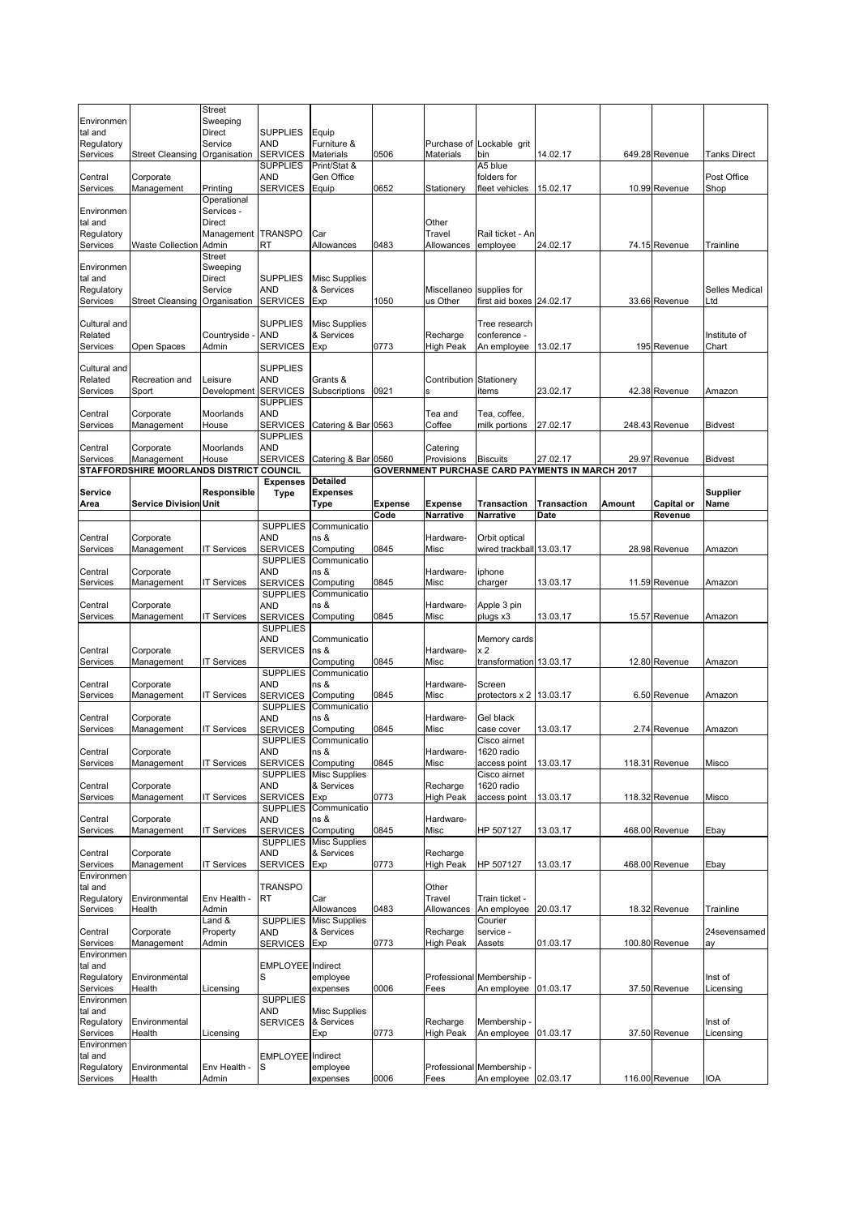| Environmental and Regulatory Services | Street Cleansing | Street Sweeping Direct Service Organisation | SUPPLIES AND SERVICES | Equip Furniture & Materials | 0506 | Purchase of Materials | Lockable grit bin | 14.02.17 | 649.28 | Revenue | Tanks Direct |
|---|---|---|---|---|---|---|---|---|---|---|---|
| Central Services | Corporate Management | Printing | SUPPLIES AND SERVICES | Print/Stat & Gen Office Equip | 0652 | Stationery | A5 blue folders for fleet vehicles | 15.02.17 | 10.99 | Revenue | Post Office Shop |
| Environmental and Regulatory Services | Waste Collection | Operational Services - Direct Management Admin | TRANSPORT | Car Allowances | 0483 | Other Travel Allowances | Rail ticket - An employee | 24.02.17 | 74.15 | Revenue | Trainline |
| Environmental and Regulatory Services | Street Cleansing | Street Sweeping Direct Service Organisation | SUPPLIES AND SERVICES | Misc Supplies & Services Exp | 1050 | Miscellaneous Other | supplies for first aid boxes | 24.02.17 | 33.66 | Revenue | Selles Medical Ltd |
| Cultural and Related Services | Open Spaces | Countryside - Admin | SUPPLIES AND SERVICES | Misc Supplies & Services Exp | 0773 | Recharge High Peak | Tree research conference - An employee | 13.02.17 | 195 | Revenue | Institute of Chart |
| Cultural and Related Services | Recreation and Sport | Leisure Development | SUPPLIES AND SERVICES | Grants & Subscriptions | 0921 | Contributions | Stationery items | 23.02.17 | 42.38 | Revenue | Amazon |
| Central Services | Corporate Management | Moorlands House | SUPPLIES AND SERVICES | Catering & Bar | 0563 | Tea and Coffee | Tea, coffee, milk portions | 27.02.17 | 248.43 | Revenue | Bidvest |
| Central Services | Corporate Management | Moorlands House | SUPPLIES AND SERVICES | Catering & Bar | 0560 | Catering Provisions | Biscuits | 27.02.17 | 29.97 | Revenue | Bidvest |

**STAFFORDSHIRE MOORLANDS DISTRICT COUNCIL** — **GOVERNMENT PURCHASE CARD PAYMENTS IN MARCH 2017**

| Service Area | Service Division | Responsible Unit | Expenses Type | Detailed Expenses Type | Expense Code | Expense Narrative | Transaction Narrative | Transaction Date | Amount | Capital or Revenue | Supplier Name |
|---|---|---|---|---|---|---|---|---|---|---|---|
| Central Services | Corporate Management | IT Services | SUPPLIES AND SERVICES | Communications & Computing | 0845 | Hardware-Misc | Orbit optical wired trackball | 13.03.17 | 28.98 | Revenue | Amazon |
| Central Services | Corporate Management | IT Services | SUPPLIES AND SERVICES | Communications & Computing | 0845 | Hardware-Misc | iphone charger | 13.03.17 | 11.59 | Revenue | Amazon |
| Central Services | Corporate Management | IT Services | SUPPLIES AND SERVICES | Communications & Computing | 0845 | Hardware-Misc | Apple 3 pin plugs x3 | 13.03.17 | 15.57 | Revenue | Amazon |
| Central Services | Corporate Management | IT Services | SUPPLIES AND SERVICES | Communications & Computing | 0845 | Hardware-Misc | Memory cards x 2 transformation | 13.03.17 | 12.80 | Revenue | Amazon |
| Central Services | Corporate Management | IT Services | SUPPLIES AND SERVICES | Communications & Computing | 0845 | Hardware-Misc | Screen protectors x 2 | 13.03.17 | 6.50 | Revenue | Amazon |
| Central Services | Corporate Management | IT Services | SUPPLIES AND SERVICES | Communications & Computing | 0845 | Hardware-Misc | Gel black case cover | 13.03.17 | 2.74 | Revenue | Amazon |
| Central Services | Corporate Management | IT Services | SUPPLIES AND SERVICES | Communications & Computing | 0845 | Hardware-Misc | Cisco airnet 1620 radio access point | 13.03.17 | 118.31 | Revenue | Misco |
| Central Services | Corporate Management | IT Services | SUPPLIES AND SERVICES | Misc Supplies & Services Exp | 0773 | Recharge High Peak | Cisco airnet 1620 radio access point | 13.03.17 | 118.32 | Revenue | Misco |
| Central Services | Corporate Management | IT Services | SUPPLIES AND SERVICES | Communications & Computing | 0845 | Hardware-Misc | HP 507127 | 13.03.17 | 468.00 | Revenue | Ebay |
| Central Services | Corporate Management | IT Services | SUPPLIES AND SERVICES | Misc Supplies & Services Exp | 0773 | Recharge High Peak | HP 507127 | 13.03.17 | 468.00 | Revenue | Ebay |
| Environmental and Regulatory Services | Environmental Health | Env Health - Admin | TRANSPORT | Car Allowances | 0483 | Other Travel Allowances | Train ticket - An employee | 20.03.17 | 18.32 | Revenue | Trainline |
| Central Services | Corporate Management | Land & Property Admin | SUPPLIES AND SERVICES | Misc Supplies & Services Exp | 0773 | Recharge High Peak | Courier service - Assets | 01.03.17 | 100.80 | Revenue | 24sevensameday |
| Environmental and Regulatory Services | Environmental Health | Licensing | EMPLOYEES | Indirect employee expenses | 0006 | Professional Fees | Membership - An employee | 01.03.17 | 37.50 | Revenue | Inst of Licensing |
| Environmental and Regulatory Services | Environmental Health | Licensing | SUPPLIES AND SERVICES | Misc Supplies & Services Exp | 0773 | Recharge High Peak | Membership - An employee | 01.03.17 | 37.50 | Revenue | Inst of Licensing |
| Environmental and Regulatory Services | Environmental Health | Env Health - Admin | EMPLOYEES | Indirect employee expenses | 0006 | Professional Fees | Membership - An employee | 02.03.17 | 116.00 | Revenue | IOA |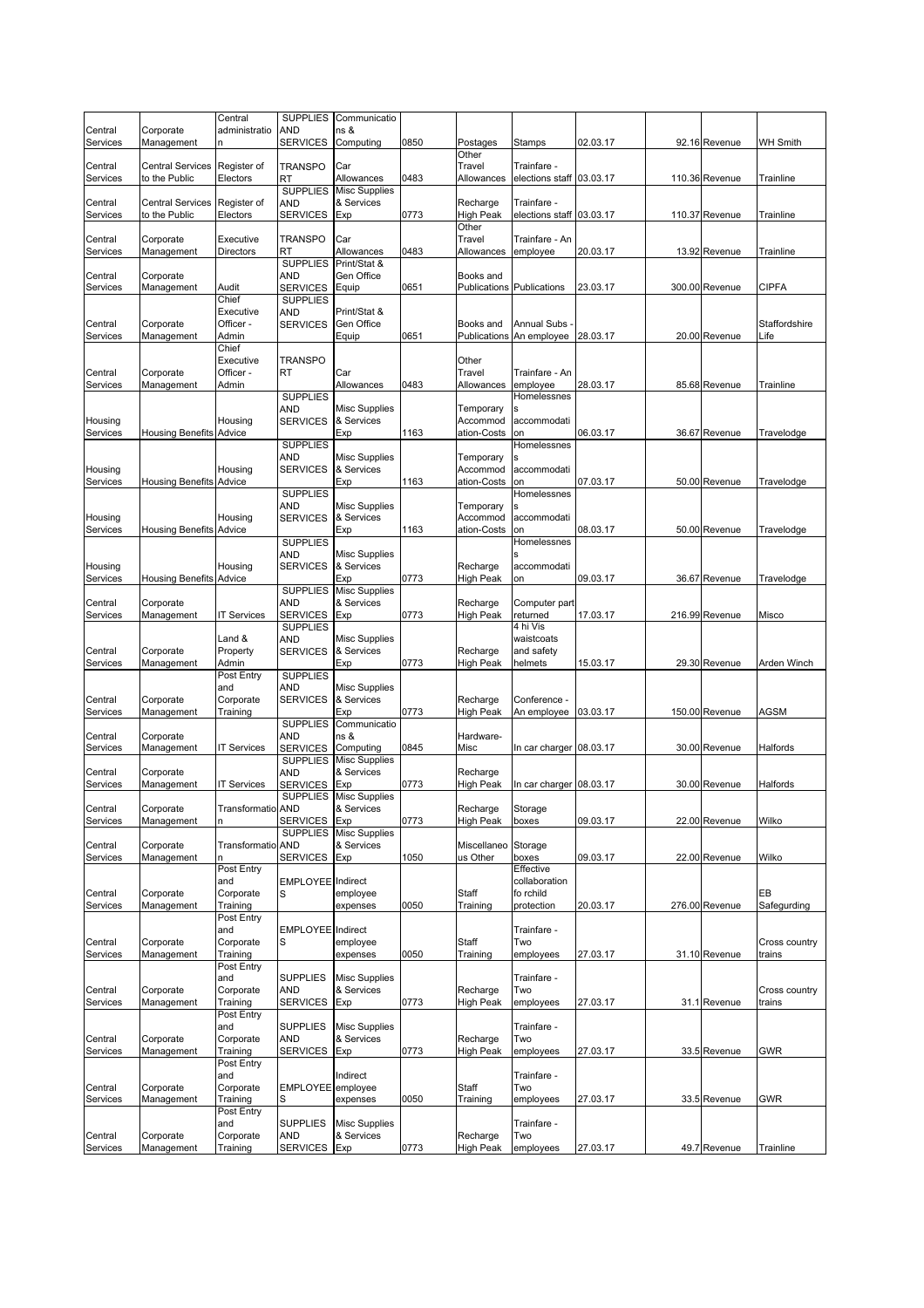| Central Services | Corporate Management | Central administration | SUPPLIES AND SERVICES | Communications & Computing | 0850 | Postages | Stamps | 02.03.17 | 92.16 | Revenue | WH Smith |
|---|---|---|---|---|---|---|---|---|---|---|---|
| Central Services | Central Services to the Public | Register of Electors | TRANSPORT | Car Allowances | 0483 | Other Travel Allowances | Trainfare - elections staff | 03.03.17 | 110.36 | Revenue | Trainline |
| Central Services | Central Services to the Public | Register of Electors | SUPPLIES AND SERVICES | Misc Supplies & Services Exp | 0773 | Recharge High Peak | Trainfare - elections staff | 03.03.17 | 110.37 | Revenue | Trainline |
| Central Services | Corporate Management | Executive Directors | TRANSPORT | Car Allowances | 0483 | Other Travel Allowances | Trainfare - An employee | 20.03.17 | 13.92 | Revenue | Trainline |
| Central Services | Corporate Management | Audit | SUPPLIES AND SERVICES | Print/Stat & Gen Office Equip | 0651 | Books and Publications | Publications | 23.03.17 | 300.00 | Revenue | CIPFA |
| Central Services | Corporate Management | Chief Executive Officer - Admin | SUPPLIES AND SERVICES | Print/Stat & Gen Office Equip | 0651 | Books and Publications | Annual Subs - An employee | 28.03.17 | 20.00 | Revenue | Staffordshire Life |
| Central Services | Corporate Management | Chief Executive Officer - Admin | TRANSPORT | Car Allowances | 0483 | Other Travel Allowances | Trainfare - An employee | 28.03.17 | 85.68 | Revenue | Trainline |
| Housing Services | Housing Benefits | Housing Advice | SUPPLIES AND SERVICES | Misc Supplies & Services Exp | 1163 | Temporary Accommodation-Costs | Homelessness accommodation | 06.03.17 | 36.67 | Revenue | Travelodge |
| Housing Services | Housing Benefits | Housing Advice | SUPPLIES AND SERVICES | Misc Supplies & Services Exp | 1163 | Temporary Accommodation-Costs | Homelessness accommodation | 07.03.17 | 50.00 | Revenue | Travelodge |
| Housing Services | Housing Benefits | Housing Advice | SUPPLIES AND SERVICES | Misc Supplies & Services Exp | 1163 | Temporary Accommodation-Costs | Homelessness accommodation | 08.03.17 | 50.00 | Revenue | Travelodge |
| Housing Services | Housing Benefits | Housing Advice | SUPPLIES AND SERVICES | Misc Supplies & Services Exp | 0773 | Recharge High Peak | Homelessness accommodation | 09.03.17 | 36.67 | Revenue | Travelodge |
| Central Services | Corporate Management | IT Services | SUPPLIES AND SERVICES | Misc Supplies & Services Exp | 0773 | Recharge High Peak | Computer part returned | 17.03.17 | 216.99 | Revenue | Misco |
| Central Services | Corporate Management | Land & Property Admin | SUPPLIES AND SERVICES | Misc Supplies & Services Exp | 0773 | Recharge High Peak | 4 hi Vis waistcoats and safety helmets | 15.03.17 | 29.30 | Revenue | Arden Winch |
| Central Services | Corporate Management | Post Entry and Corporate Training | SUPPLIES AND SERVICES | Misc Supplies & Services Exp | 0773 | Recharge High Peak | Conference - An employee | 03.03.17 | 150.00 | Revenue | AGSM |
| Central Services | Corporate Management | IT Services | SUPPLIES AND SERVICES | Communications & Computing | 0845 | Hardware-Misc | In car charger | 08.03.17 | 30.00 | Revenue | Halfords |
| Central Services | Corporate Management | IT Services | SUPPLIES AND SERVICES | Misc Supplies & Services Exp | 0773 | Recharge High Peak | In car charger | 08.03.17 | 30.00 | Revenue | Halfords |
| Central Services | Corporate Management | Transformation | SUPPLIES AND SERVICES | Misc Supplies & Services Exp | 0773 | Recharge High Peak | Storage boxes | 09.03.17 | 22.00 | Revenue | Wilko |
| Central Services | Corporate Management | Transformation | SUPPLIES AND SERVICES | Misc Supplies & Services Exp | 1050 | Miscellaneous Other | Storage boxes | 09.03.17 | 22.00 | Revenue | Wilko |
| Central Services | Corporate Management | Post Entry and Corporate Training | EMPLOYEES | Indirect employee expenses | 0050 | Staff Training | Effective collaboration fo rchild protection | 20.03.17 | 276.00 | Revenue | EB Safegurding |
| Central Services | Corporate Management | Post Entry and Corporate Training | EMPLOYEES | Indirect employee expenses | 0050 | Staff Training | Trainfare - Two employees | 27.03.17 | 31.10 | Revenue | Cross country trains |
| Central Services | Corporate Management | Post Entry and Corporate Training | SUPPLIES AND SERVICES | Misc Supplies & Services Exp | 0773 | Recharge High Peak | Trainfare - Two employees | 27.03.17 | 31.1 | Revenue | Cross country trains |
| Central Services | Corporate Management | Post Entry and Corporate Training | SUPPLIES AND SERVICES | Misc Supplies & Services Exp | 0773 | Recharge High Peak | Trainfare - Two employees | 27.03.17 | 33.5 | Revenue | GWR |
| Central Services | Corporate Management | Post Entry and Corporate Training | EMPLOYEES | Indirect employee expenses | 0050 | Staff Training | Trainfare - Two employees | 27.03.17 | 33.5 | Revenue | GWR |
| Central Services | Corporate Management | Post Entry and Corporate Training | SUPPLIES AND SERVICES | Misc Supplies & Services Exp | 0773 | Recharge High Peak | Trainfare - Two employees | 27.03.17 | 49.7 | Revenue | Trainline |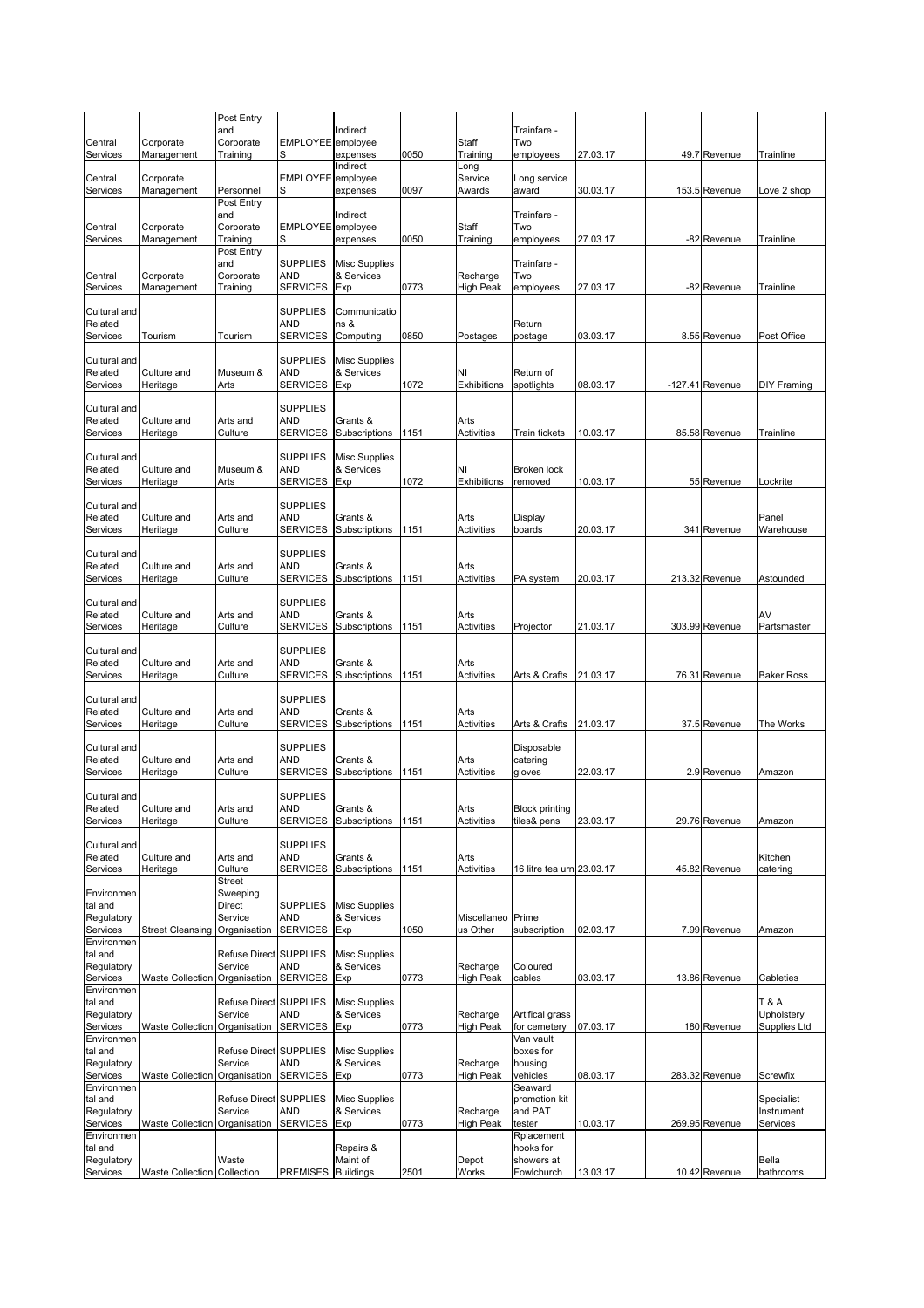| | | | | | | | | | | | |
|---|---|---|---|---|---|---|---|---|---|---|---|
| Central Services | Corporate Management | Post Entry and Corporate Training | EMPLOYEES | Indirect employee expenses | 0050 | Staff Training | Trainfare - Two employees | 27.03.17 | 49.7 | Revenue | Trainline |
| Central Services | Corporate Management | Personnel | EMPLOYEES | Indirect employee expenses | 0097 | Long Service Awards | Long service award | 30.03.17 | 153.5 | Revenue | Love 2 shop |
| Central Services | Corporate Management | Post Entry and Corporate Training | EMPLOYEES | Indirect employee expenses | 0050 | Staff Training | Trainfare - Two employees | 27.03.17 | -82 | Revenue | Trainline |
| Central Services | Corporate Management | Post Entry and Corporate Training | SUPPLIES AND SERVICES | Misc Supplies & Services Exp | 0773 | Recharge High Peak | Trainfare - Two employees | 27.03.17 | -82 | Revenue | Trainline |
| Cultural and Related Services | Tourism | Tourism | SUPPLIES AND SERVICES | Communications & Computing | 0850 | Postages | Return postage | 03.03.17 | 8.55 | Revenue | Post Office |
| Cultural and Related Services | Culture and Heritage | Museum & Arts | SUPPLIES AND SERVICES | Misc Supplies & Services Exp | 1072 | NI Exhibitions | Return of spotlights | 08.03.17 | -127.41 | Revenue | DIY Framing |
| Cultural and Related Services | Culture and Heritage | Arts and Culture | SUPPLIES AND SERVICES | Grants & Subscriptions | 1151 | Arts Activities | Train tickets | 10.03.17 | 85.58 | Revenue | Trainline |
| Cultural and Related Services | Culture and Heritage | Museum & Arts | SUPPLIES AND SERVICES | Misc Supplies & Services Exp | 1072 | NI Exhibitions | Broken lock removed | 10.03.17 | 55 | Revenue | Lockrite |
| Cultural and Related Services | Culture and Heritage | Arts and Culture | SUPPLIES AND SERVICES | Grants & Subscriptions | 1151 | Arts Activities | Display boards | 20.03.17 | 341 | Revenue | Panel Warehouse |
| Cultural and Related Services | Culture and Heritage | Arts and Culture | SUPPLIES AND SERVICES | Grants & Subscriptions | 1151 | Arts Activities | PA system | 20.03.17 | 213.32 | Revenue | Astounded |
| Cultural and Related Services | Culture and Heritage | Arts and Culture | SUPPLIES AND SERVICES | Grants & Subscriptions | 1151 | Arts Activities | Projector | 21.03.17 | 303.99 | Revenue | AV Partsmaster |
| Cultural and Related Services | Culture and Heritage | Arts and Culture | SUPPLIES AND SERVICES | Grants & Subscriptions | 1151 | Arts Activities | Arts & Crafts | 21.03.17 | 76.31 | Revenue | Baker Ross |
| Cultural and Related Services | Culture and Heritage | Arts and Culture | SUPPLIES AND SERVICES | Grants & Subscriptions | 1151 | Arts Activities | Arts & Crafts | 21.03.17 | 37.5 | Revenue | The Works |
| Cultural and Related Services | Culture and Heritage | Arts and Culture | SUPPLIES AND SERVICES | Grants & Subscriptions | 1151 | Arts Activities | Disposable catering gloves | 22.03.17 | 2.9 | Revenue | Amazon |
| Cultural and Related Services | Culture and Heritage | Arts and Culture | SUPPLIES AND SERVICES | Grants & Subscriptions | 1151 | Arts Activities | Block printing tiles& pens | 23.03.17 | 29.76 | Revenue | Amazon |
| Cultural and Related Services | Culture and Heritage | Arts and Culture | SUPPLIES AND SERVICES | Grants & Subscriptions | 1151 | Arts Activities | 16 litre tea urn | 23.03.17 | 45.82 | Revenue | Kitchen catering |
| Environmental and Regulatory Services | Street Cleansing | Street Sweeping Direct Service Organisation | SUPPLIES AND SERVICES | Misc Supplies & Services Exp | 1050 | Miscellaneous Other | Prime subscription | 02.03.17 | 7.99 | Revenue | Amazon |
| Environmental and Regulatory Services | Waste Collection | Refuse Direct Service Organisation | SUPPLIES AND SERVICES | Misc Supplies & Services Exp | 0773 | Recharge High Peak | Coloured cables | 03.03.17 | 13.86 | Revenue | Cableties |
| Environmental and Regulatory Services | Waste Collection | Refuse Direct Service Organisation | SUPPLIES AND SERVICES | Misc Supplies & Services Exp | 0773 | Recharge High Peak | Artifical grass for cemetery | 07.03.17 | 180 | Revenue | T & A Upholstery Supplies Ltd |
| Environmental and Regulatory Services | Waste Collection | Refuse Direct Service Organisation | SUPPLIES AND SERVICES | Misc Supplies & Services Exp | 0773 | Recharge High Peak | Van vault boxes for housing vehicles | 08.03.17 | 283.32 | Revenue | Screwfix |
| Environmental and Regulatory Services | Waste Collection | Refuse Direct Service Organisation | SUPPLIES AND SERVICES | Misc Supplies & Services Exp | 0773 | Recharge High Peak | Seaward promotion kit and PAT tester | 10.03.17 | 269.95 | Revenue | Specialist Instrument Services |
| Environmental and Regulatory Services | Waste Collection | Waste Collection | PREMISES | Repairs & Maint of Buildings | 2501 | Depot Works | Rplacement hooks for showers at Fowlchurch | 13.03.17 | 10.42 | Revenue | Bella bathrooms |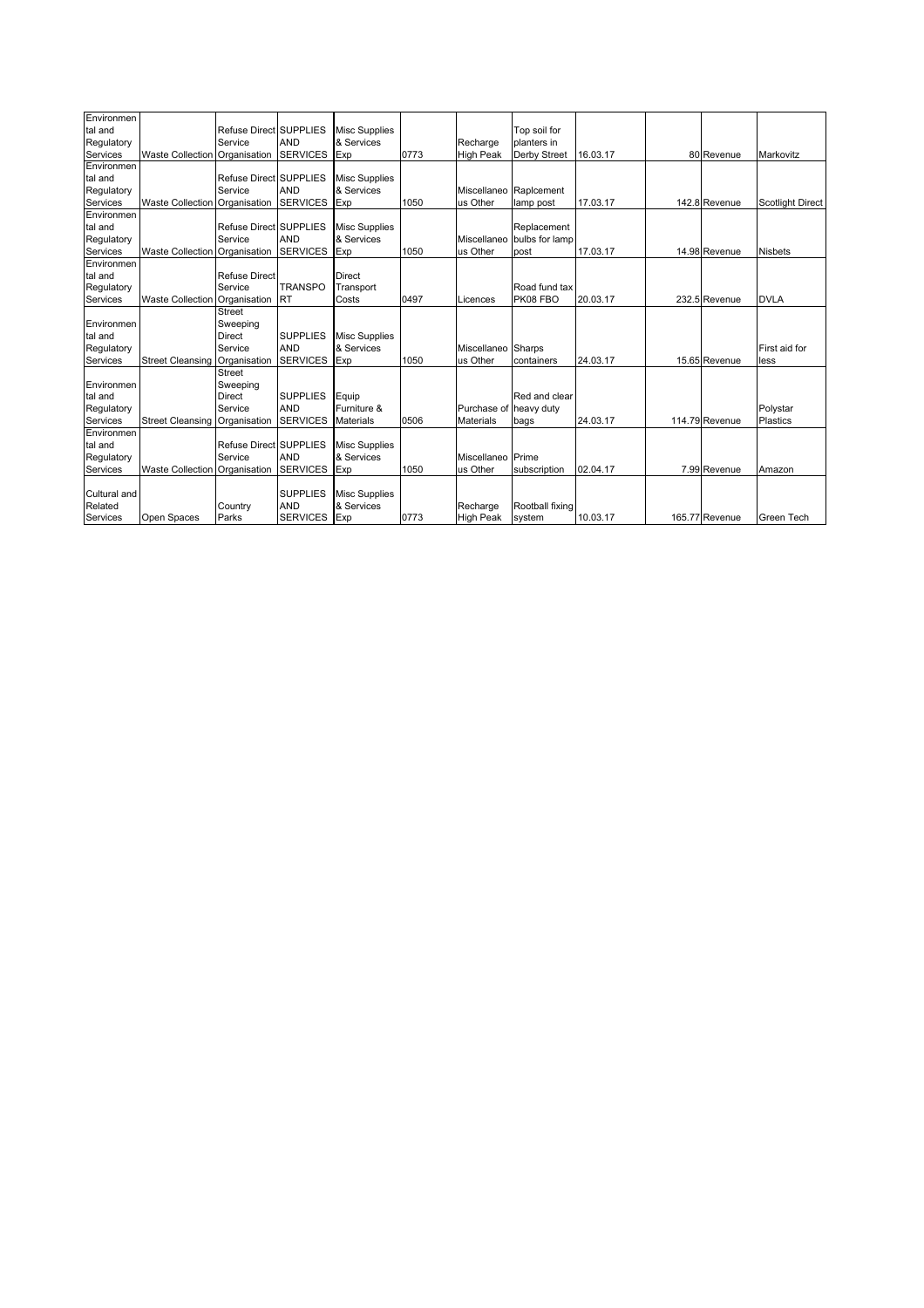| | | | | | | | | | | | |
|---|---|---|---|---|---|---|---|---|---|---|---|
| Environmental and Regulatory Services | Waste Collection | Refuse Direct Service Organisation | SUPPLIES AND SERVICES | Misc Supplies & Services Exp | 0773 | Recharge High Peak | Top soil for planters in Derby Street | 16.03.17 | 80 | Revenue | Markovitz |
| Environmental and Regulatory Services | Waste Collection | Refuse Direct Service Organisation | SUPPLIES AND SERVICES | Misc Supplies & Services Exp | 1050 | Miscellaneous Other | Raplcement lamp post | 17.03.17 | 142.8 | Revenue | Scotlight Direct |
| Environmental and Regulatory Services | Waste Collection | Refuse Direct Service Organisation | SUPPLIES AND SERVICES | Misc Supplies & Services Exp | 1050 | Miscellaneous Other | Replacement bulbs for lamp post | 17.03.17 | 14.98 | Revenue | Nisbets |
| Environmental and Regulatory Services | Waste Collection | Refuse Direct Service Organisation | TRANSPORT | Direct Transport Costs | 0497 | Licences | Road fund tax PK08 FBO | 20.03.17 | 232.5 | Revenue | DVLA |
| Environmental and Regulatory Services | Street Cleansing | Street Sweeping Direct Service Organisation | SUPPLIES AND SERVICES | Misc Supplies & Services Exp | 1050 | Miscellaneous Other | Sharps containers | 24.03.17 | 15.65 | Revenue | First aid for less |
| Environmental and Regulatory Services | Street Cleansing | Street Sweeping Direct Service Organisation | SUPPLIES AND SERVICES | Equip Furniture & Materials | 0506 | Purchase of Materials | Red and clear heavy duty bags | 24.03.17 | 114.79 | Revenue | Polystar Plastics |
| Environmental and Regulatory Services | Waste Collection | Refuse Direct Service Organisation | SUPPLIES AND SERVICES | Misc Supplies & Services Exp | 1050 | Miscellaneous Other | Prime subscription | 02.04.17 | 7.99 | Revenue | Amazon |
| Cultural and Related Services | Open Spaces | Country Parks | SUPPLIES AND SERVICES | Misc Supplies & Services Exp | 0773 | Recharge High Peak | Rootball fixing system | 10.03.17 | 165.77 | Revenue | Green Tech |